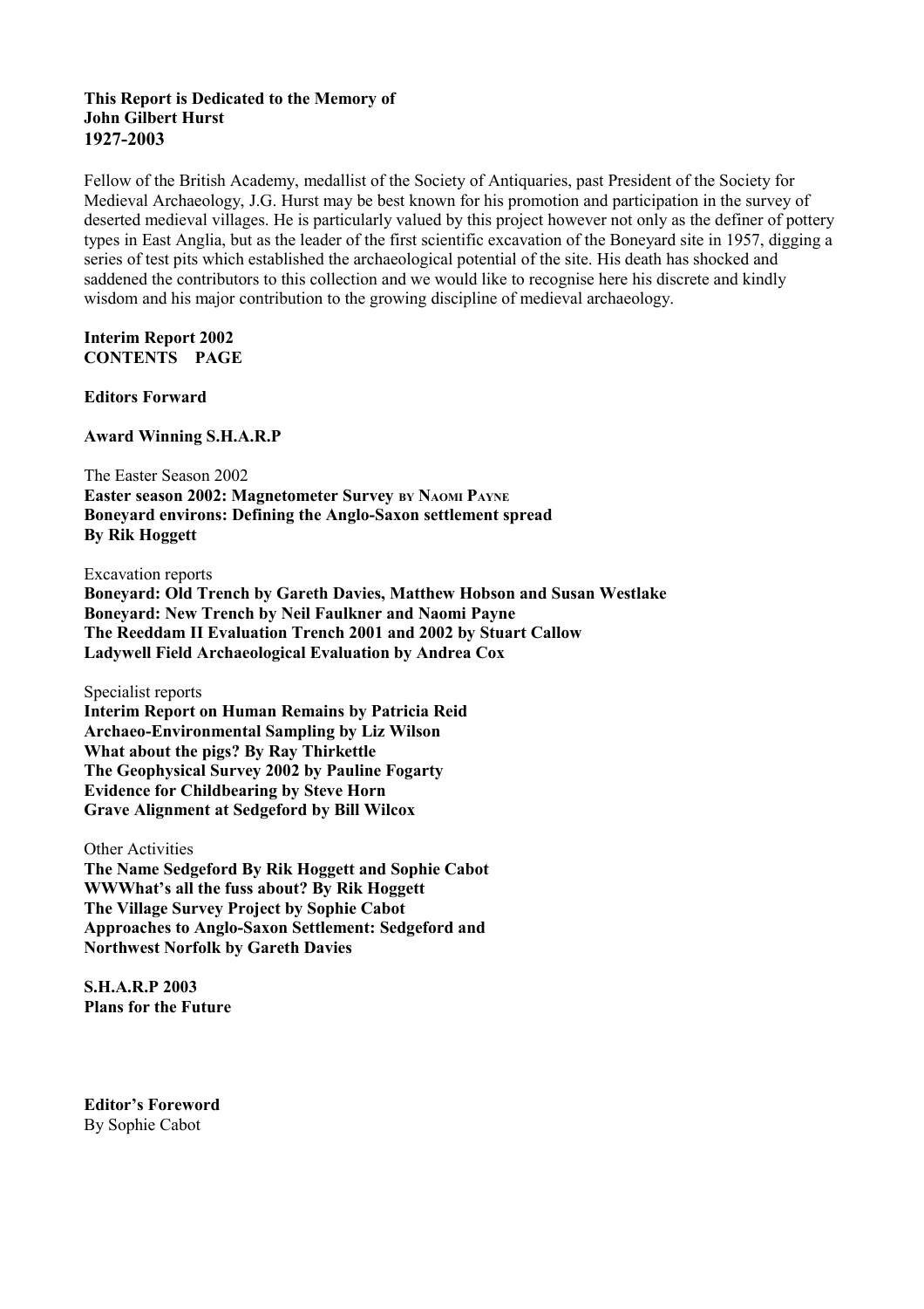**This Report is Dedicated to the Memory of**
**John Gilbert Hurst**
**1927-2003**

Fellow of the British Academy, medallist of the Society of Antiquaries, past President of the Society for Medieval Archaeology, J.G. Hurst may be best known for his promotion and participation in the survey of deserted medieval villages. He is particularly valued by this project however not only as the definer of pottery types in East Anglia, but as the leader of the first scientific excavation of the Boneyard site in 1957, digging a series of test pits which established the archaeological potential of the site. His death has shocked and saddened the contributors to this collection and we would like to recognise here his discrete and kindly wisdom and his major contribution to the growing discipline of medieval archaeology.

**Interim Report 2002**
**CONTENTS PAGE**

**Editors Forward**

**Award Winning S.H.A.R.P**

The Easter Season 2002
**Easter season 2002: Magnetometer Survey BY NAOMI PAYNE**
**Boneyard environs: Defining the Anglo-Saxon settlement spread**
**By Rik Hoggett**

Excavation reports
**Boneyard: Old Trench by Gareth Davies, Matthew Hobson and Susan Westlake**
**Boneyard: New Trench by Neil Faulkner and Naomi Payne**
**The Reeddam II Evaluation Trench 2001 and 2002 by Stuart Callow**
**Ladywell Field Archaeological Evaluation by Andrea Cox**

Specialist reports
**Interim Report on Human Remains by Patricia Reid**
**Archaeo-Environmental Sampling by Liz Wilson**
**What about the pigs? By Ray Thirkettle**
**The Geophysical Survey 2002 by Pauline Fogarty**
**Evidence for Childbearing by Steve Horn**
**Grave Alignment at Sedgeford by Bill Wilcox**

Other Activities
**The Name Sedgeford By Rik Hoggett and Sophie Cabot**
**WWWhat's all the fuss about? By Rik Hoggett**
**The Village Survey Project by Sophie Cabot**
**Approaches to Anglo-Saxon Settlement: Sedgeford and**
**Northwest Norfolk by Gareth Davies**

**S.H.A.R.P 2003**
**Plans for the Future**

**Editor's Foreword**
By Sophie Cabot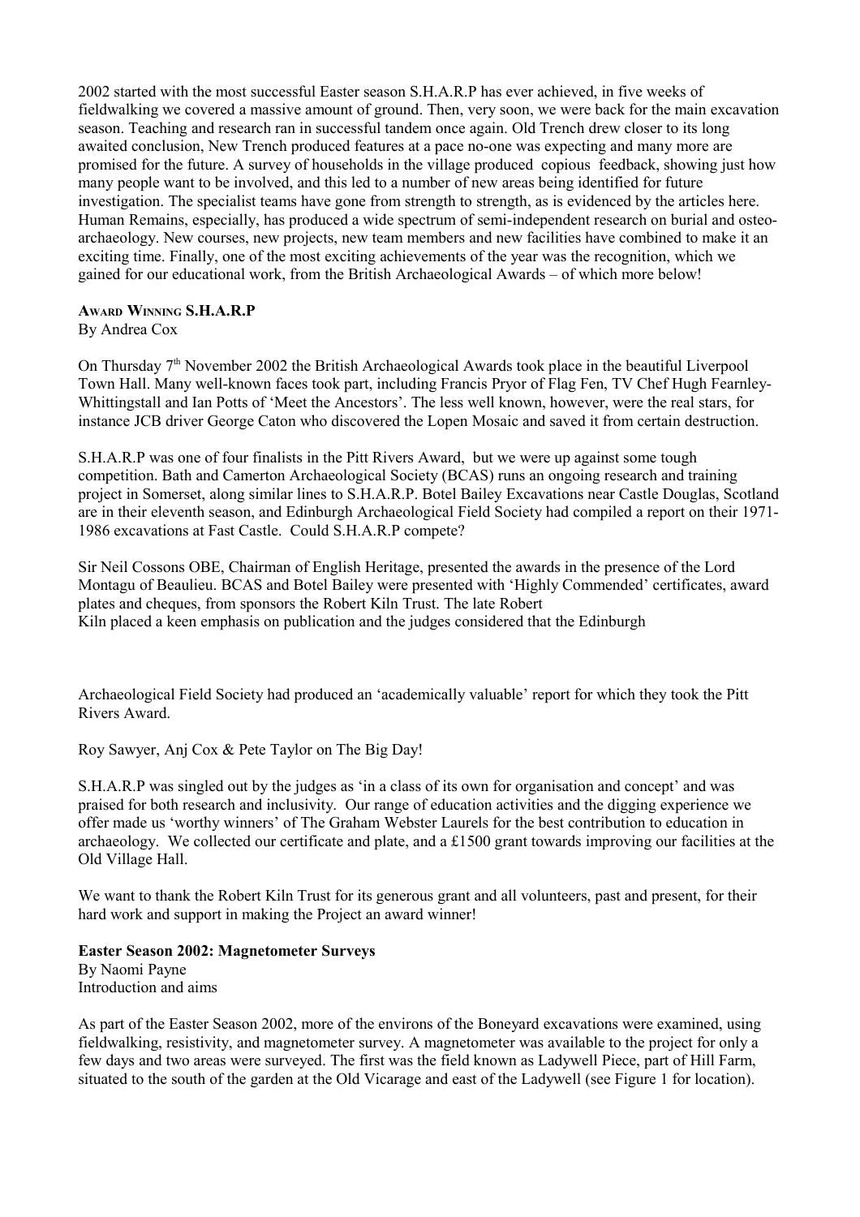2002 started with the most successful Easter season S.H.A.R.P has ever achieved, in five weeks of fieldwalking we covered a massive amount of ground. Then, very soon, we were back for the main excavation season. Teaching and research ran in successful tandem once again. Old Trench drew closer to its long awaited conclusion, New Trench produced features at a pace no-one was expecting and many more are promised for the future. A survey of households in the village produced copious feedback, showing just how many people want to be involved, and this led to a number of new areas being identified for future investigation. The specialist teams have gone from strength to strength, as is evidenced by the articles here. Human Remains, especially, has produced a wide spectrum of semi-independent research on burial and osteo-archaeology. New courses, new projects, new team members and new facilities have combined to make it an exciting time. Finally, one of the most exciting achievements of the year was the recognition, which we gained for our educational work, from the British Archaeological Awards – of which more below!

## Award Winning S.H.A.R.P

By Andrea Cox

On Thursday 7th November 2002 the British Archaeological Awards took place in the beautiful Liverpool Town Hall. Many well-known faces took part, including Francis Pryor of Flag Fen, TV Chef Hugh Fearnley-Whittingstall and Ian Potts of 'Meet the Ancestors'. The less well known, however, were the real stars, for instance JCB driver George Caton who discovered the Lopen Mosaic and saved it from certain destruction.

S.H.A.R.P was one of four finalists in the Pitt Rivers Award, but we were up against some tough competition. Bath and Camerton Archaeological Society (BCAS) runs an ongoing research and training project in Somerset, along similar lines to S.H.A.R.P. Botel Bailey Excavations near Castle Douglas, Scotland are in their eleventh season, and Edinburgh Archaeological Field Society had compiled a report on their 1971-1986 excavations at Fast Castle. Could S.H.A.R.P compete?

Sir Neil Cossons OBE, Chairman of English Heritage, presented the awards in the presence of the Lord Montagu of Beaulieu. BCAS and Botel Bailey were presented with 'Highly Commended' certificates, award plates and cheques, from sponsors the Robert Kiln Trust. The late Robert Kiln placed a keen emphasis on publication and the judges considered that the Edinburgh Archaeological Field Society had produced an 'academically valuable' report for which they took the Pitt Rivers Award.

Roy Sawyer, Anj Cox & Pete Taylor on The Big Day!

S.H.A.R.P was singled out by the judges as 'in a class of its own for organisation and concept' and was praised for both research and inclusivity. Our range of education activities and the digging experience we offer made us 'worthy winners' of The Graham Webster Laurels for the best contribution to education in archaeology. We collected our certificate and plate, and a £1500 grant towards improving our facilities at the Old Village Hall.

We want to thank the Robert Kiln Trust for its generous grant and all volunteers, past and present, for their hard work and support in making the Project an award winner!

## Easter Season 2002: Magnetometer Surveys

By Naomi Payne

Introduction and aims

As part of the Easter Season 2002, more of the environs of the Boneyard excavations were examined, using fieldwalking, resistivity, and magnetometer survey. A magnetometer was available to the project for only a few days and two areas were surveyed. The first was the field known as Ladywell Piece, part of Hill Farm, situated to the south of the garden at the Old Vicarage and east of the Ladywell (see Figure 1 for location).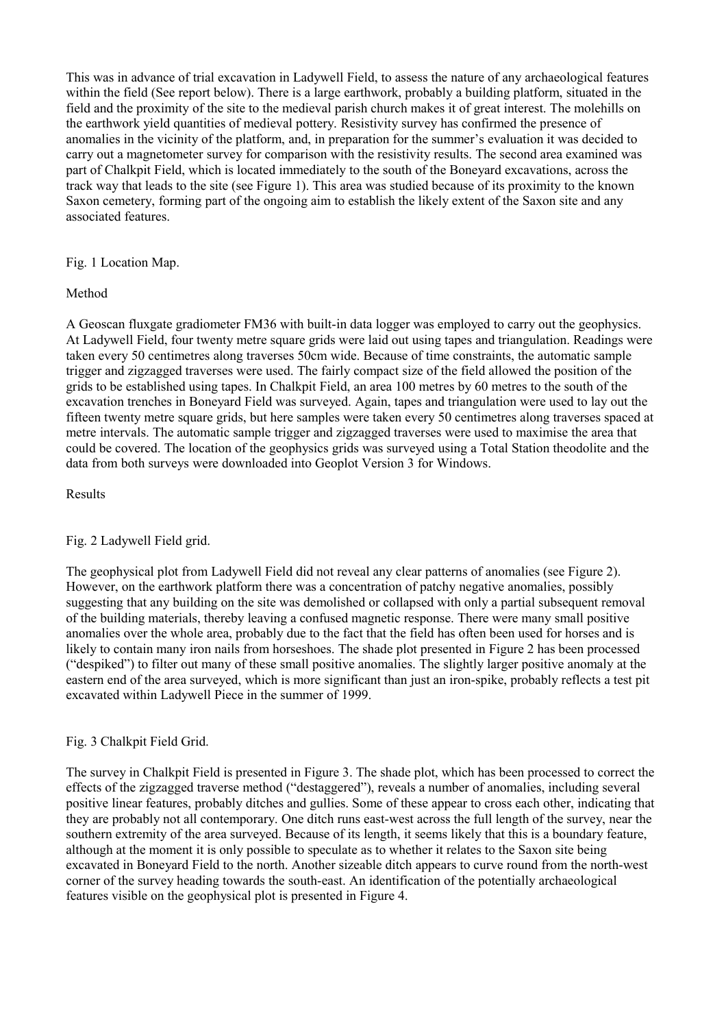This was in advance of trial excavation in Ladywell Field, to assess the nature of any archaeological features within the field (See report below). There is a large earthwork, probably a building platform, situated in the field and the proximity of the site to the medieval parish church makes it of great interest. The molehills on the earthwork yield quantities of medieval pottery. Resistivity survey has confirmed the presence of anomalies in the vicinity of the platform, and, in preparation for the summer's evaluation it was decided to carry out a magnetometer survey for comparison with the resistivity results. The second area examined was part of Chalkpit Field, which is located immediately to the south of the Boneyard excavations, across the track way that leads to the site (see Figure 1). This area was studied because of its proximity to the known Saxon cemetery, forming part of the ongoing aim to establish the likely extent of the Saxon site and any associated features.

Fig. 1 Location Map.

## Method

A Geoscan fluxgate gradiometer FM36 with built-in data logger was employed to carry out the geophysics. At Ladywell Field, four twenty metre square grids were laid out using tapes and triangulation. Readings were taken every 50 centimetres along traverses 50cm wide. Because of time constraints, the automatic sample trigger and zigzagged traverses were used. The fairly compact size of the field allowed the position of the grids to be established using tapes. In Chalkpit Field, an area 100 metres by 60 metres to the south of the excavation trenches in Boneyard Field was surveyed. Again, tapes and triangulation were used to lay out the fifteen twenty metre square grids, but here samples were taken every 50 centimetres along traverses spaced at metre intervals. The automatic sample trigger and zigzagged traverses were used to maximise the area that could be covered. The location of the geophysics grids was surveyed using a Total Station theodolite and the data from both surveys were downloaded into Geoplot Version 3 for Windows.

## Results

Fig. 2 Ladywell Field grid.

The geophysical plot from Ladywell Field did not reveal any clear patterns of anomalies (see Figure 2). However, on the earthwork platform there was a concentration of patchy negative anomalies, possibly suggesting that any building on the site was demolished or collapsed with only a partial subsequent removal of the building materials, thereby leaving a confused magnetic response. There were many small positive anomalies over the whole area, probably due to the fact that the field has often been used for horses and is likely to contain many iron nails from horseshoes. The shade plot presented in Figure 2 has been processed ("despiked") to filter out many of these small positive anomalies. The slightly larger positive anomaly at the eastern end of the area surveyed, which is more significant than just an iron-spike, probably reflects a test pit excavated within Ladywell Piece in the summer of 1999.

Fig. 3 Chalkpit Field Grid.

The survey in Chalkpit Field is presented in Figure 3. The shade plot, which has been processed to correct the effects of the zigzagged traverse method ("destaggered"), reveals a number of anomalies, including several positive linear features, probably ditches and gullies. Some of these appear to cross each other, indicating that they are probably not all contemporary. One ditch runs east-west across the full length of the survey, near the southern extremity of the area surveyed. Because of its length, it seems likely that this is a boundary feature, although at the moment it is only possible to speculate as to whether it relates to the Saxon site being excavated in Boneyard Field to the north. Another sizeable ditch appears to curve round from the north-west corner of the survey heading towards the south-east. An identification of the potentially archaeological features visible on the geophysical plot is presented in Figure 4.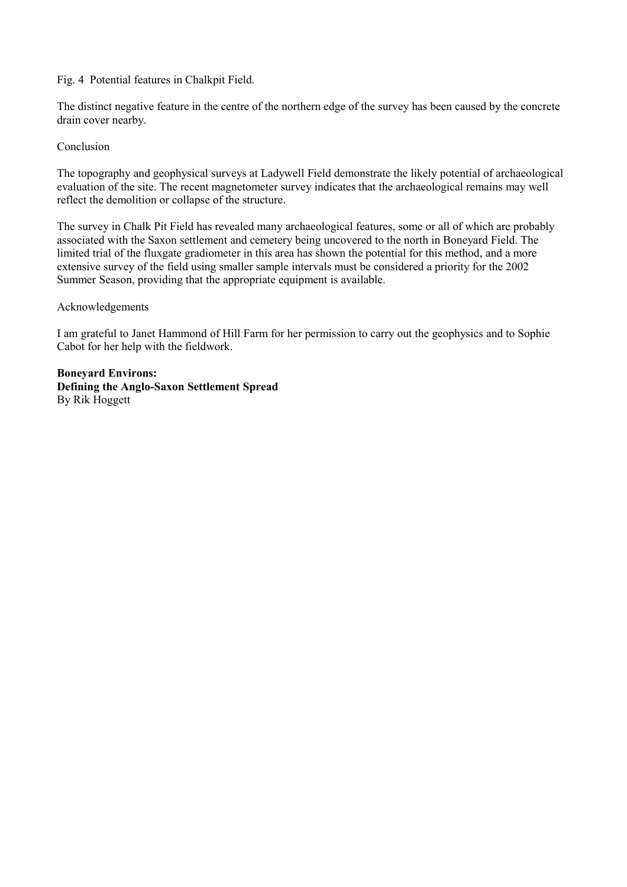Fig. 4 Potential features in Chalkpit Field.

The distinct negative feature in the centre of the northern edge of the survey has been caused by the concrete drain cover nearby.

Conclusion

The topography and geophysical surveys at Ladywell Field demonstrate the likely potential of archaeological evaluation of the site. The recent magnetometer survey indicates that the archaeological remains may well reflect the demolition or collapse of the structure.

The survey in Chalk Pit Field has revealed many archaeological features, some or all of which are probably associated with the Saxon settlement and cemetery being uncovered to the north in Boneyard Field. The limited trial of the fluxgate gradiometer in this area has shown the potential for this method, and a more extensive survey of the field using smaller sample intervals must be considered a priority for the 2002 Summer Season, providing that the appropriate equipment is available.

Acknowledgements

I am grateful to Janet Hammond of Hill Farm for her permission to carry out the geophysics and to Sophie Cabot for her help with the fieldwork.

**Boneyard Environs:**
**Defining the Anglo-Saxon Settlement Spread**
By Rik Hoggett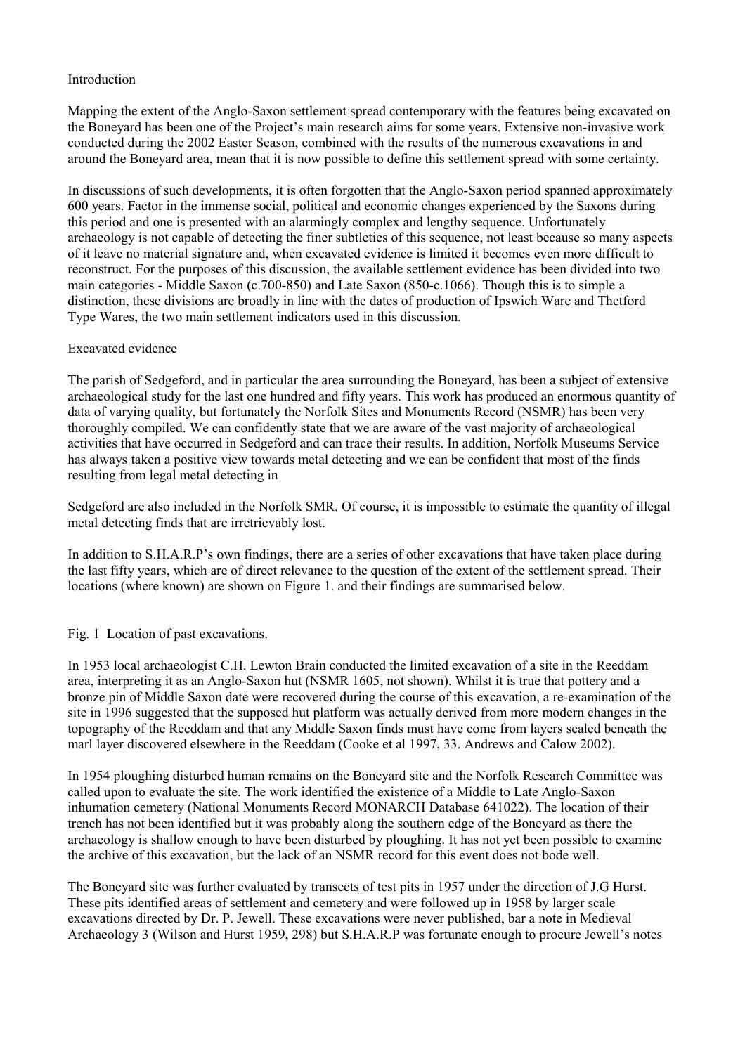## Introduction

Mapping the extent of the Anglo-Saxon settlement spread contemporary with the features being excavated on the Boneyard has been one of the Project's main research aims for some years. Extensive non-invasive work conducted during the 2002 Easter Season, combined with the results of the numerous excavations in and around the Boneyard area, mean that it is now possible to define this settlement spread with some certainty.

In discussions of such developments, it is often forgotten that the Anglo-Saxon period spanned approximately 600 years. Factor in the immense social, political and economic changes experienced by the Saxons during this period and one is presented with an alarmingly complex and lengthy sequence. Unfortunately archaeology is not capable of detecting the finer subtleties of this sequence, not least because so many aspects of it leave no material signature and, when excavated evidence is limited it becomes even more difficult to reconstruct. For the purposes of this discussion, the available settlement evidence has been divided into two main categories - Middle Saxon (c.700-850) and Late Saxon (850-c.1066). Though this is to simple a distinction, these divisions are broadly in line with the dates of production of Ipswich Ware and Thetford Type Wares, the two main settlement indicators used in this discussion.

## Excavated evidence

The parish of Sedgeford, and in particular the area surrounding the Boneyard, has been a subject of extensive archaeological study for the last one hundred and fifty years. This work has produced an enormous quantity of data of varying quality, but fortunately the Norfolk Sites and Monuments Record (NSMR) has been very thoroughly compiled. We can confidently state that we are aware of the vast majority of archaeological activities that have occurred in Sedgeford and can trace their results. In addition, Norfolk Museums Service has always taken a positive view towards metal detecting and we can be confident that most of the finds resulting from legal metal detecting in

Sedgeford are also included in the Norfolk SMR. Of course, it is impossible to estimate the quantity of illegal metal detecting finds that are irretrievably lost.

In addition to S.H.A.R.P's own findings, there are a series of other excavations that have taken place during the last fifty years, which are of direct relevance to the question of the extent of the settlement spread. Their locations (where known) are shown on Figure 1. and their findings are summarised below.

Fig. 1 Location of past excavations.

In 1953 local archaeologist C.H. Lewton Brain conducted the limited excavation of a site in the Reeddam area, interpreting it as an Anglo-Saxon hut (NSMR 1605, not shown). Whilst it is true that pottery and a bronze pin of Middle Saxon date were recovered during the course of this excavation, a re-examination of the site in 1996 suggested that the supposed hut platform was actually derived from more modern changes in the topography of the Reeddam and that any Middle Saxon finds must have come from layers sealed beneath the marl layer discovered elsewhere in the Reeddam (Cooke et al 1997, 33. Andrews and Calow 2002).

In 1954 ploughing disturbed human remains on the Boneyard site and the Norfolk Research Committee was called upon to evaluate the site. The work identified the existence of a Middle to Late Anglo-Saxon inhumation cemetery (National Monuments Record MONARCH Database 641022). The location of their trench has not been identified but it was probably along the southern edge of the Boneyard as there the archaeology is shallow enough to have been disturbed by ploughing. It has not yet been possible to examine the archive of this excavation, but the lack of an NSMR record for this event does not bode well.

The Boneyard site was further evaluated by transects of test pits in 1957 under the direction of J.G Hurst. These pits identified areas of settlement and cemetery and were followed up in 1958 by larger scale excavations directed by Dr. P. Jewell. These excavations were never published, bar a note in Medieval Archaeology 3 (Wilson and Hurst 1959, 298) but S.H.A.R.P was fortunate enough to procure Jewell's notes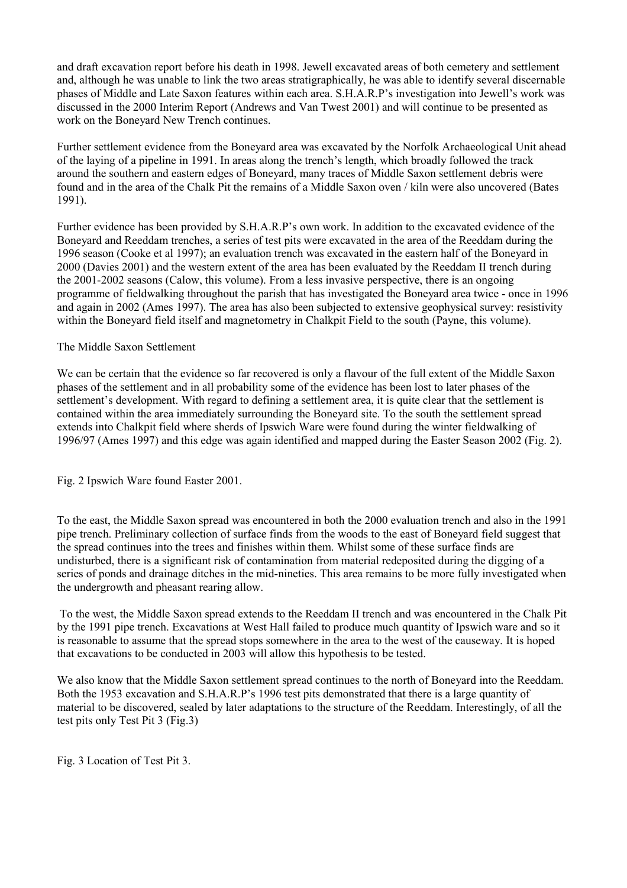and draft excavation report before his death in 1998. Jewell excavated areas of both cemetery and settlement and, although he was unable to link the two areas stratigraphically, he was able to identify several discernable phases of Middle and Late Saxon features within each area. S.H.A.R.P's investigation into Jewell's work was discussed in the 2000 Interim Report (Andrews and Van Twest 2001) and will continue to be presented as work on the Boneyard New Trench continues.

Further settlement evidence from the Boneyard area was excavated by the Norfolk Archaeological Unit ahead of the laying of a pipeline in 1991. In areas along the trench's length, which broadly followed the track around the southern and eastern edges of Boneyard, many traces of Middle Saxon settlement debris were found and in the area of the Chalk Pit the remains of a Middle Saxon oven / kiln were also uncovered (Bates 1991).

Further evidence has been provided by S.H.A.R.P's own work. In addition to the excavated evidence of the Boneyard and Reeddam trenches, a series of test pits were excavated in the area of the Reeddam during the 1996 season (Cooke et al 1997); an evaluation trench was excavated in the eastern half of the Boneyard in 2000 (Davies 2001) and the western extent of the area has been evaluated by the Reeddam II trench during the 2001-2002 seasons (Calow, this volume). From a less invasive perspective, there is an ongoing programme of fieldwalking throughout the parish that has investigated the Boneyard area twice - once in 1996 and again in 2002 (Ames 1997). The area has also been subjected to extensive geophysical survey: resistivity within the Boneyard field itself and magnetometry in Chalkpit Field to the south (Payne, this volume).

## The Middle Saxon Settlement

We can be certain that the evidence so far recovered is only a flavour of the full extent of the Middle Saxon phases of the settlement and in all probability some of the evidence has been lost to later phases of the settlement's development. With regard to defining a settlement area, it is quite clear that the settlement is contained within the area immediately surrounding the Boneyard site. To the south the settlement spread extends into Chalkpit field where sherds of Ipswich Ware were found during the winter fieldwalking of 1996/97 (Ames 1997) and this edge was again identified and mapped during the Easter Season 2002 (Fig. 2).

Fig. 2 Ipswich Ware found Easter 2001.

To the east, the Middle Saxon spread was encountered in both the 2000 evaluation trench and also in the 1991 pipe trench. Preliminary collection of surface finds from the woods to the east of Boneyard field suggest that the spread continues into the trees and finishes within them. Whilst some of these surface finds are undisturbed, there is a significant risk of contamination from material redeposited during the digging of a series of ponds and drainage ditches in the mid-nineties. This area remains to be more fully investigated when the undergrowth and pheasant rearing allow.

To the west, the Middle Saxon spread extends to the Reeddam II trench and was encountered in the Chalk Pit by the 1991 pipe trench. Excavations at West Hall failed to produce much quantity of Ipswich ware and so it is reasonable to assume that the spread stops somewhere in the area to the west of the causeway. It is hoped that excavations to be conducted in 2003 will allow this hypothesis to be tested.

We also know that the Middle Saxon settlement spread continues to the north of Boneyard into the Reeddam. Both the 1953 excavation and S.H.A.R.P's 1996 test pits demonstrated that there is a large quantity of material to be discovered, sealed by later adaptations to the structure of the Reeddam. Interestingly, of all the test pits only Test Pit 3 (Fig.3)

Fig. 3 Location of Test Pit 3.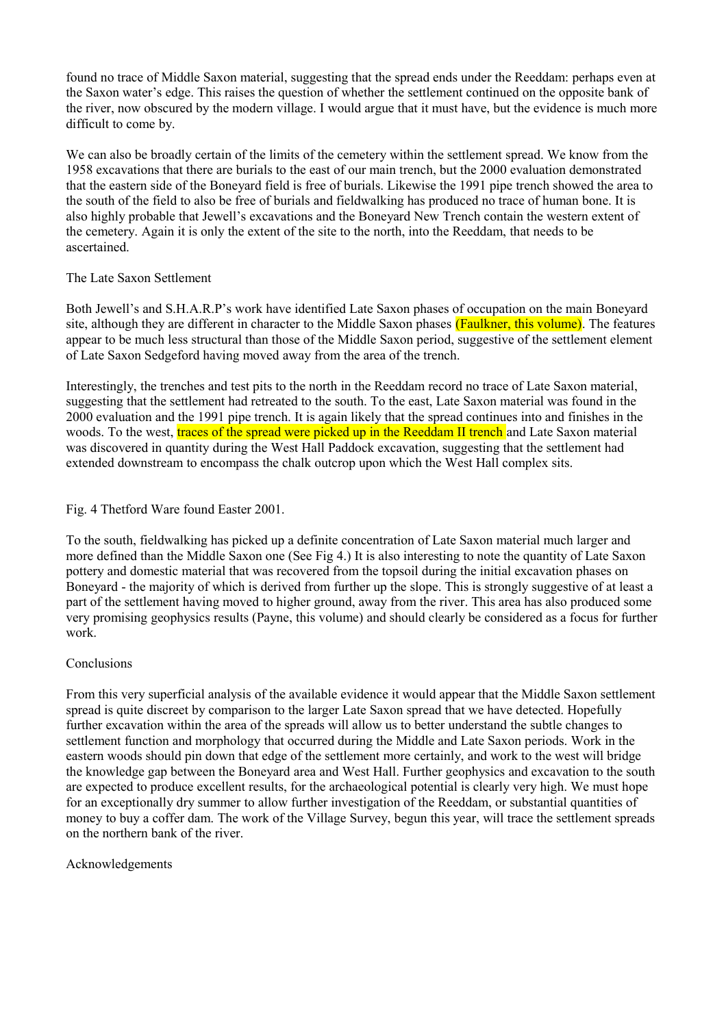found no trace of Middle Saxon material, suggesting that the spread ends under the Reeddam: perhaps even at the Saxon water's edge. This raises the question of whether the settlement continued on the opposite bank of the river, now obscured by the modern village. I would argue that it must have, but the evidence is much more difficult to come by.

We can also be broadly certain of the limits of the cemetery within the settlement spread. We know from the 1958 excavations that there are burials to the east of our main trench, but the 2000 evaluation demonstrated that the eastern side of the Boneyard field is free of burials. Likewise the 1991 pipe trench showed the area to the south of the field to also be free of burials and fieldwalking has produced no trace of human bone. It is also highly probable that Jewell's excavations and the Boneyard New Trench contain the western extent of the cemetery. Again it is only the extent of the site to the north, into the Reeddam, that needs to be ascertained.

## The Late Saxon Settlement

Both Jewell's and S.H.A.R.P's work have identified Late Saxon phases of occupation on the main Boneyard site, although they are different in character to the Middle Saxon phases (Faulkner, this volume). The features appear to be much less structural than those of the Middle Saxon period, suggestive of the settlement element of Late Saxon Sedgeford having moved away from the area of the trench.

Interestingly, the trenches and test pits to the north in the Reeddam record no trace of Late Saxon material, suggesting that the settlement had retreated to the south. To the east, Late Saxon material was found in the 2000 evaluation and the 1991 pipe trench. It is again likely that the spread continues into and finishes in the woods. To the west, traces of the spread were picked up in the Reeddam II trench and Late Saxon material was discovered in quantity during the West Hall Paddock excavation, suggesting that the settlement had extended downstream to encompass the chalk outcrop upon which the West Hall complex sits.

Fig. 4 Thetford Ware found Easter 2001.

To the south, fieldwalking has picked up a definite concentration of Late Saxon material much larger and more defined than the Middle Saxon one (See Fig 4.) It is also interesting to note the quantity of Late Saxon pottery and domestic material that was recovered from the topsoil during the initial excavation phases on Boneyard - the majority of which is derived from further up the slope. This is strongly suggestive of at least a part of the settlement having moved to higher ground, away from the river. This area has also produced some very promising geophysics results (Payne, this volume) and should clearly be considered as a focus for further work.

## Conclusions

From this very superficial analysis of the available evidence it would appear that the Middle Saxon settlement spread is quite discreet by comparison to the larger Late Saxon spread that we have detected. Hopefully further excavation within the area of the spreads will allow us to better understand the subtle changes to settlement function and morphology that occurred during the Middle and Late Saxon periods. Work in the eastern woods should pin down that edge of the settlement more certainly, and work to the west will bridge the knowledge gap between the Boneyard area and West Hall. Further geophysics and excavation to the south are expected to produce excellent results, for the archaeological potential is clearly very high. We must hope for an exceptionally dry summer to allow further investigation of the Reeddam, or substantial quantities of money to buy a coffer dam. The work of the Village Survey, begun this year, will trace the settlement spreads on the northern bank of the river.

## Acknowledgements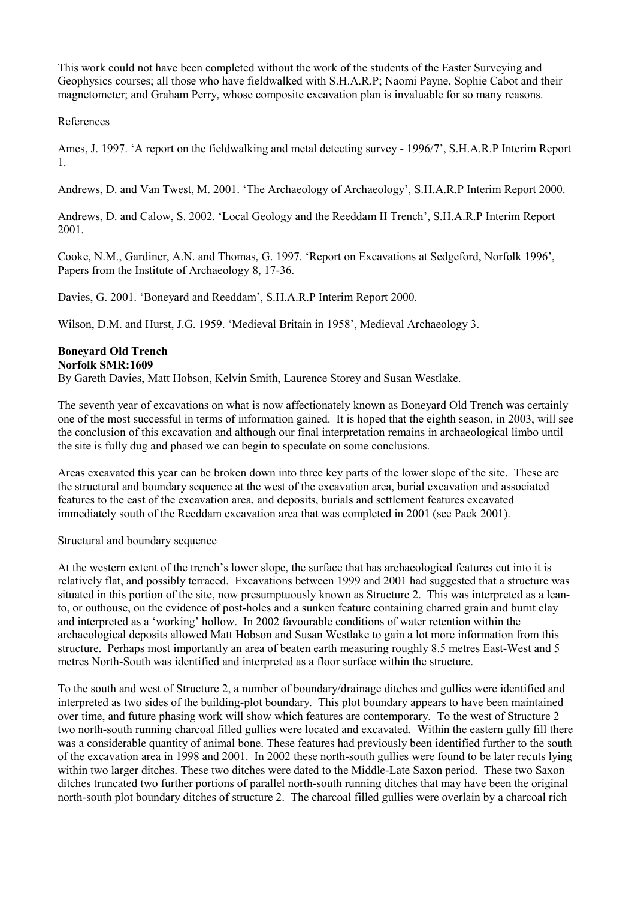This work could not have been completed without the work of the students of the Easter Surveying and Geophysics courses; all those who have fieldwalked with S.H.A.R.P; Naomi Payne, Sophie Cabot and their magnetometer; and Graham Perry, whose composite excavation plan is invaluable for so many reasons.

References

Ames, J. 1997. 'A report on the fieldwalking and metal detecting survey - 1996/7', S.H.A.R.P Interim Report 1.

Andrews, D. and Van Twest, M. 2001. 'The Archaeology of Archaeology', S.H.A.R.P Interim Report 2000.

Andrews, D. and Calow, S. 2002. 'Local Geology and the Reeddam II Trench', S.H.A.R.P Interim Report 2001.

Cooke, N.M., Gardiner, A.N. and Thomas, G. 1997. 'Report on Excavations at Sedgeford, Norfolk 1996', Papers from the Institute of Archaeology 8, 17-36.

Davies, G. 2001. 'Boneyard and Reeddam', S.H.A.R.P Interim Report 2000.

Wilson, D.M. and Hurst, J.G. 1959. 'Medieval Britain in 1958', Medieval Archaeology 3.

## Boneyard Old Trench
**Norfolk SMR:1609**

By Gareth Davies, Matt Hobson, Kelvin Smith, Laurence Storey and Susan Westlake.

The seventh year of excavations on what is now affectionately known as Boneyard Old Trench was certainly one of the most successful in terms of information gained. It is hoped that the eighth season, in 2003, will see the conclusion of this excavation and although our final interpretation remains in archaeological limbo until the site is fully dug and phased we can begin to speculate on some conclusions.

Areas excavated this year can be broken down into three key parts of the lower slope of the site. These are the structural and boundary sequence at the west of the excavation area, burial excavation and associated features to the east of the excavation area, and deposits, burials and settlement features excavated immediately south of the Reeddam excavation area that was completed in 2001 (see Pack 2001).

Structural and boundary sequence

At the western extent of the trench's lower slope, the surface that has archaeological features cut into it is relatively flat, and possibly terraced. Excavations between 1999 and 2001 had suggested that a structure was situated in this portion of the site, now presumptuously known as Structure 2. This was interpreted as a lean-to, or outhouse, on the evidence of post-holes and a sunken feature containing charred grain and burnt clay and interpreted as a 'working' hollow. In 2002 favourable conditions of water retention within the archaeological deposits allowed Matt Hobson and Susan Westlake to gain a lot more information from this structure. Perhaps most importantly an area of beaten earth measuring roughly 8.5 metres East-West and 5 metres North-South was identified and interpreted as a floor surface within the structure.

To the south and west of Structure 2, a number of boundary/drainage ditches and gullies were identified and interpreted as two sides of the building-plot boundary. This plot boundary appears to have been maintained over time, and future phasing work will show which features are contemporary. To the west of Structure 2 two north-south running charcoal filled gullies were located and excavated. Within the eastern gully fill there was a considerable quantity of animal bone. These features had previously been identified further to the south of the excavation area in 1998 and 2001. In 2002 these north-south gullies were found to be later recuts lying within two larger ditches. These two ditches were dated to the Middle-Late Saxon period. These two Saxon ditches truncated two further portions of parallel north-south running ditches that may have been the original north-south plot boundary ditches of structure 2. The charcoal filled gullies were overlain by a charcoal rich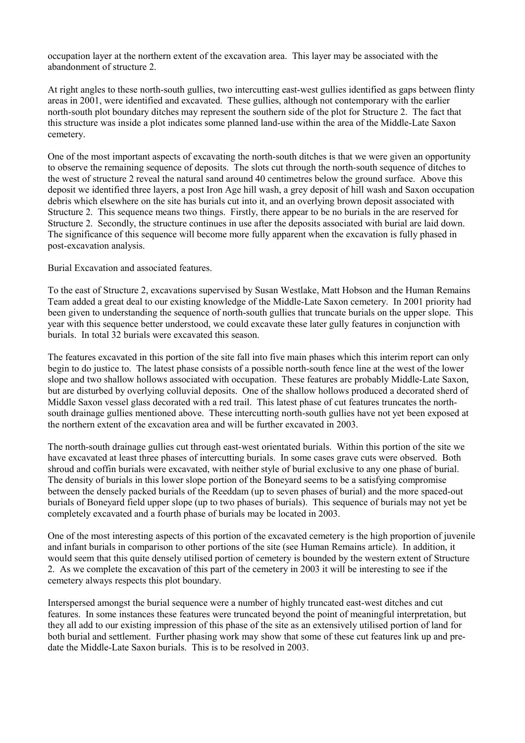occupation layer at the northern extent of the excavation area. This layer may be associated with the abandonment of structure 2.

At right angles to these north-south gullies, two intercutting east-west gullies identified as gaps between flinty areas in 2001, were identified and excavated. These gullies, although not contemporary with the earlier north-south plot boundary ditches may represent the southern side of the plot for Structure 2. The fact that this structure was inside a plot indicates some planned land-use within the area of the Middle-Late Saxon cemetery.

One of the most important aspects of excavating the north-south ditches is that we were given an opportunity to observe the remaining sequence of deposits. The slots cut through the north-south sequence of ditches to the west of structure 2 reveal the natural sand around 40 centimetres below the ground surface. Above this deposit we identified three layers, a post Iron Age hill wash, a grey deposit of hill wash and Saxon occupation debris which elsewhere on the site has burials cut into it, and an overlying brown deposit associated with Structure 2. This sequence means two things. Firstly, there appear to be no burials in the are reserved for Structure 2. Secondly, the structure continues in use after the deposits associated with burial are laid down. The significance of this sequence will become more fully apparent when the excavation is fully phased in post-excavation analysis.

Burial Excavation and associated features.

To the east of Structure 2, excavations supervised by Susan Westlake, Matt Hobson and the Human Remains Team added a great deal to our existing knowledge of the Middle-Late Saxon cemetery. In 2001 priority had been given to understanding the sequence of north-south gullies that truncate burials on the upper slope. This year with this sequence better understood, we could excavate these later gully features in conjunction with burials. In total 32 burials were excavated this season.

The features excavated in this portion of the site fall into five main phases which this interim report can only begin to do justice to. The latest phase consists of a possible north-south fence line at the west of the lower slope and two shallow hollows associated with occupation. These features are probably Middle-Late Saxon, but are disturbed by overlying colluvial deposits. One of the shallow hollows produced a decorated sherd of Middle Saxon vessel glass decorated with a red trail. This latest phase of cut features truncates the north-south drainage gullies mentioned above. These intercutting north-south gullies have not yet been exposed at the northern extent of the excavation area and will be further excavated in 2003.

The north-south drainage gullies cut through east-west orientated burials. Within this portion of the site we have excavated at least three phases of intercutting burials. In some cases grave cuts were observed. Both shroud and coffin burials were excavated, with neither style of burial exclusive to any one phase of burial. The density of burials in this lower slope portion of the Boneyard seems to be a satisfying compromise between the densely packed burials of the Reeddam (up to seven phases of burial) and the more spaced-out burials of Boneyard field upper slope (up to two phases of burials). This sequence of burials may not yet be completely excavated and a fourth phase of burials may be located in 2003.

One of the most interesting aspects of this portion of the excavated cemetery is the high proportion of juvenile and infant burials in comparison to other portions of the site (see Human Remains article). In addition, it would seem that this quite densely utilised portion of cemetery is bounded by the western extent of Structure 2. As we complete the excavation of this part of the cemetery in 2003 it will be interesting to see if the cemetery always respects this plot boundary.

Interspersed amongst the burial sequence were a number of highly truncated east-west ditches and cut features. In some instances these features were truncated beyond the point of meaningful interpretation, but they all add to our existing impression of this phase of the site as an extensively utilised portion of land for both burial and settlement. Further phasing work may show that some of these cut features link up and pre-date the Middle-Late Saxon burials. This is to be resolved in 2003.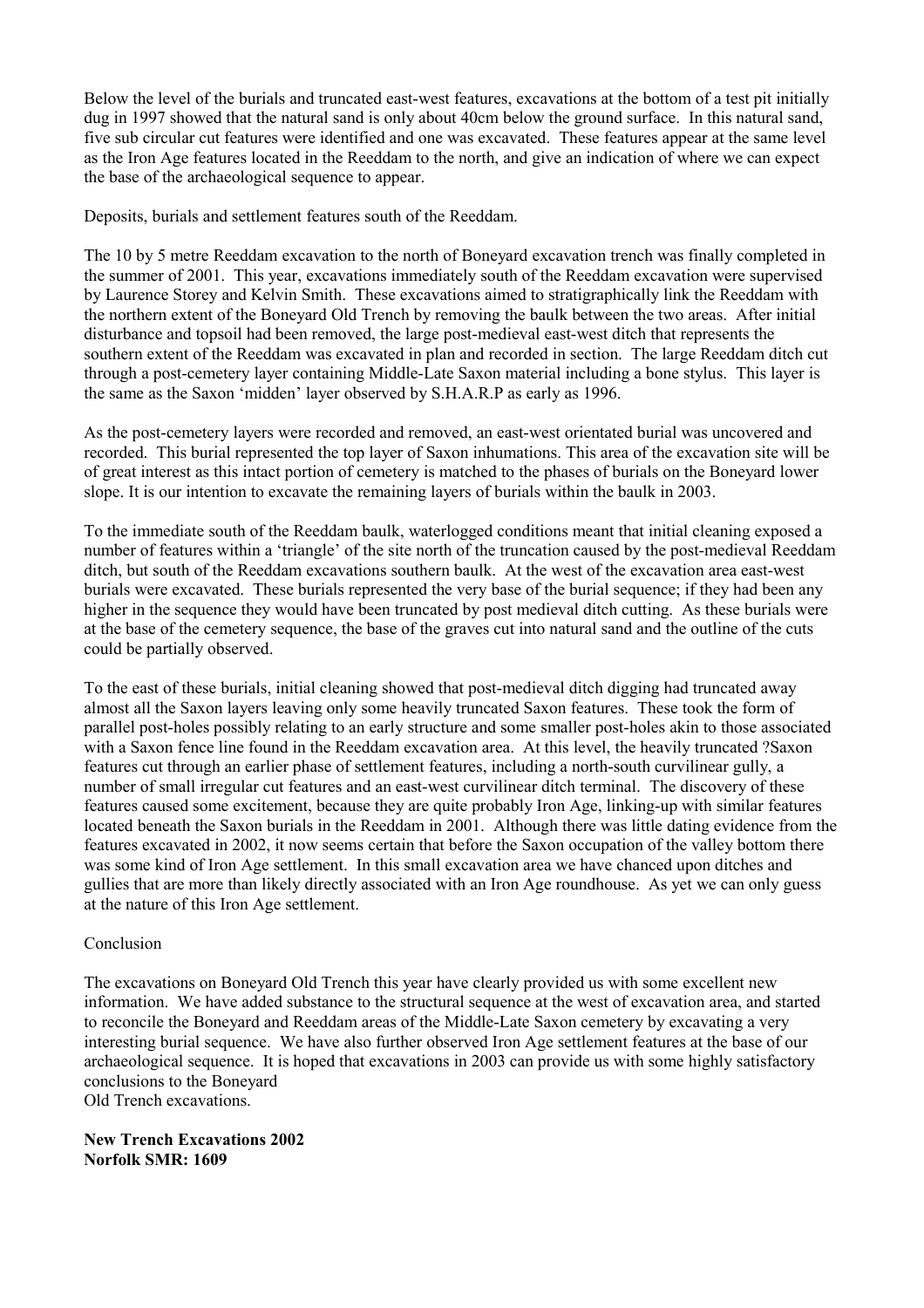Below the level of the burials and truncated east-west features, excavations at the bottom of a test pit initially dug in 1997 showed that the natural sand is only about 40cm below the ground surface. In this natural sand, five sub circular cut features were identified and one was excavated. These features appear at the same level as the Iron Age features located in the Reeddam to the north, and give an indication of where we can expect the base of the archaeological sequence to appear.

Deposits, burials and settlement features south of the Reeddam.

The 10 by 5 metre Reeddam excavation to the north of Boneyard excavation trench was finally completed in the summer of 2001. This year, excavations immediately south of the Reeddam excavation were supervised by Laurence Storey and Kelvin Smith. These excavations aimed to stratigraphically link the Reeddam with the northern extent of the Boneyard Old Trench by removing the baulk between the two areas. After initial disturbance and topsoil had been removed, the large post-medieval east-west ditch that represents the southern extent of the Reeddam was excavated in plan and recorded in section. The large Reeddam ditch cut through a post-cemetery layer containing Middle-Late Saxon material including a bone stylus. This layer is the same as the Saxon 'midden' layer observed by S.H.A.R.P as early as 1996.

As the post-cemetery layers were recorded and removed, an east-west orientated burial was uncovered and recorded. This burial represented the top layer of Saxon inhumations. This area of the excavation site will be of great interest as this intact portion of cemetery is matched to the phases of burials on the Boneyard lower slope. It is our intention to excavate the remaining layers of burials within the baulk in 2003.

To the immediate south of the Reeddam baulk, waterlogged conditions meant that initial cleaning exposed a number of features within a 'triangle' of the site north of the truncation caused by the post-medieval Reeddam ditch, but south of the Reeddam excavations southern baulk. At the west of the excavation area east-west burials were excavated. These burials represented the very base of the burial sequence; if they had been any higher in the sequence they would have been truncated by post medieval ditch cutting. As these burials were at the base of the cemetery sequence, the base of the graves cut into natural sand and the outline of the cuts could be partially observed.

To the east of these burials, initial cleaning showed that post-medieval ditch digging had truncated away almost all the Saxon layers leaving only some heavily truncated Saxon features. These took the form of parallel post-holes possibly relating to an early structure and some smaller post-holes akin to those associated with a Saxon fence line found in the Reeddam excavation area. At this level, the heavily truncated ?Saxon features cut through an earlier phase of settlement features, including a north-south curvilinear gully, a number of small irregular cut features and an east-west curvilinear ditch terminal. The discovery of these features caused some excitement, because they are quite probably Iron Age, linking-up with similar features located beneath the Saxon burials in the Reeddam in 2001. Although there was little dating evidence from the features excavated in 2002, it now seems certain that before the Saxon occupation of the valley bottom there was some kind of Iron Age settlement. In this small excavation area we have chanced upon ditches and gullies that are more than likely directly associated with an Iron Age roundhouse. As yet we can only guess at the nature of this Iron Age settlement.

Conclusion

The excavations on Boneyard Old Trench this year have clearly provided us with some excellent new information. We have added substance to the structural sequence at the west of excavation area, and started to reconcile the Boneyard and Reeddam areas of the Middle-Late Saxon cemetery by excavating a very interesting burial sequence. We have also further observed Iron Age settlement features at the base of our archaeological sequence. It is hoped that excavations in 2003 can provide us with some highly satisfactory conclusions to the Boneyard Old Trench excavations.

**New Trench Excavations 2002**
**Norfolk SMR: 1609**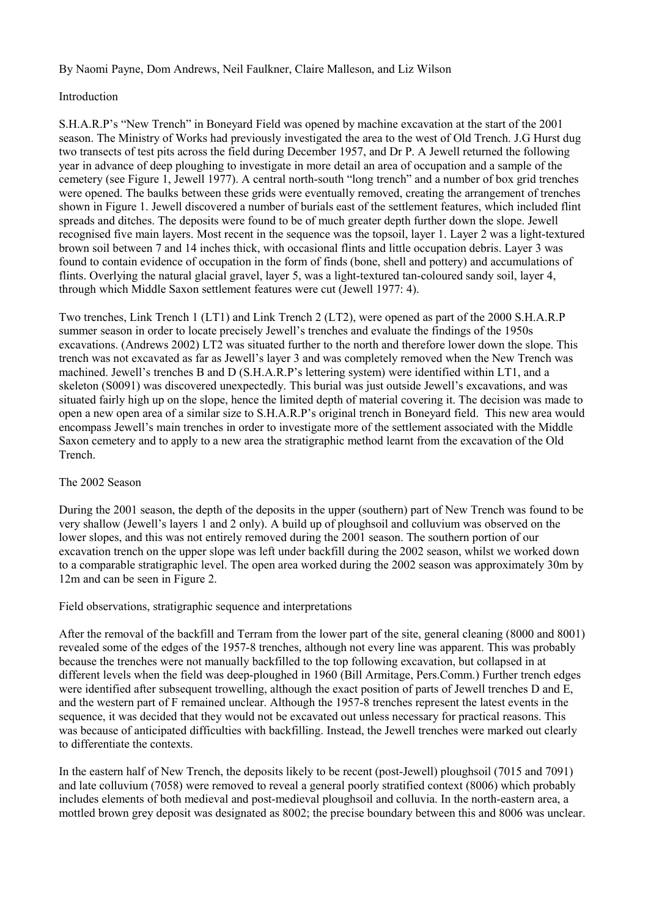By Naomi Payne, Dom Andrews, Neil Faulkner, Claire Malleson, and Liz Wilson

## Introduction

S.H.A.R.P's "New Trench" in Boneyard Field was opened by machine excavation at the start of the 2001 season. The Ministry of Works had previously investigated the area to the west of Old Trench. J.G Hurst dug two transects of test pits across the field during December 1957, and Dr P. A Jewell returned the following year in advance of deep ploughing to investigate in more detail an area of occupation and a sample of the cemetery (see Figure 1, Jewell 1977). A central north-south "long trench" and a number of box grid trenches were opened. The baulks between these grids were eventually removed, creating the arrangement of trenches shown in Figure 1. Jewell discovered a number of burials east of the settlement features, which included flint spreads and ditches. The deposits were found to be of much greater depth further down the slope. Jewell recognised five main layers. Most recent in the sequence was the topsoil, layer 1. Layer 2 was a light-textured brown soil between 7 and 14 inches thick, with occasional flints and little occupation debris. Layer 3 was found to contain evidence of occupation in the form of finds (bone, shell and pottery) and accumulations of flints. Overlying the natural glacial gravel, layer 5, was a light-textured tan-coloured sandy soil, layer 4, through which Middle Saxon settlement features were cut (Jewell 1977: 4).

Two trenches, Link Trench 1 (LT1) and Link Trench 2 (LT2), were opened as part of the 2000 S.H.A.R.P summer season in order to locate precisely Jewell's trenches and evaluate the findings of the 1950s excavations. (Andrews 2002) LT2 was situated further to the north and therefore lower down the slope. This trench was not excavated as far as Jewell's layer 3 and was completely removed when the New Trench was machined. Jewell's trenches B and D (S.H.A.R.P's lettering system) were identified within LT1, and a skeleton (S0091) was discovered unexpectedly. This burial was just outside Jewell's excavations, and was situated fairly high up on the slope, hence the limited depth of material covering it. The decision was made to open a new open area of a similar size to S.H.A.R.P's original trench in Boneyard field. This new area would encompass Jewell's main trenches in order to investigate more of the settlement associated with the Middle Saxon cemetery and to apply to a new area the stratigraphic method learnt from the excavation of the Old Trench.

## The 2002 Season

During the 2001 season, the depth of the deposits in the upper (southern) part of New Trench was found to be very shallow (Jewell's layers 1 and 2 only). A build up of ploughsoil and colluvium was observed on the lower slopes, and this was not entirely removed during the 2001 season. The southern portion of our excavation trench on the upper slope was left under backfill during the 2002 season, whilst we worked down to a comparable stratigraphic level. The open area worked during the 2002 season was approximately 30m by 12m and can be seen in Figure 2.

## Field observations, stratigraphic sequence and interpretations

After the removal of the backfill and Terram from the lower part of the site, general cleaning (8000 and 8001) revealed some of the edges of the 1957-8 trenches, although not every line was apparent. This was probably because the trenches were not manually backfilled to the top following excavation, but collapsed in at different levels when the field was deep-ploughed in 1960 (Bill Armitage, Pers.Comm.) Further trench edges were identified after subsequent trowelling, although the exact position of parts of Jewell trenches D and E, and the western part of F remained unclear. Although the 1957-8 trenches represent the latest events in the sequence, it was decided that they would not be excavated out unless necessary for practical reasons. This was because of anticipated difficulties with backfilling. Instead, the Jewell trenches were marked out clearly to differentiate the contexts.

In the eastern half of New Trench, the deposits likely to be recent (post-Jewell) ploughsoil (7015 and 7091) and late colluvium (7058) were removed to reveal a general poorly stratified context (8006) which probably includes elements of both medieval and post-medieval ploughsoil and colluvia. In the north-eastern area, a mottled brown grey deposit was designated as 8002; the precise boundary between this and 8006 was unclear.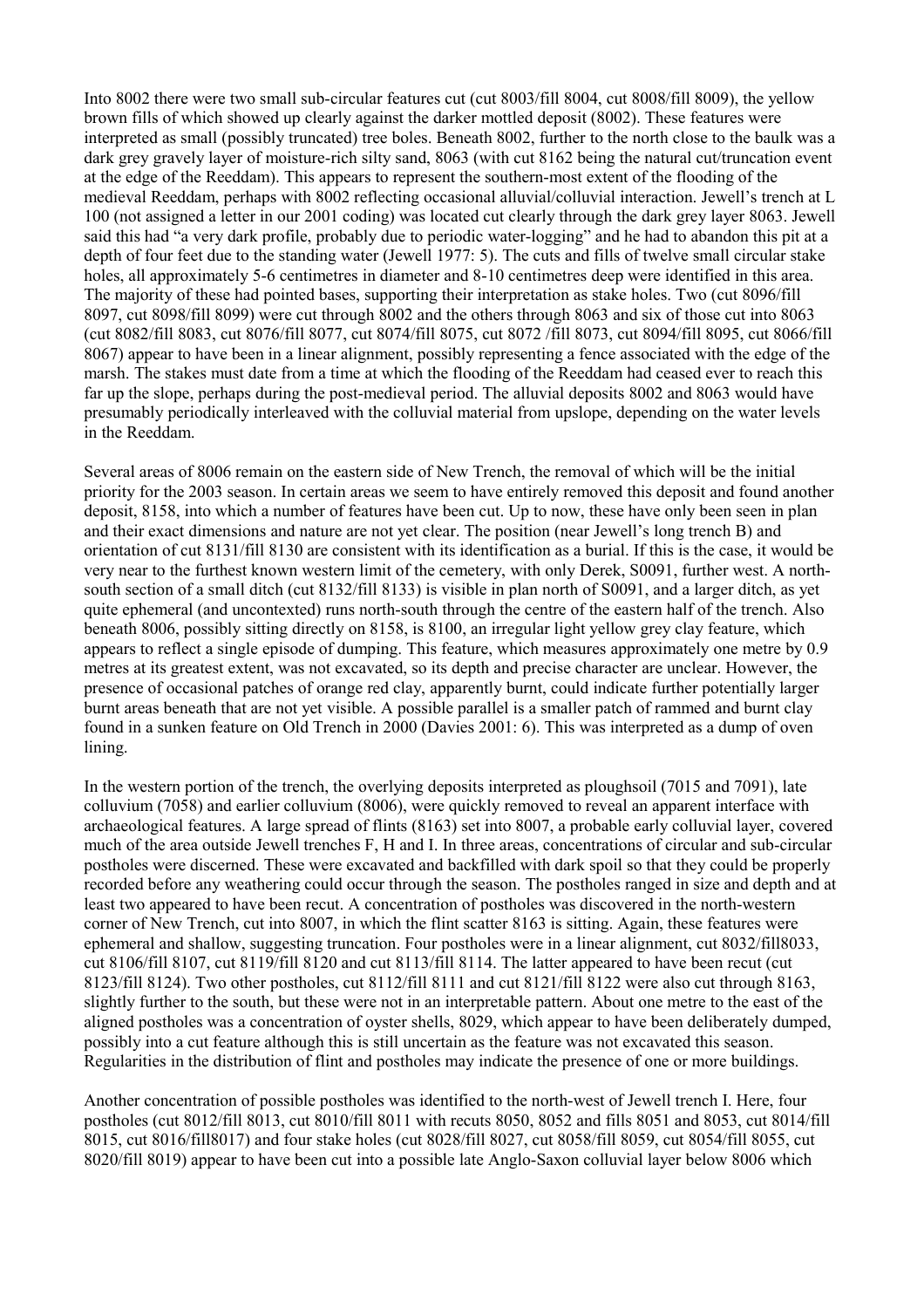Into 8002 there were two small sub-circular features cut (cut 8003/fill 8004, cut 8008/fill 8009), the yellow brown fills of which showed up clearly against the darker mottled deposit (8002). These features were interpreted as small (possibly truncated) tree boles. Beneath 8002, further to the north close to the baulk was a dark grey gravely layer of moisture-rich silty sand, 8063 (with cut 8162 being the natural cut/truncation event at the edge of the Reeddam). This appears to represent the southern-most extent of the flooding of the medieval Reeddam, perhaps with 8002 reflecting occasional alluvial/colluvial interaction. Jewell's trench at L 100 (not assigned a letter in our 2001 coding) was located cut clearly through the dark grey layer 8063. Jewell said this had "a very dark profile, probably due to periodic water-logging" and he had to abandon this pit at a depth of four feet due to the standing water (Jewell 1977: 5). The cuts and fills of twelve small circular stake holes, all approximately 5-6 centimetres in diameter and 8-10 centimetres deep were identified in this area. The majority of these had pointed bases, supporting their interpretation as stake holes. Two (cut 8096/fill 8097, cut 8098/fill 8099) were cut through 8002 and the others through 8063 and six of those cut into 8063 (cut 8082/fill 8083, cut 8076/fill 8077, cut 8074/fill 8075, cut 8072 /fill 8073, cut 8094/fill 8095, cut 8066/fill 8067) appear to have been in a linear alignment, possibly representing a fence associated with the edge of the marsh. The stakes must date from a time at which the flooding of the Reeddam had ceased ever to reach this far up the slope, perhaps during the post-medieval period. The alluvial deposits 8002 and 8063 would have presumably periodically interleaved with the colluvial material from upslope, depending on the water levels in the Reeddam.

Several areas of 8006 remain on the eastern side of New Trench, the removal of which will be the initial priority for the 2003 season. In certain areas we seem to have entirely removed this deposit and found another deposit, 8158, into which a number of features have been cut. Up to now, these have only been seen in plan and their exact dimensions and nature are not yet clear. The position (near Jewell's long trench B) and orientation of cut 8131/fill 8130 are consistent with its identification as a burial. If this is the case, it would be very near to the furthest known western limit of the cemetery, with only Derek, S0091, further west. A north-south section of a small ditch (cut 8132/fill 8133) is visible in plan north of S0091, and a larger ditch, as yet quite ephemeral (and uncontexted) runs north-south through the centre of the eastern half of the trench. Also beneath 8006, possibly sitting directly on 8158, is 8100, an irregular light yellow grey clay feature, which appears to reflect a single episode of dumping. This feature, which measures approximately one metre by 0.9 metres at its greatest extent, was not excavated, so its depth and precise character are unclear. However, the presence of occasional patches of orange red clay, apparently burnt, could indicate further potentially larger burnt areas beneath that are not yet visible. A possible parallel is a smaller patch of rammed and burnt clay found in a sunken feature on Old Trench in 2000 (Davies 2001: 6). This was interpreted as a dump of oven lining.

In the western portion of the trench, the overlying deposits interpreted as ploughsoil (7015 and 7091), late colluvium (7058) and earlier colluvium (8006), were quickly removed to reveal an apparent interface with archaeological features. A large spread of flints (8163) set into 8007, a probable early colluvial layer, covered much of the area outside Jewell trenches F, H and I. In three areas, concentrations of circular and sub-circular postholes were discerned. These were excavated and backfilled with dark spoil so that they could be properly recorded before any weathering could occur through the season. The postholes ranged in size and depth and at least two appeared to have been recut. A concentration of postholes was discovered in the north-western corner of New Trench, cut into 8007, in which the flint scatter 8163 is sitting. Again, these features were ephemeral and shallow, suggesting truncation. Four postholes were in a linear alignment, cut 8032/fill8033, cut 8106/fill 8107, cut 8119/fill 8120 and cut 8113/fill 8114. The latter appeared to have been recut (cut 8123/fill 8124). Two other postholes, cut 8112/fill 8111 and cut 8121/fill 8122 were also cut through 8163, slightly further to the south, but these were not in an interpretable pattern. About one metre to the east of the aligned postholes was a concentration of oyster shells, 8029, which appear to have been deliberately dumped, possibly into a cut feature although this is still uncertain as the feature was not excavated this season. Regularities in the distribution of flint and postholes may indicate the presence of one or more buildings.

Another concentration of possible postholes was identified to the north-west of Jewell trench I. Here, four postholes (cut 8012/fill 8013, cut 8010/fill 8011 with recuts 8050, 8052 and fills 8051 and 8053, cut 8014/fill 8015, cut 8016/fill8017) and four stake holes (cut 8028/fill 8027, cut 8058/fill 8059, cut 8054/fill 8055, cut 8020/fill 8019) appear to have been cut into a possible late Anglo-Saxon colluvial layer below 8006 which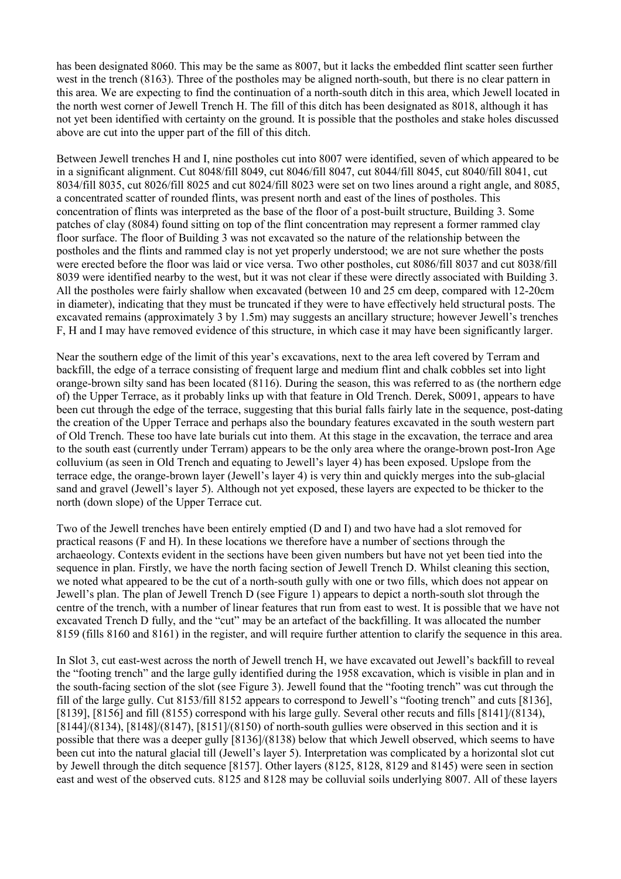has been designated 8060. This may be the same as 8007, but it lacks the embedded flint scatter seen further west in the trench (8163). Three of the postholes may be aligned north-south, but there is no clear pattern in this area. We are expecting to find the continuation of a north-south ditch in this area, which Jewell located in the north west corner of Jewell Trench H. The fill of this ditch has been designated as 8018, although it has not yet been identified with certainty on the ground. It is possible that the postholes and stake holes discussed above are cut into the upper part of the fill of this ditch.

Between Jewell trenches H and I, nine postholes cut into 8007 were identified, seven of which appeared to be in a significant alignment. Cut 8048/fill 8049, cut 8046/fill 8047, cut 8044/fill 8045, cut 8040/fill 8041, cut 8034/fill 8035, cut 8026/fill 8025 and cut 8024/fill 8023 were set on two lines around a right angle, and 8085, a concentrated scatter of rounded flints, was present north and east of the lines of postholes. This concentration of flints was interpreted as the base of the floor of a post-built structure, Building 3. Some patches of clay (8084) found sitting on top of the flint concentration may represent a former rammed clay floor surface. The floor of Building 3 was not excavated so the nature of the relationship between the postholes and the flints and rammed clay is not yet properly understood; we are not sure whether the posts were erected before the floor was laid or vice versa. Two other postholes, cut 8086/fill 8037 and cut 8038/fill 8039 were identified nearby to the west, but it was not clear if these were directly associated with Building 3. All the postholes were fairly shallow when excavated (between 10 and 25 cm deep, compared with 12-20cm in diameter), indicating that they must be truncated if they were to have effectively held structural posts. The excavated remains (approximately 3 by 1.5m) may suggests an ancillary structure; however Jewell's trenches F, H and I may have removed evidence of this structure, in which case it may have been significantly larger.

Near the southern edge of the limit of this year's excavations, next to the area left covered by Terram and backfill, the edge of a terrace consisting of frequent large and medium flint and chalk cobbles set into light orange-brown silty sand has been located (8116). During the season, this was referred to as (the northern edge of) the Upper Terrace, as it probably links up with that feature in Old Trench. Derek, S0091, appears to have been cut through the edge of the terrace, suggesting that this burial falls fairly late in the sequence, post-dating the creation of the Upper Terrace and perhaps also the boundary features excavated in the south western part of Old Trench. These too have late burials cut into them. At this stage in the excavation, the terrace and area to the south east (currently under Terram) appears to be the only area where the orange-brown post-Iron Age colluvium (as seen in Old Trench and equating to Jewell's layer 4) has been exposed. Upslope from the terrace edge, the orange-brown layer (Jewell's layer 4) is very thin and quickly merges into the sub-glacial sand and gravel (Jewell's layer 5). Although not yet exposed, these layers are expected to be thicker to the north (down slope) of the Upper Terrace cut.

Two of the Jewell trenches have been entirely emptied (D and I) and two have had a slot removed for practical reasons (F and H). In these locations we therefore have a number of sections through the archaeology. Contexts evident in the sections have been given numbers but have not yet been tied into the sequence in plan. Firstly, we have the north facing section of Jewell Trench D. Whilst cleaning this section, we noted what appeared to be the cut of a north-south gully with one or two fills, which does not appear on Jewell's plan. The plan of Jewell Trench D (see Figure 1) appears to depict a north-south slot through the centre of the trench, with a number of linear features that run from east to west. It is possible that we have not excavated Trench D fully, and the "cut" may be an artefact of the backfilling. It was allocated the number 8159 (fills 8160 and 8161) in the register, and will require further attention to clarify the sequence in this area.

In Slot 3, cut east-west across the north of Jewell trench H, we have excavated out Jewell's backfill to reveal the "footing trench" and the large gully identified during the 1958 excavation, which is visible in plan and in the south-facing section of the slot (see Figure 3). Jewell found that the "footing trench" was cut through the fill of the large gully. Cut 8153/fill 8152 appears to correspond to Jewell's "footing trench" and cuts [8136], [8139], [8156] and fill (8155) correspond with his large gully. Several other recuts and fills [8141]/(8134), [8144]/(8134), [8148]/(8147), [8151]/(8150) of north-south gullies were observed in this section and it is possible that there was a deeper gully [8136]/(8138) below that which Jewell observed, which seems to have been cut into the natural glacial till (Jewell's layer 5). Interpretation was complicated by a horizontal slot cut by Jewell through the ditch sequence [8157]. Other layers (8125, 8128, 8129 and 8145) were seen in section east and west of the observed cuts. 8125 and 8128 may be colluvial soils underlying 8007. All of these layers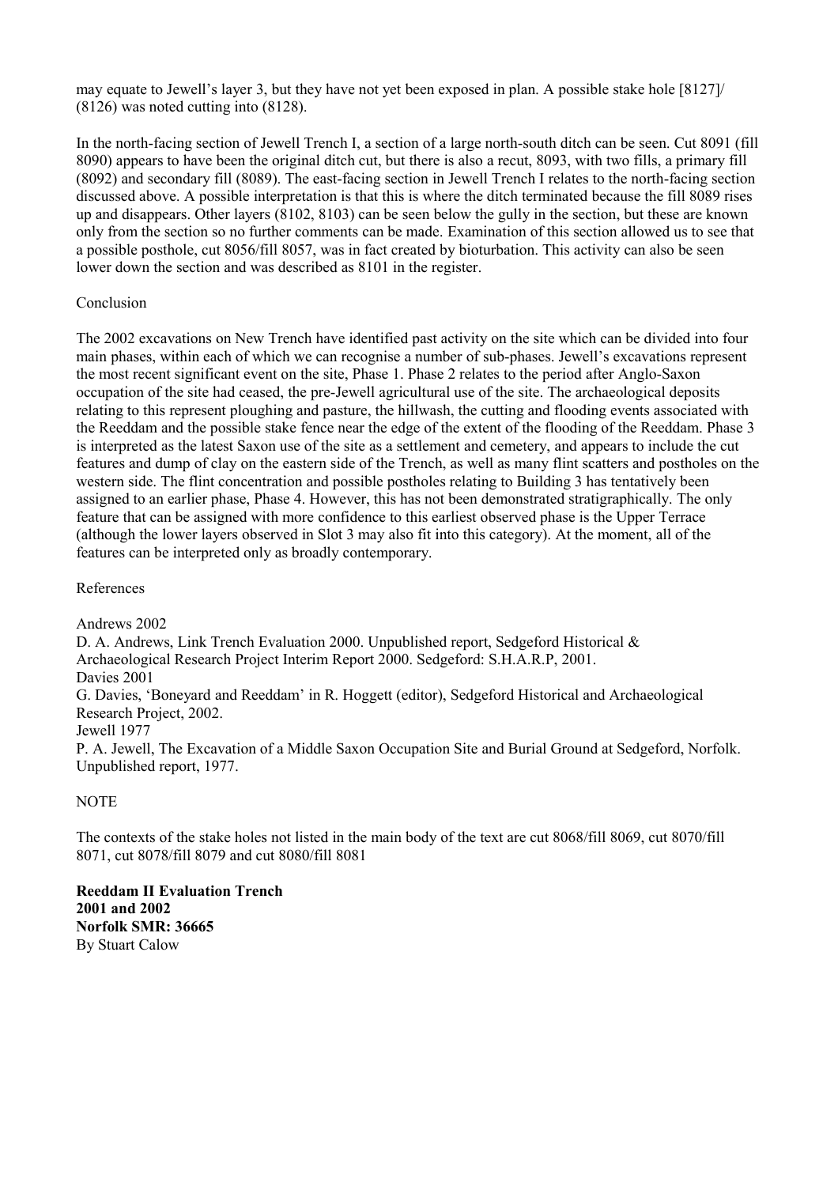may equate to Jewell's layer 3, but they have not yet been exposed in plan. A possible stake hole [8127]/ (8126) was noted cutting into (8128).

In the north-facing section of Jewell Trench I, a section of a large north-south ditch can be seen. Cut 8091 (fill 8090) appears to have been the original ditch cut, but there is also a recut, 8093, with two fills, a primary fill (8092) and secondary fill (8089). The east-facing section in Jewell Trench I relates to the north-facing section discussed above. A possible interpretation is that this is where the ditch terminated because the fill 8089 rises up and disappears. Other layers (8102, 8103) can be seen below the gully in the section, but these are known only from the section so no further comments can be made. Examination of this section allowed us to see that a possible posthole, cut 8056/fill 8057, was in fact created by bioturbation. This activity can also be seen lower down the section and was described as 8101 in the register.

Conclusion

The 2002 excavations on New Trench have identified past activity on the site which can be divided into four main phases, within each of which we can recognise a number of sub-phases. Jewell's excavations represent the most recent significant event on the site, Phase 1. Phase 2 relates to the period after Anglo-Saxon occupation of the site had ceased, the pre-Jewell agricultural use of the site. The archaeological deposits relating to this represent ploughing and pasture, the hillwash, the cutting and flooding events associated with the Reeddam and the possible stake fence near the edge of the extent of the flooding of the Reeddam. Phase 3 is interpreted as the latest Saxon use of the site as a settlement and cemetery, and appears to include the cut features and dump of clay on the eastern side of the Trench, as well as many flint scatters and postholes on the western side. The flint concentration and possible postholes relating to Building 3 has tentatively been assigned to an earlier phase, Phase 4. However, this has not been demonstrated stratigraphically. The only feature that can be assigned with more confidence to this earliest observed phase is the Upper Terrace (although the lower layers observed in Slot 3 may also fit into this category). At the moment, all of the features can be interpreted only as broadly contemporary.

References

Andrews 2002
D. A. Andrews, Link Trench Evaluation 2000. Unpublished report, Sedgeford Historical & Archaeological Research Project Interim Report 2000. Sedgeford: S.H.A.R.P, 2001.
Davies 2001
G. Davies, 'Boneyard and Reeddam' in R. Hoggett (editor), Sedgeford Historical and Archaeological Research Project, 2002.
Jewell 1977
P. A. Jewell, The Excavation of a Middle Saxon Occupation Site and Burial Ground at Sedgeford, Norfolk. Unpublished report, 1977.

NOTE

The contexts of the stake holes not listed in the main body of the text are cut 8068/fill 8069, cut 8070/fill 8071, cut 8078/fill 8079 and cut 8080/fill 8081

**Reeddam II Evaluation Trench**
**2001 and 2002**
**Norfolk SMR: 36665**
By Stuart Calow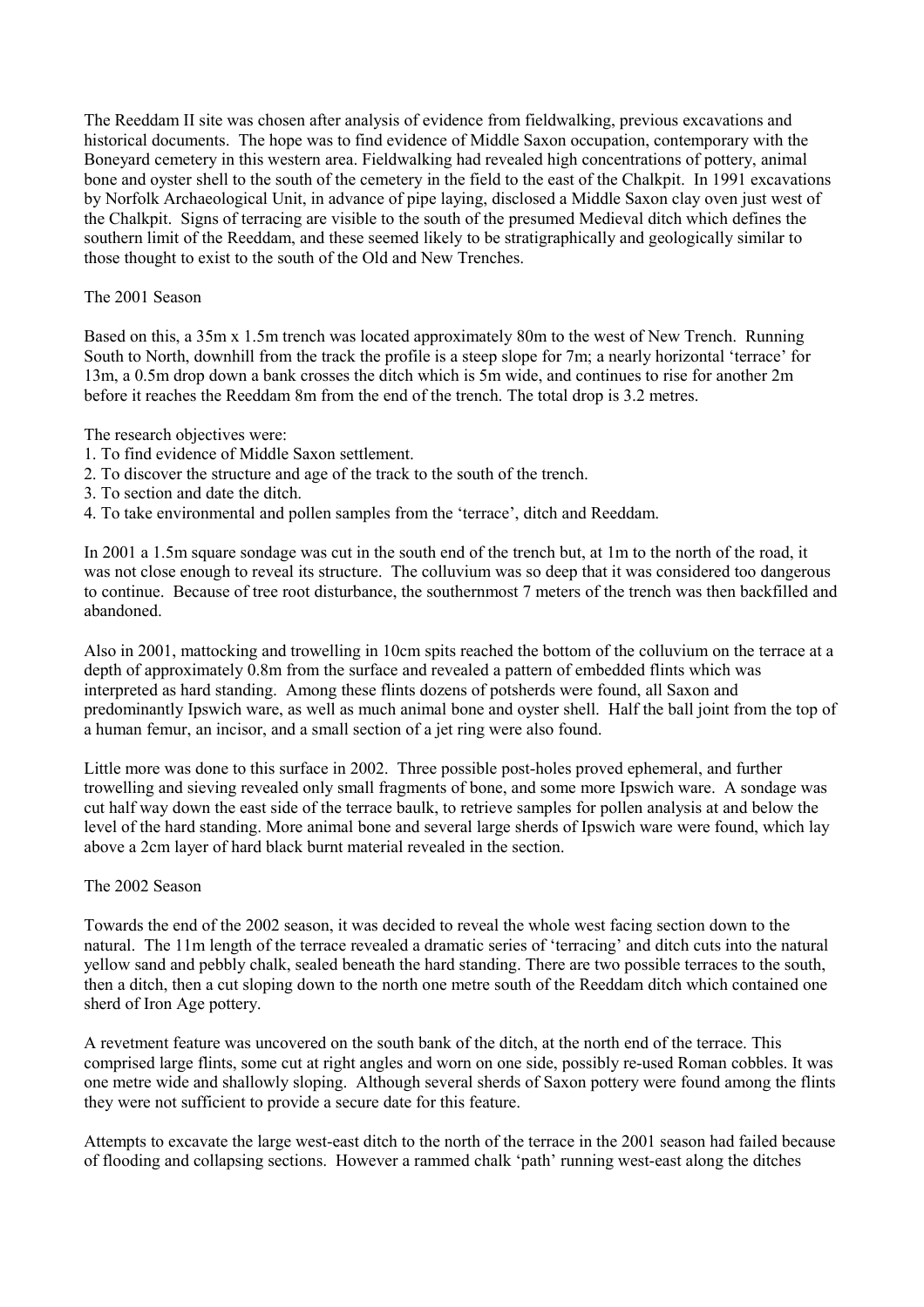The Reeddam II site was chosen after analysis of evidence from fieldwalking, previous excavations and historical documents. The hope was to find evidence of Middle Saxon occupation, contemporary with the Boneyard cemetery in this western area. Fieldwalking had revealed high concentrations of pottery, animal bone and oyster shell to the south of the cemetery in the field to the east of the Chalkpit. In 1991 excavations by Norfolk Archaeological Unit, in advance of pipe laying, disclosed a Middle Saxon clay oven just west of the Chalkpit. Signs of terracing are visible to the south of the presumed Medieval ditch which defines the southern limit of the Reeddam, and these seemed likely to be stratigraphically and geologically similar to those thought to exist to the south of the Old and New Trenches.

## The 2001 Season

Based on this, a 35m x 1.5m trench was located approximately 80m to the west of New Trench. Running South to North, downhill from the track the profile is a steep slope for 7m; a nearly horizontal 'terrace' for 13m, a 0.5m drop down a bank crosses the ditch which is 5m wide, and continues to rise for another 2m before it reaches the Reeddam 8m from the end of the trench. The total drop is 3.2 metres.

The research objectives were:

1. To find evidence of Middle Saxon settlement.
2. To discover the structure and age of the track to the south of the trench.
3. To section and date the ditch.
4. To take environmental and pollen samples from the 'terrace', ditch and Reeddam.

In 2001 a 1.5m square sondage was cut in the south end of the trench but, at 1m to the north of the road, it was not close enough to reveal its structure. The colluvium was so deep that it was considered too dangerous to continue. Because of tree root disturbance, the southernmost 7 meters of the trench was then backfilled and abandoned.

Also in 2001, mattocking and trowelling in 10cm spits reached the bottom of the colluvium on the terrace at a depth of approximately 0.8m from the surface and revealed a pattern of embedded flints which was interpreted as hard standing. Among these flints dozens of potsherds were found, all Saxon and predominantly Ipswich ware, as well as much animal bone and oyster shell. Half the ball joint from the top of a human femur, an incisor, and a small section of a jet ring were also found.

Little more was done to this surface in 2002. Three possible post-holes proved ephemeral, and further trowelling and sieving revealed only small fragments of bone, and some more Ipswich ware. A sondage was cut half way down the east side of the terrace baulk, to retrieve samples for pollen analysis at and below the level of the hard standing. More animal bone and several large sherds of Ipswich ware were found, which lay above a 2cm layer of hard black burnt material revealed in the section.

## The 2002 Season

Towards the end of the 2002 season, it was decided to reveal the whole west facing section down to the natural. The 11m length of the terrace revealed a dramatic series of 'terracing' and ditch cuts into the natural yellow sand and pebbly chalk, sealed beneath the hard standing. There are two possible terraces to the south, then a ditch, then a cut sloping down to the north one metre south of the Reeddam ditch which contained one sherd of Iron Age pottery.

A revetment feature was uncovered on the south bank of the ditch, at the north end of the terrace. This comprised large flints, some cut at right angles and worn on one side, possibly re-used Roman cobbles. It was one metre wide and shallowly sloping. Although several sherds of Saxon pottery were found among the flints they were not sufficient to provide a secure date for this feature.

Attempts to excavate the large west-east ditch to the north of the terrace in the 2001 season had failed because of flooding and collapsing sections. However a rammed chalk 'path' running west-east along the ditches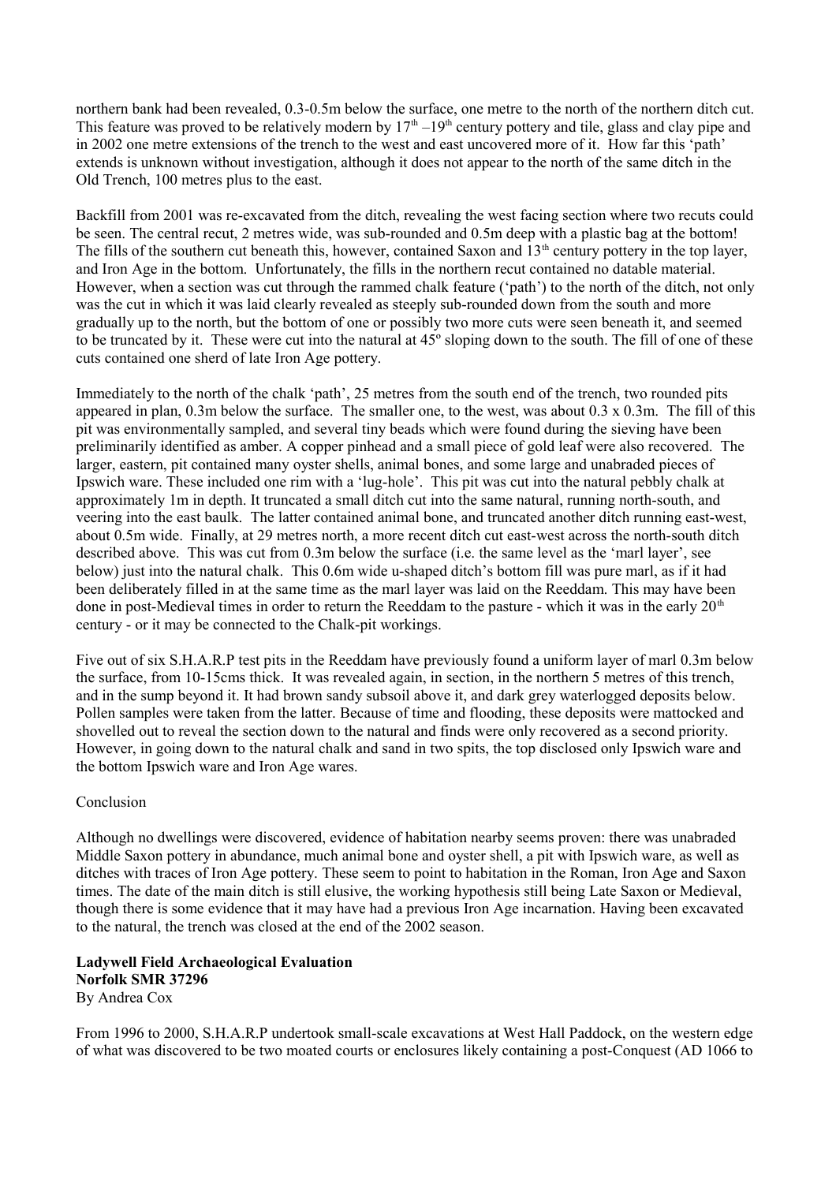northern bank had been revealed, 0.3-0.5m below the surface, one metre to the north of the northern ditch cut. This feature was proved to be relatively modern by 17th –19th century pottery and tile, glass and clay pipe and in 2002 one metre extensions of the trench to the west and east uncovered more of it. How far this 'path' extends is unknown without investigation, although it does not appear to the north of the same ditch in the Old Trench, 100 metres plus to the east.

Backfill from 2001 was re-excavated from the ditch, revealing the west facing section where two recuts could be seen. The central recut, 2 metres wide, was sub-rounded and 0.5m deep with a plastic bag at the bottom! The fills of the southern cut beneath this, however, contained Saxon and 13th century pottery in the top layer, and Iron Age in the bottom. Unfortunately, the fills in the northern recut contained no datable material. However, when a section was cut through the rammed chalk feature ('path') to the north of the ditch, not only was the cut in which it was laid clearly revealed as steeply sub-rounded down from the south and more gradually up to the north, but the bottom of one or possibly two more cuts were seen beneath it, and seemed to be truncated by it. These were cut into the natural at 45º sloping down to the south. The fill of one of these cuts contained one sherd of late Iron Age pottery.

Immediately to the north of the chalk 'path', 25 metres from the south end of the trench, two rounded pits appeared in plan, 0.3m below the surface. The smaller one, to the west, was about 0.3 x 0.3m. The fill of this pit was environmentally sampled, and several tiny beads which were found during the sieving have been preliminarily identified as amber. A copper pinhead and a small piece of gold leaf were also recovered. The larger, eastern, pit contained many oyster shells, animal bones, and some large and unabraded pieces of Ipswich ware. These included one rim with a 'lug-hole'. This pit was cut into the natural pebbly chalk at approximately 1m in depth. It truncated a small ditch cut into the same natural, running north-south, and veering into the east baulk. The latter contained animal bone, and truncated another ditch running east-west, about 0.5m wide. Finally, at 29 metres north, a more recent ditch cut east-west across the north-south ditch described above. This was cut from 0.3m below the surface (i.e. the same level as the 'marl layer', see below) just into the natural chalk. This 0.6m wide u-shaped ditch's bottom fill was pure marl, as if it had been deliberately filled in at the same time as the marl layer was laid on the Reeddam. This may have been done in post-Medieval times in order to return the Reeddam to the pasture - which it was in the early 20th century - or it may be connected to the Chalk-pit workings.

Five out of six S.H.A.R.P test pits in the Reeddam have previously found a uniform layer of marl 0.3m below the surface, from 10-15cms thick. It was revealed again, in section, in the northern 5 metres of this trench, and in the sump beyond it. It had brown sandy subsoil above it, and dark grey waterlogged deposits below. Pollen samples were taken from the latter. Because of time and flooding, these deposits were mattocked and shovelled out to reveal the section down to the natural and finds were only recovered as a second priority. However, in going down to the natural chalk and sand in two spits, the top disclosed only Ipswich ware and the bottom Ipswich ware and Iron Age wares.

Conclusion

Although no dwellings were discovered, evidence of habitation nearby seems proven: there was unabraded Middle Saxon pottery in abundance, much animal bone and oyster shell, a pit with Ipswich ware, as well as ditches with traces of Iron Age pottery. These seem to point to habitation in the Roman, Iron Age and Saxon times. The date of the main ditch is still elusive, the working hypothesis still being Late Saxon or Medieval, though there is some evidence that it may have had a previous Iron Age incarnation. Having been excavated to the natural, the trench was closed at the end of the 2002 season.

**Ladywell Field Archaeological Evaluation**
**Norfolk SMR 37296**
By Andrea Cox

From 1996 to 2000, S.H.A.R.P undertook small-scale excavations at West Hall Paddock, on the western edge of what was discovered to be two moated courts or enclosures likely containing a post-Conquest (AD 1066 to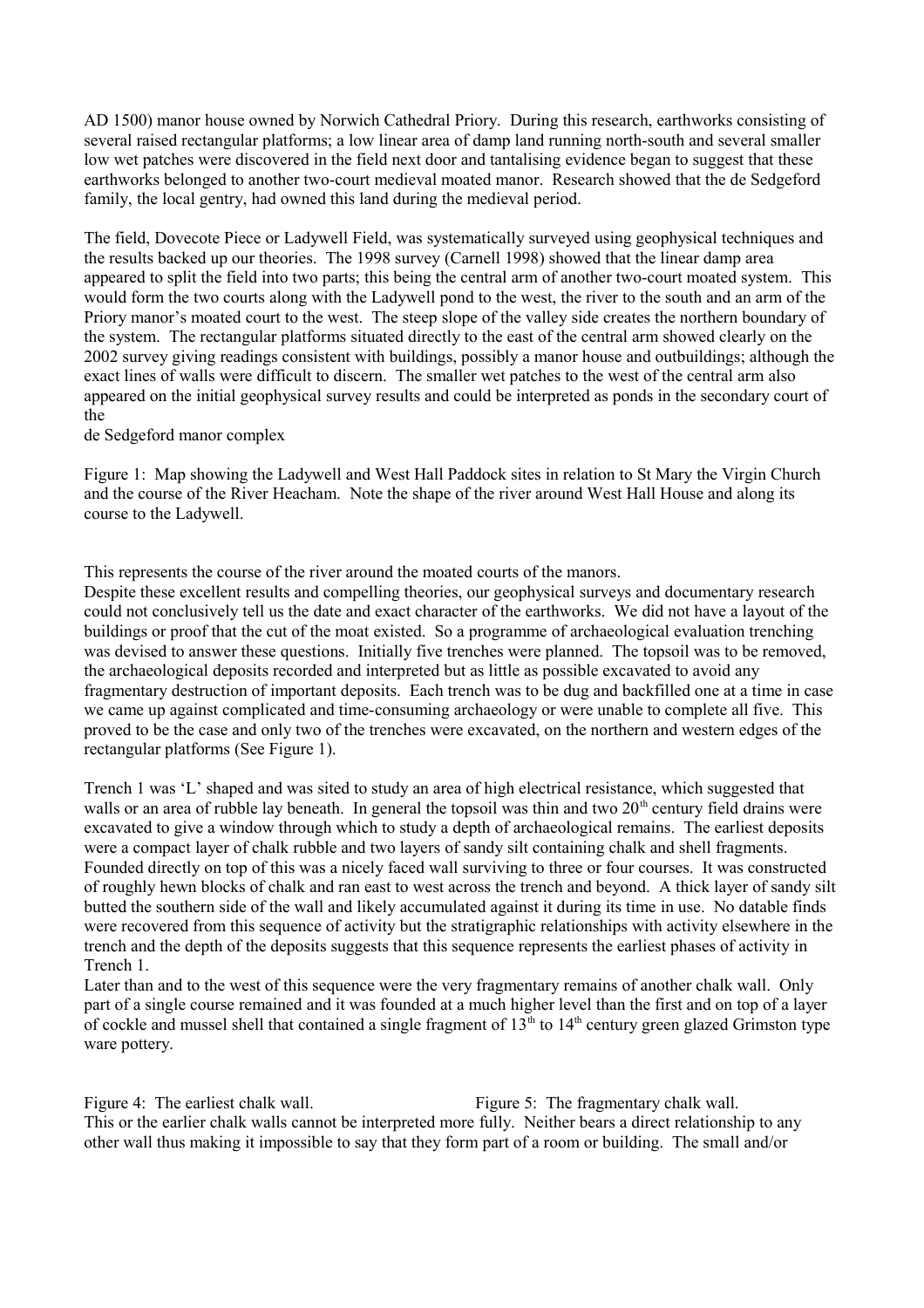AD 1500) manor house owned by Norwich Cathedral Priory. During this research, earthworks consisting of several raised rectangular platforms; a low linear area of damp land running north-south and several smaller low wet patches were discovered in the field next door and tantalising evidence began to suggest that these earthworks belonged to another two-court medieval moated manor. Research showed that the de Sedgeford family, the local gentry, had owned this land during the medieval period.

The field, Dovecote Piece or Ladywell Field, was systematically surveyed using geophysical techniques and the results backed up our theories. The 1998 survey (Carnell 1998) showed that the linear damp area appeared to split the field into two parts; this being the central arm of another two-court moated system. This would form the two courts along with the Ladywell pond to the west, the river to the south and an arm of the Priory manor's moated court to the west. The steep slope of the valley side creates the northern boundary of the system. The rectangular platforms situated directly to the east of the central arm showed clearly on the 2002 survey giving readings consistent with buildings, possibly a manor house and outbuildings; although the exact lines of walls were difficult to discern. The smaller wet patches to the west of the central arm also appeared on the initial geophysical survey results and could be interpreted as ponds in the secondary court of the
de Sedgeford manor complex

Figure 1: Map showing the Ladywell and West Hall Paddock sites in relation to St Mary the Virgin Church and the course of the River Heacham. Note the shape of the river around West Hall House and along its course to the Ladywell.

This represents the course of the river around the moated courts of the manors.
Despite these excellent results and compelling theories, our geophysical surveys and documentary research could not conclusively tell us the date and exact character of the earthworks. We did not have a layout of the buildings or proof that the cut of the moat existed. So a programme of archaeological evaluation trenching was devised to answer these questions. Initially five trenches were planned. The topsoil was to be removed, the archaeological deposits recorded and interpreted but as little as possible excavated to avoid any fragmentary destruction of important deposits. Each trench was to be dug and backfilled one at a time in case we came up against complicated and time-consuming archaeology or were unable to complete all five. This proved to be the case and only two of the trenches were excavated, on the northern and western edges of the rectangular platforms (See Figure 1).

Trench 1 was 'L' shaped and was sited to study an area of high electrical resistance, which suggested that walls or an area of rubble lay beneath. In general the topsoil was thin and two 20th century field drains were excavated to give a window through which to study a depth of archaeological remains. The earliest deposits were a compact layer of chalk rubble and two layers of sandy silt containing chalk and shell fragments. Founded directly on top of this was a nicely faced wall surviving to three or four courses. It was constructed of roughly hewn blocks of chalk and ran east to west across the trench and beyond. A thick layer of sandy silt butted the southern side of the wall and likely accumulated against it during its time in use. No datable finds were recovered from this sequence of activity but the stratigraphic relationships with activity elsewhere in the trench and the depth of the deposits suggests that this sequence represents the earliest phases of activity in Trench 1.
Later than and to the west of this sequence were the very fragmentary remains of another chalk wall. Only part of a single course remained and it was founded at a much higher level than the first and on top of a layer of cockle and mussel shell that contained a single fragment of 13th to 14th century green glazed Grimston type ware pottery.

Figure 4: The earliest chalk wall.

Figure 5: The fragmentary chalk wall.

This or the earlier chalk walls cannot be interpreted more fully. Neither bears a direct relationship to any other wall thus making it impossible to say that they form part of a room or building. The small and/or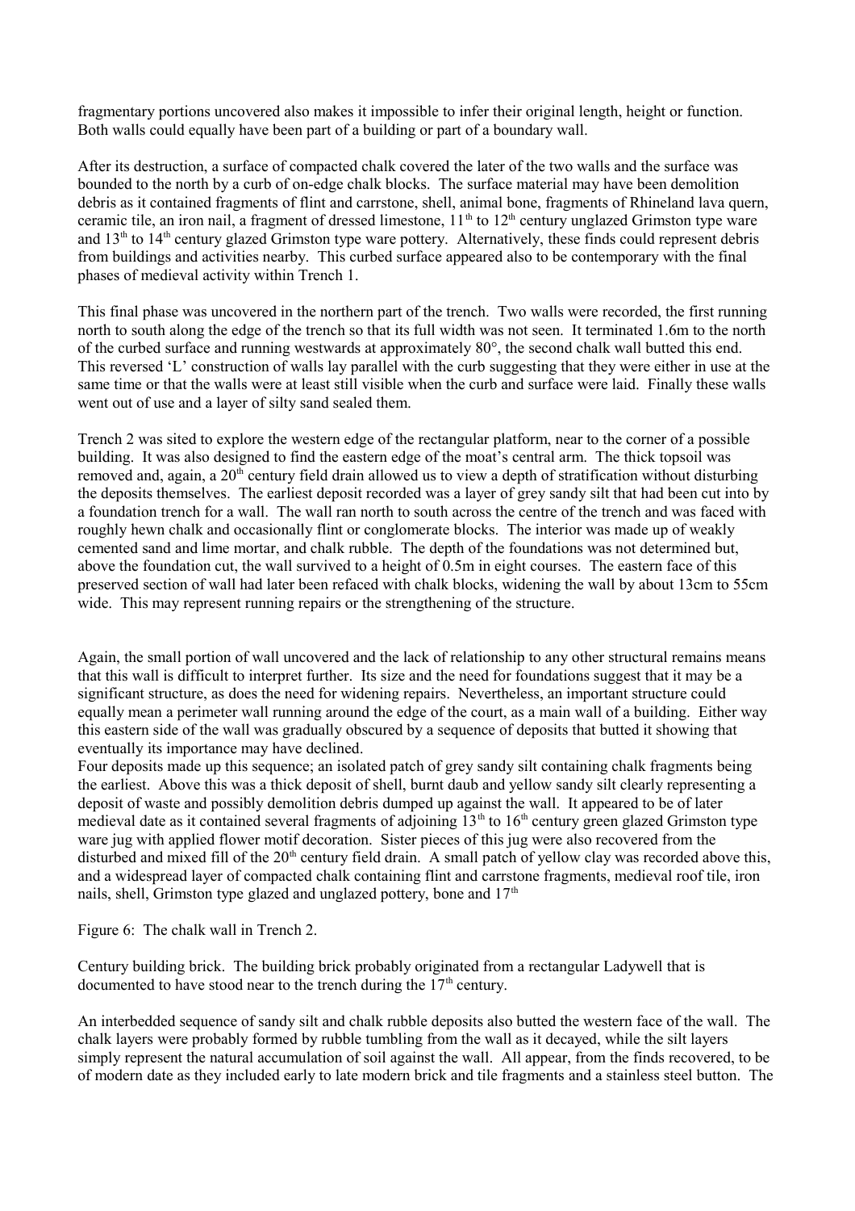fragmentary portions uncovered also makes it impossible to infer their original length, height or function. Both walls could equally have been part of a building or part of a boundary wall.

After its destruction, a surface of compacted chalk covered the later of the two walls and the surface was bounded to the north by a curb of on-edge chalk blocks. The surface material may have been demolition debris as it contained fragments of flint and carrstone, shell, animal bone, fragments of Rhineland lava quern, ceramic tile, an iron nail, a fragment of dressed limestone, 11th to 12th century unglazed Grimston type ware and 13th to 14th century glazed Grimston type ware pottery. Alternatively, these finds could represent debris from buildings and activities nearby. This curbed surface appeared also to be contemporary with the final phases of medieval activity within Trench 1.

This final phase was uncovered in the northern part of the trench. Two walls were recorded, the first running north to south along the edge of the trench so that its full width was not seen. It terminated 1.6m to the north of the curbed surface and running westwards at approximately 80°, the second chalk wall butted this end. This reversed 'L' construction of walls lay parallel with the curb suggesting that they were either in use at the same time or that the walls were at least still visible when the curb and surface were laid. Finally these walls went out of use and a layer of silty sand sealed them.

Trench 2 was sited to explore the western edge of the rectangular platform, near to the corner of a possible building. It was also designed to find the eastern edge of the moat's central arm. The thick topsoil was removed and, again, a 20th century field drain allowed us to view a depth of stratification without disturbing the deposits themselves. The earliest deposit recorded was a layer of grey sandy silt that had been cut into by a foundation trench for a wall. The wall ran north to south across the centre of the trench and was faced with roughly hewn chalk and occasionally flint or conglomerate blocks. The interior was made up of weakly cemented sand and lime mortar, and chalk rubble. The depth of the foundations was not determined but, above the foundation cut, the wall survived to a height of 0.5m in eight courses. The eastern face of this preserved section of wall had later been refaced with chalk blocks, widening the wall by about 13cm to 55cm wide. This may represent running repairs or the strengthening of the structure.

Again, the small portion of wall uncovered and the lack of relationship to any other structural remains means that this wall is difficult to interpret further. Its size and the need for foundations suggest that it may be a significant structure, as does the need for widening repairs. Nevertheless, an important structure could equally mean a perimeter wall running around the edge of the court, as a main wall of a building. Either way this eastern side of the wall was gradually obscured by a sequence of deposits that butted it showing that eventually its importance may have declined.

Four deposits made up this sequence; an isolated patch of grey sandy silt containing chalk fragments being the earliest. Above this was a thick deposit of shell, burnt daub and yellow sandy silt clearly representing a deposit of waste and possibly demolition debris dumped up against the wall. It appeared to be of later medieval date as it contained several fragments of adjoining 13th to 16th century green glazed Grimston type ware jug with applied flower motif decoration. Sister pieces of this jug were also recovered from the disturbed and mixed fill of the 20th century field drain. A small patch of yellow clay was recorded above this, and a widespread layer of compacted chalk containing flint and carrstone fragments, medieval roof tile, iron nails, shell, Grimston type glazed and unglazed pottery, bone and 17th

Figure 6: The chalk wall in Trench 2.

Century building brick. The building brick probably originated from a rectangular Ladywell that is documented to have stood near to the trench during the 17th century.

An interbedded sequence of sandy silt and chalk rubble deposits also butted the western face of the wall. The chalk layers were probably formed by rubble tumbling from the wall as it decayed, while the silt layers simply represent the natural accumulation of soil against the wall. All appear, from the finds recovered, to be of modern date as they included early to late modern brick and tile fragments and a stainless steel button. The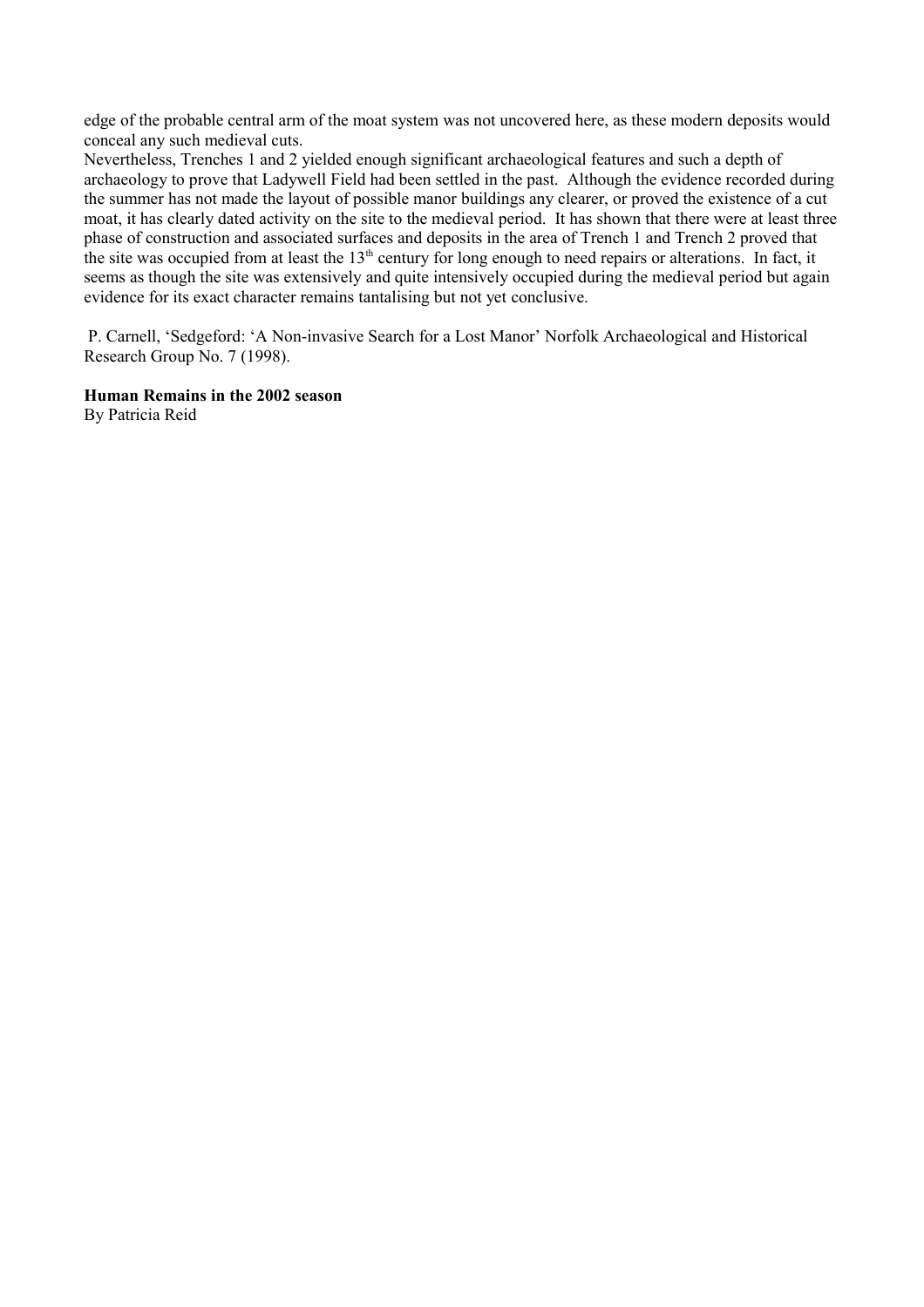edge of the probable central arm of the moat system was not uncovered here, as these modern deposits would conceal any such medieval cuts.

Nevertheless, Trenches 1 and 2 yielded enough significant archaeological features and such a depth of archaeology to prove that Ladywell Field had been settled in the past. Although the evidence recorded during the summer has not made the layout of possible manor buildings any clearer, or proved the existence of a cut moat, it has clearly dated activity on the site to the medieval period. It has shown that there were at least three phase of construction and associated surfaces and deposits in the area of Trench 1 and Trench 2 proved that the site was occupied from at least the 13th century for long enough to need repairs or alterations. In fact, it seems as though the site was extensively and quite intensively occupied during the medieval period but again evidence for its exact character remains tantalising but not yet conclusive.

P. Carnell, 'Sedgeford: 'A Non-invasive Search for a Lost Manor' Norfolk Archaeological and Historical Research Group No. 7 (1998).

**Human Remains in the 2002 season**
By Patricia Reid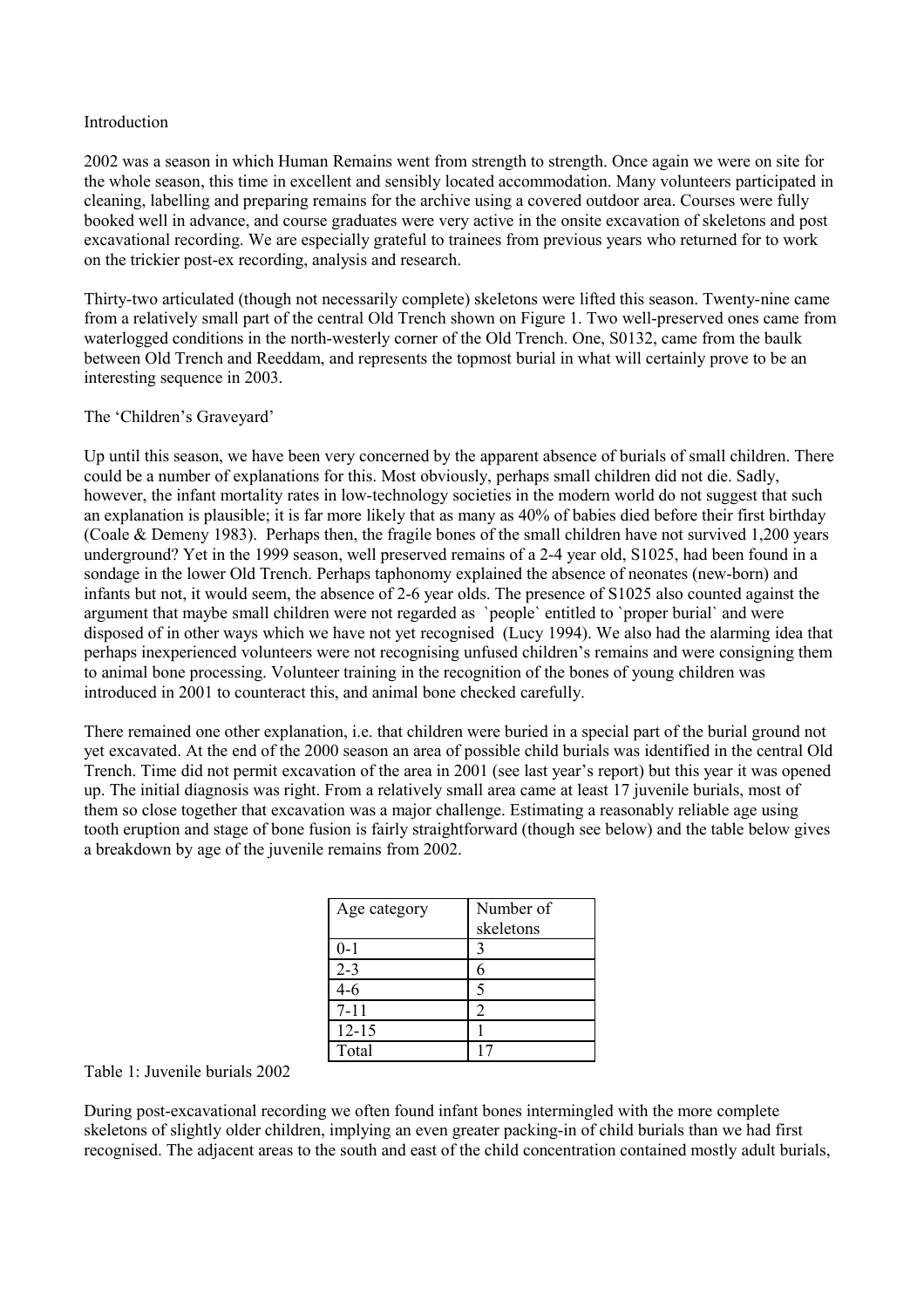Introduction

2002 was a season in which Human Remains went from strength to strength. Once again we were on site for the whole season, this time in excellent and sensibly located accommodation. Many volunteers participated in cleaning, labelling and preparing remains for the archive using a covered outdoor area. Courses were fully booked well in advance, and course graduates were very active in the onsite excavation of skeletons and post excavational recording. We are especially grateful to trainees from previous years who returned for to work on the trickier post-ex recording, analysis and research.

Thirty-two articulated (though not necessarily complete) skeletons were lifted this season. Twenty-nine came from a relatively small part of the central Old Trench shown on Figure 1. Two well-preserved ones came from waterlogged conditions in the north-westerly corner of the Old Trench. One, S0132, came from the baulk between Old Trench and Reeddam, and represents the topmost burial in what will certainly prove to be an interesting sequence in 2003.

The 'Children's Graveyard'

Up until this season, we have been very concerned by the apparent absence of burials of small children. There could be a number of explanations for this. Most obviously, perhaps small children did not die. Sadly, however, the infant mortality rates in low-technology societies in the modern world do not suggest that such an explanation is plausible; it is far more likely that as many as 40% of babies died before their first birthday (Coale & Demeny 1983). Perhaps then, the fragile bones of the small children have not survived 1,200 years underground? Yet in the 1999 season, well preserved remains of a 2-4 year old, S1025, had been found in a sondage in the lower Old Trench. Perhaps taphonomy explained the absence of neonates (new-born) and infants but not, it would seem, the absence of 2-6 year olds. The presence of S1025 also counted against the argument that maybe small children were not regarded as `people` entitled to `proper burial` and were disposed of in other ways which we have not yet recognised (Lucy 1994). We also had the alarming idea that perhaps inexperienced volunteers were not recognising unfused children's remains and were consigning them to animal bone processing. Volunteer training in the recognition of the bones of young children was introduced in 2001 to counteract this, and animal bone checked carefully.

There remained one other explanation, i.e. that children were buried in a special part of the burial ground not yet excavated. At the end of the 2000 season an area of possible child burials was identified in the central Old Trench. Time did not permit excavation of the area in 2001 (see last year's report) but this year it was opened up. The initial diagnosis was right. From a relatively small area came at least 17 juvenile burials, most of them so close together that excavation was a major challenge. Estimating a reasonably reliable age using tooth eruption and stage of bone fusion is fairly straightforward (though see below) and the table below gives a breakdown by age of the juvenile remains from 2002.

| Age category | Number of skeletons |
|---|---|
| 0-1 | 3 |
| 2-3 | 6 |
| 4-6 | 5 |
| 7-11 | 2 |
| 12-15 | 1 |
| Total | 17 |

Table 1: Juvenile burials 2002

During post-excavational recording we often found infant bones intermingled with the more complete skeletons of slightly older children, implying an even greater packing-in of child burials than we had first recognised. The adjacent areas to the south and east of the child concentration contained mostly adult burials,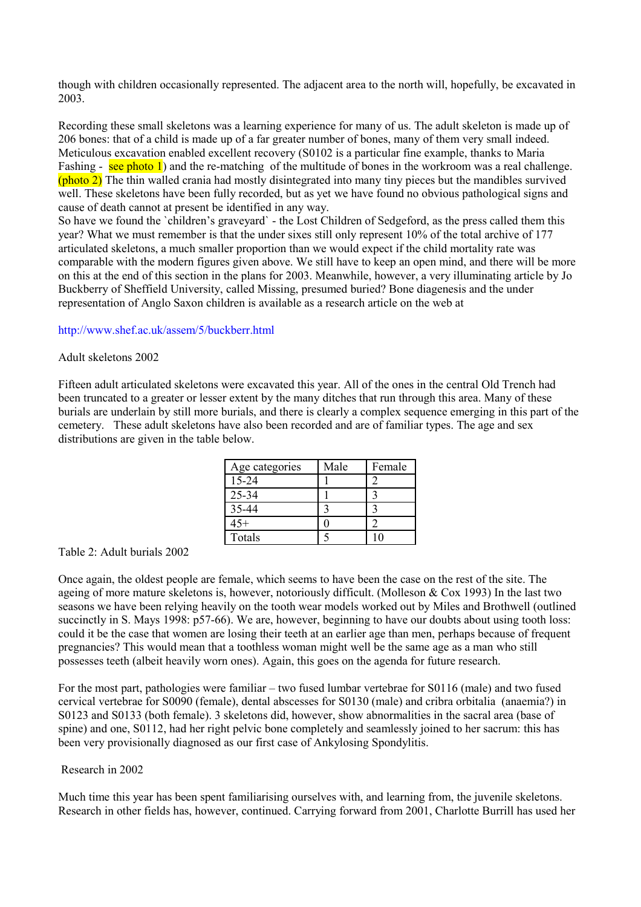though with children occasionally represented. The adjacent area to the north will, hopefully, be excavated in 2003.

Recording these small skeletons was a learning experience for many of us. The adult skeleton is made up of 206 bones: that of a child is made up of a far greater number of bones, many of them very small indeed. Meticulous excavation enabled excellent recovery (S0102 is a particular fine example, thanks to Maria Fashing - see photo 1) and the re-matching of the multitude of bones in the workroom was a real challenge. (photo 2) The thin walled crania had mostly disintegrated into many tiny pieces but the mandibles survived well. These skeletons have been fully recorded, but as yet we have found no obvious pathological signs and cause of death cannot at present be identified in any way.

So have we found the `children's graveyard` - the Lost Children of Sedgeford, as the press called them this year? What we must remember is that the under sixes still only represent 10% of the total archive of 177 articulated skeletons, a much smaller proportion than we would expect if the child mortality rate was comparable with the modern figures given above. We still have to keep an open mind, and there will be more on this at the end of this section in the plans for 2003. Meanwhile, however, a very illuminating article by Jo Buckberry of Sheffield University, called Missing, presumed buried? Bone diagenesis and the under representation of Anglo Saxon children is available as a research article on the web at

http://www.shef.ac.uk/assem/5/buckberr.html

Adult skeletons 2002

Fifteen adult articulated skeletons were excavated this year. All of the ones in the central Old Trench had been truncated to a greater or lesser extent by the many ditches that run through this area. Many of these burials are underlain by still more burials, and there is clearly a complex sequence emerging in this part of the cemetery. These adult skeletons have also been recorded and are of familiar types. The age and sex distributions are given in the table below.

| Age categories | Male | Female |
|---|---|---|
| 15-24 | 1 | 2 |
| 25-34 | 1 | 3 |
| 35-44 | 3 | 3 |
| 45+ | 0 | 2 |
| Totals | 5 | 10 |

Table 2: Adult burials 2002

Once again, the oldest people are female, which seems to have been the case on the rest of the site. The ageing of more mature skeletons is, however, notoriously difficult. (Molleson & Cox 1993) In the last two seasons we have been relying heavily on the tooth wear models worked out by Miles and Brothwell (outlined succinctly in S. Mays 1998: p57-66). We are, however, beginning to have our doubts about using tooth loss: could it be the case that women are losing their teeth at an earlier age than men, perhaps because of frequent pregnancies? This would mean that a toothless woman might well be the same age as a man who still possesses teeth (albeit heavily worn ones). Again, this goes on the agenda for future research.

For the most part, pathologies were familiar – two fused lumbar vertebrae for S0116 (male) and two fused cervical vertebrae for S0090 (female), dental abscesses for S0130 (male) and cribra orbitalia (anaemia?) in S0123 and S0133 (both female). 3 skeletons did, however, show abnormalities in the sacral area (base of spine) and one, S0112, had her right pelvic bone completely and seamlessly joined to her sacrum: this has been very provisionally diagnosed as our first case of Ankylosing Spondylitis.

Research in 2002

Much time this year has been spent familiarising ourselves with, and learning from, the juvenile skeletons. Research in other fields has, however, continued. Carrying forward from 2001, Charlotte Burrill has used her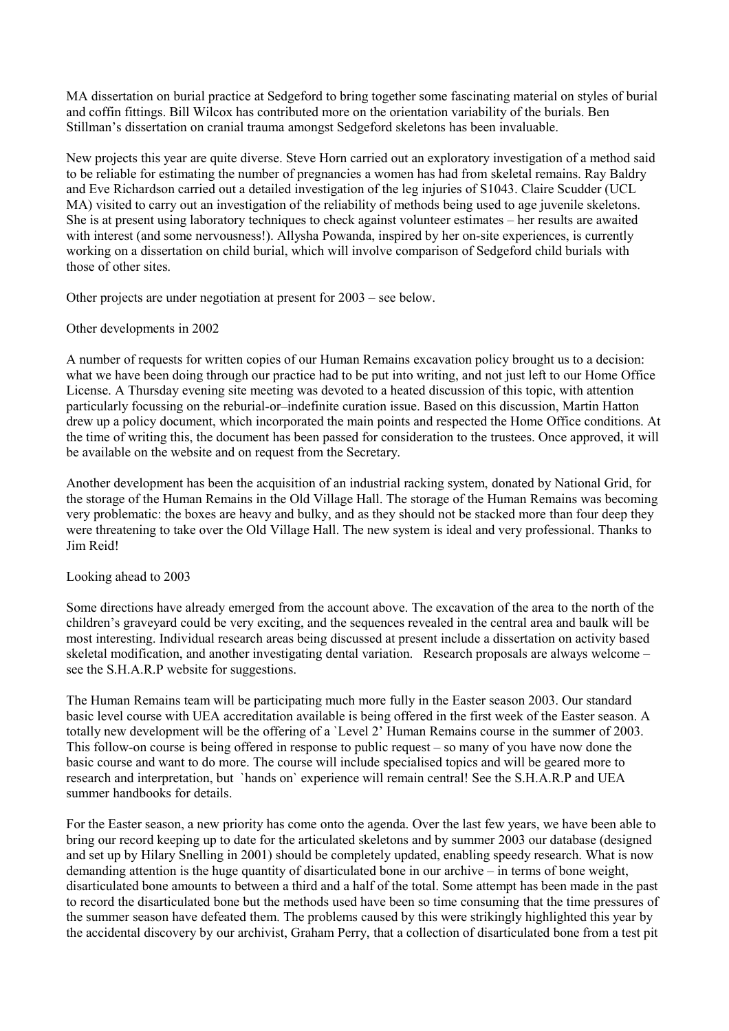MA dissertation on burial practice at Sedgeford to bring together some fascinating material on styles of burial and coffin fittings. Bill Wilcox has contributed more on the orientation variability of the burials. Ben Stillman's dissertation on cranial trauma amongst Sedgeford skeletons has been invaluable.

New projects this year are quite diverse. Steve Horn carried out an exploratory investigation of a method said to be reliable for estimating the number of pregnancies a women has had from skeletal remains. Ray Baldry and Eve Richardson carried out a detailed investigation of the leg injuries of S1043. Claire Scudder (UCL MA) visited to carry out an investigation of the reliability of methods being used to age juvenile skeletons. She is at present using laboratory techniques to check against volunteer estimates – her results are awaited with interest (and some nervousness!). Allysha Powanda, inspired by her on-site experiences, is currently working on a dissertation on child burial, which will involve comparison of Sedgeford child burials with those of other sites.

Other projects are under negotiation at present for 2003 – see below.

## Other developments in 2002

A number of requests for written copies of our Human Remains excavation policy brought us to a decision: what we have been doing through our practice had to be put into writing, and not just left to our Home Office License. A Thursday evening site meeting was devoted to a heated discussion of this topic, with attention particularly focussing on the reburial-or–indefinite curation issue. Based on this discussion, Martin Hatton drew up a policy document, which incorporated the main points and respected the Home Office conditions. At the time of writing this, the document has been passed for consideration to the trustees. Once approved, it will be available on the website and on request from the Secretary.

Another development has been the acquisition of an industrial racking system, donated by National Grid, for the storage of the Human Remains in the Old Village Hall. The storage of the Human Remains was becoming very problematic: the boxes are heavy and bulky, and as they should not be stacked more than four deep they were threatening to take over the Old Village Hall. The new system is ideal and very professional. Thanks to Jim Reid!

## Looking ahead to 2003

Some directions have already emerged from the account above. The excavation of the area to the north of the children's graveyard could be very exciting, and the sequences revealed in the central area and baulk will be most interesting. Individual research areas being discussed at present include a dissertation on activity based skeletal modification, and another investigating dental variation. Research proposals are always welcome – see the S.H.A.R.P website for suggestions.

The Human Remains team will be participating much more fully in the Easter season 2003. Our standard basic level course with UEA accreditation available is being offered in the first week of the Easter season. A totally new development will be the offering of a `Level 2' Human Remains course in the summer of 2003. This follow-on course is being offered in response to public request – so many of you have now done the basic course and want to do more. The course will include specialised topics and will be geared more to research and interpretation, but `hands on` experience will remain central! See the S.H.A.R.P and UEA summer handbooks for details.

For the Easter season, a new priority has come onto the agenda. Over the last few years, we have been able to bring our record keeping up to date for the articulated skeletons and by summer 2003 our database (designed and set up by Hilary Snelling in 2001) should be completely updated, enabling speedy research. What is now demanding attention is the huge quantity of disarticulated bone in our archive – in terms of bone weight, disarticulated bone amounts to between a third and a half of the total. Some attempt has been made in the past to record the disarticulated bone but the methods used have been so time consuming that the time pressures of the summer season have defeated them. The problems caused by this were strikingly highlighted this year by the accidental discovery by our archivist, Graham Perry, that a collection of disarticulated bone from a test pit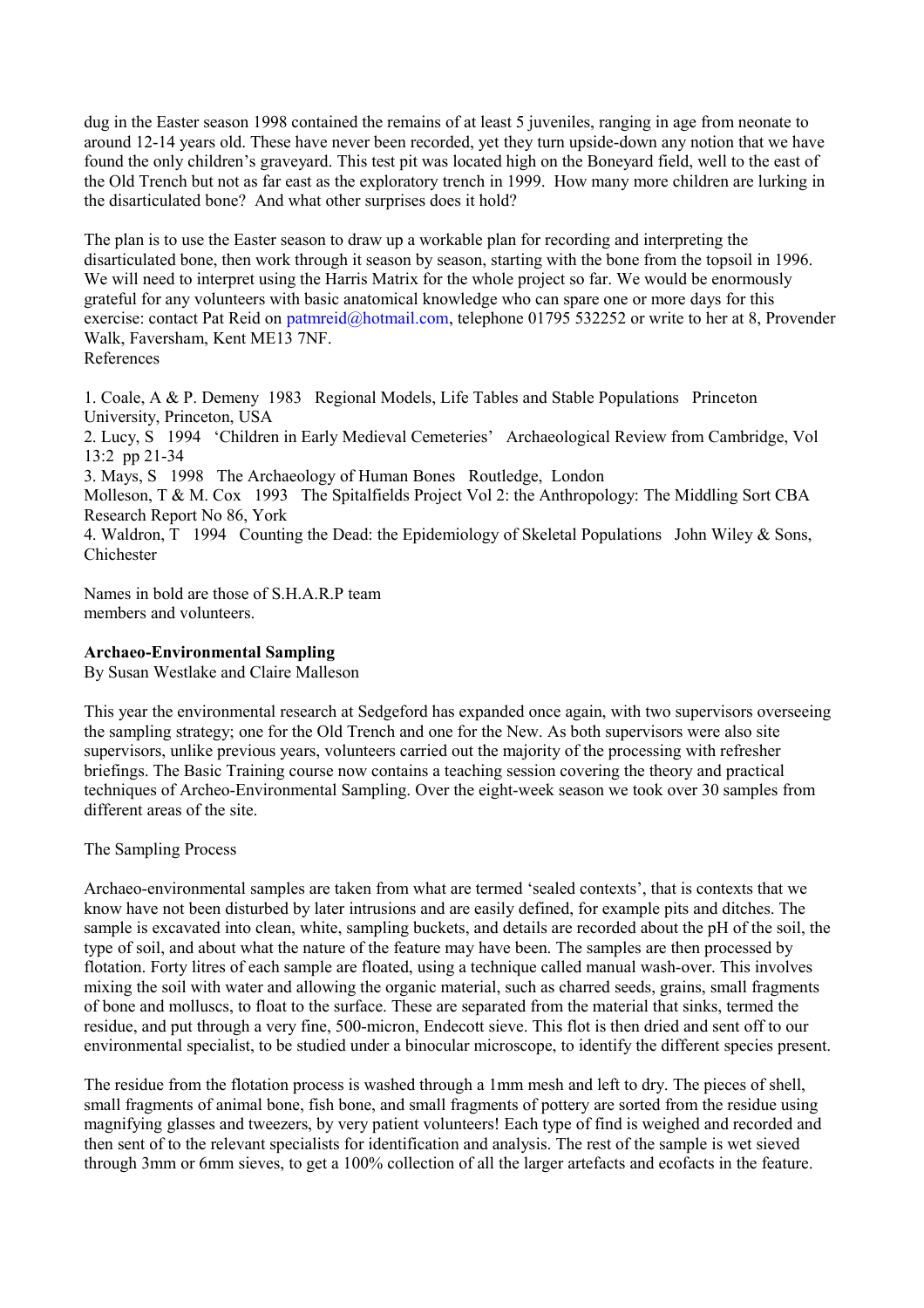dug in the Easter season 1998 contained the remains of at least 5 juveniles, ranging in age from neonate to around 12-14 years old. These have never been recorded, yet they turn upside-down any notion that we have found the only children's graveyard. This test pit was located high on the Boneyard field, well to the east of the Old Trench but not as far east as the exploratory trench in 1999. How many more children are lurking in the disarticulated bone? And what other surprises does it hold?

The plan is to use the Easter season to draw up a workable plan for recording and interpreting the disarticulated bone, then work through it season by season, starting with the bone from the topsoil in 1996. We will need to interpret using the Harris Matrix for the whole project so far. We would be enormously grateful for any volunteers with basic anatomical knowledge who can spare one or more days for this exercise: contact Pat Reid on patmreid@hotmail.com, telephone 01795 532252 or write to her at 8, Provender Walk, Faversham, Kent ME13 7NF.

References

1. Coale, A & P. Demeny 1983 Regional Models, Life Tables and Stable Populations Princeton University, Princeton, USA
2. Lucy, S 1994 'Children in Early Medieval Cemeteries' Archaeological Review from Cambridge, Vol 13:2 pp 21-34
3. Mays, S 1998 The Archaeology of Human Bones Routledge, London
Molleson, T & M. Cox 1993 The Spitalfields Project Vol 2: the Anthropology: The Middling Sort CBA Research Report No 86, York
4. Waldron, T 1994 Counting the Dead: the Epidemiology of Skeletal Populations John Wiley & Sons, Chichester

Names in bold are those of S.H.A.R.P team members and volunteers.

**Archaeo-Environmental Sampling**

By Susan Westlake and Claire Malleson

This year the environmental research at Sedgeford has expanded once again, with two supervisors overseeing the sampling strategy; one for the Old Trench and one for the New. As both supervisors were also site supervisors, unlike previous years, volunteers carried out the majority of the processing with refresher briefings. The Basic Training course now contains a teaching session covering the theory and practical techniques of Archeo-Environmental Sampling. Over the eight-week season we took over 30 samples from different areas of the site.

The Sampling Process

Archaeo-environmental samples are taken from what are termed 'sealed contexts', that is contexts that we know have not been disturbed by later intrusions and are easily defined, for example pits and ditches. The sample is excavated into clean, white, sampling buckets, and details are recorded about the pH of the soil, the type of soil, and about what the nature of the feature may have been. The samples are then processed by flotation. Forty litres of each sample are floated, using a technique called manual wash-over. This involves mixing the soil with water and allowing the organic material, such as charred seeds, grains, small fragments of bone and molluscs, to float to the surface. These are separated from the material that sinks, termed the residue, and put through a very fine, 500-micron, Endecott sieve. This flot is then dried and sent off to our environmental specialist, to be studied under a binocular microscope, to identify the different species present.

The residue from the flotation process is washed through a 1mm mesh and left to dry. The pieces of shell, small fragments of animal bone, fish bone, and small fragments of pottery are sorted from the residue using magnifying glasses and tweezers, by very patient volunteers! Each type of find is weighed and recorded and then sent of to the relevant specialists for identification and analysis. The rest of the sample is wet sieved through 3mm or 6mm sieves, to get a 100% collection of all the larger artefacts and ecofacts in the feature.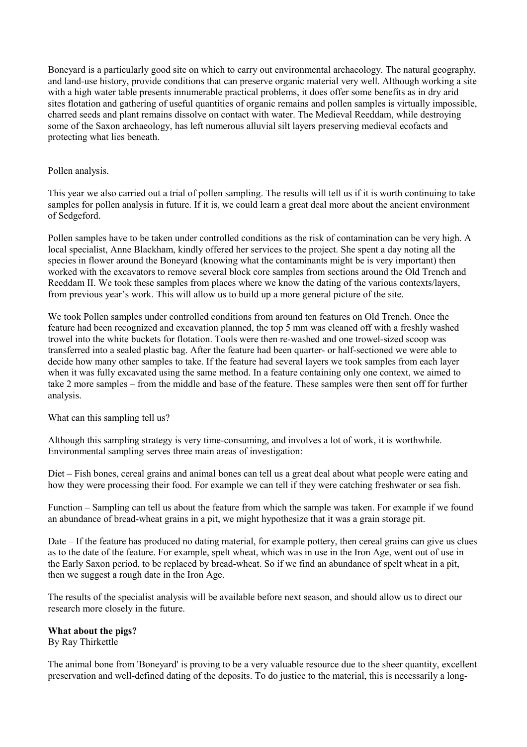Boneyard is a particularly good site on which to carry out environmental archaeology. The natural geography, and land-use history, provide conditions that can preserve organic material very well. Although working a site with a high water table presents innumerable practical problems, it does offer some benefits as in dry arid sites flotation and gathering of useful quantities of organic remains and pollen samples is virtually impossible, charred seeds and plant remains dissolve on contact with water. The Medieval Reeddam, while destroying some of the Saxon archaeology, has left numerous alluvial silt layers preserving medieval ecofacts and protecting what lies beneath.

Pollen analysis.

This year we also carried out a trial of pollen sampling. The results will tell us if it is worth continuing to take samples for pollen analysis in future. If it is, we could learn a great deal more about the ancient environment of Sedgeford.

Pollen samples have to be taken under controlled conditions as the risk of contamination can be very high. A local specialist, Anne Blackham, kindly offered her services to the project. She spent a day noting all the species in flower around the Boneyard (knowing what the contaminants might be is very important) then worked with the excavators to remove several block core samples from sections around the Old Trench and Reeddam II. We took these samples from places where we know the dating of the various contexts/layers, from previous year's work. This will allow us to build up a more general picture of the site.

We took Pollen samples under controlled conditions from around ten features on Old Trench. Once the feature had been recognized and excavation planned, the top 5 mm was cleaned off with a freshly washed trowel into the white buckets for flotation. Tools were then re-washed and one trowel-sized scoop was transferred into a sealed plastic bag. After the feature had been quarter- or half-sectioned we were able to decide how many other samples to take. If the feature had several layers we took samples from each layer when it was fully excavated using the same method. In a feature containing only one context, we aimed to take 2 more samples – from the middle and base of the feature. These samples were then sent off for further analysis.

What can this sampling tell us?

Although this sampling strategy is very time-consuming, and involves a lot of work, it is worthwhile. Environmental sampling serves three main areas of investigation:

Diet – Fish bones, cereal grains and animal bones can tell us a great deal about what people were eating and how they were processing their food. For example we can tell if they were catching freshwater or sea fish.

Function – Sampling can tell us about the feature from which the sample was taken. For example if we found an abundance of bread-wheat grains in a pit, we might hypothesize that it was a grain storage pit.

Date – If the feature has produced no dating material, for example pottery, then cereal grains can give us clues as to the date of the feature. For example, spelt wheat, which was in use in the Iron Age, went out of use in the Early Saxon period, to be replaced by bread-wheat. So if we find an abundance of spelt wheat in a pit, then we suggest a rough date in the Iron Age.

The results of the specialist analysis will be available before next season, and should allow us to direct our research more closely in the future.

**What about the pigs?**
By Ray Thirkettle

The animal bone from 'Boneyard' is proving to be a very valuable resource due to the sheer quantity, excellent preservation and well-defined dating of the deposits. To do justice to the material, this is necessarily a long-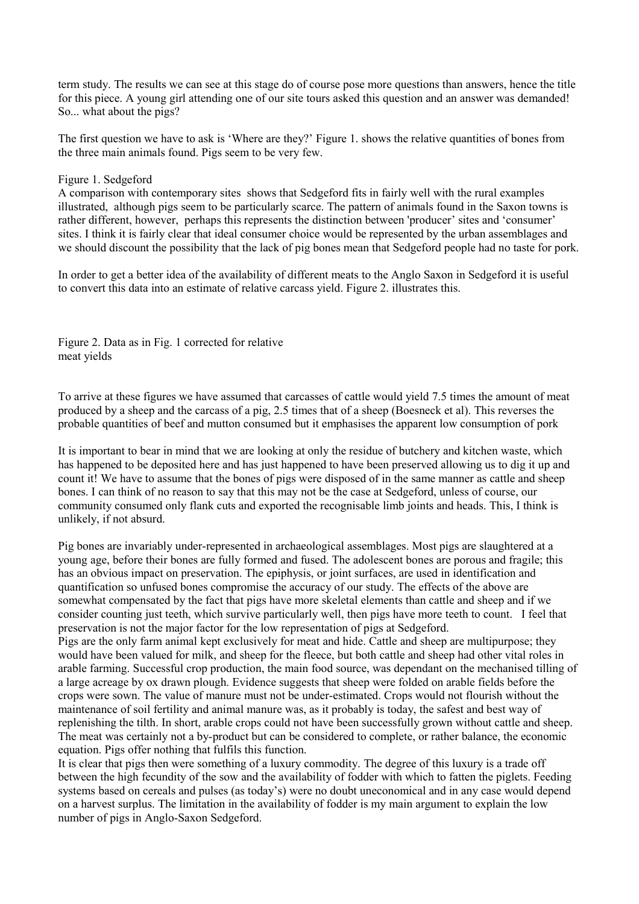term study. The results we can see at this stage do of course pose more questions than answers, hence the title for this piece. A young girl attending one of our site tours asked this question and an answer was demanded! So... what about the pigs?

The first question we have to ask is 'Where are they?' Figure 1. shows the relative quantities of bones from the three main animals found. Pigs seem to be very few.

Figure 1. Sedgeford

A comparison with contemporary sites shows that Sedgeford fits in fairly well with the rural examples illustrated, although pigs seem to be particularly scarce. The pattern of animals found in the Saxon towns is rather different, however, perhaps this represents the distinction between 'producer' sites and 'consumer' sites. I think it is fairly clear that ideal consumer choice would be represented by the urban assemblages and we should discount the possibility that the lack of pig bones mean that Sedgeford people had no taste for pork.

In order to get a better idea of the availability of different meats to the Anglo Saxon in Sedgeford it is useful to convert this data into an estimate of relative carcass yield. Figure 2. illustrates this.

Figure 2. Data as in Fig. 1 corrected for relative meat yields

To arrive at these figures we have assumed that carcasses of cattle would yield 7.5 times the amount of meat produced by a sheep and the carcass of a pig, 2.5 times that of a sheep (Boesneck et al). This reverses the probable quantities of beef and mutton consumed but it emphasises the apparent low consumption of pork

It is important to bear in mind that we are looking at only the residue of butchery and kitchen waste, which has happened to be deposited here and has just happened to have been preserved allowing us to dig it up and count it! We have to assume that the bones of pigs were disposed of in the same manner as cattle and sheep bones. I can think of no reason to say that this may not be the case at Sedgeford, unless of course, our community consumed only flank cuts and exported the recognisable limb joints and heads. This, I think is unlikely, if not absurd.

Pig bones are invariably under-represented in archaeological assemblages. Most pigs are slaughtered at a young age, before their bones are fully formed and fused. The adolescent bones are porous and fragile; this has an obvious impact on preservation. The epiphysis, or joint surfaces, are used in identification and quantification so unfused bones compromise the accuracy of our study. The effects of the above are somewhat compensated by the fact that pigs have more skeletal elements than cattle and sheep and if we consider counting just teeth, which survive particularly well, then pigs have more teeth to count. I feel that preservation is not the major factor for the low representation of pigs at Sedgeford.

Pigs are the only farm animal kept exclusively for meat and hide. Cattle and sheep are multipurpose; they would have been valued for milk, and sheep for the fleece, but both cattle and sheep had other vital roles in arable farming. Successful crop production, the main food source, was dependant on the mechanised tilling of a large acreage by ox drawn plough. Evidence suggests that sheep were folded on arable fields before the crops were sown. The value of manure must not be under-estimated. Crops would not flourish without the maintenance of soil fertility and animal manure was, as it probably is today, the safest and best way of replenishing the tilth. In short, arable crops could not have been successfully grown without cattle and sheep. The meat was certainly not a by-product but can be considered to complete, or rather balance, the economic equation. Pigs offer nothing that fulfils this function.

It is clear that pigs then were something of a luxury commodity. The degree of this luxury is a trade off between the high fecundity of the sow and the availability of fodder with which to fatten the piglets. Feeding systems based on cereals and pulses (as today's) were no doubt uneconomical and in any case would depend on a harvest surplus. The limitation in the availability of fodder is my main argument to explain the low number of pigs in Anglo-Saxon Sedgeford.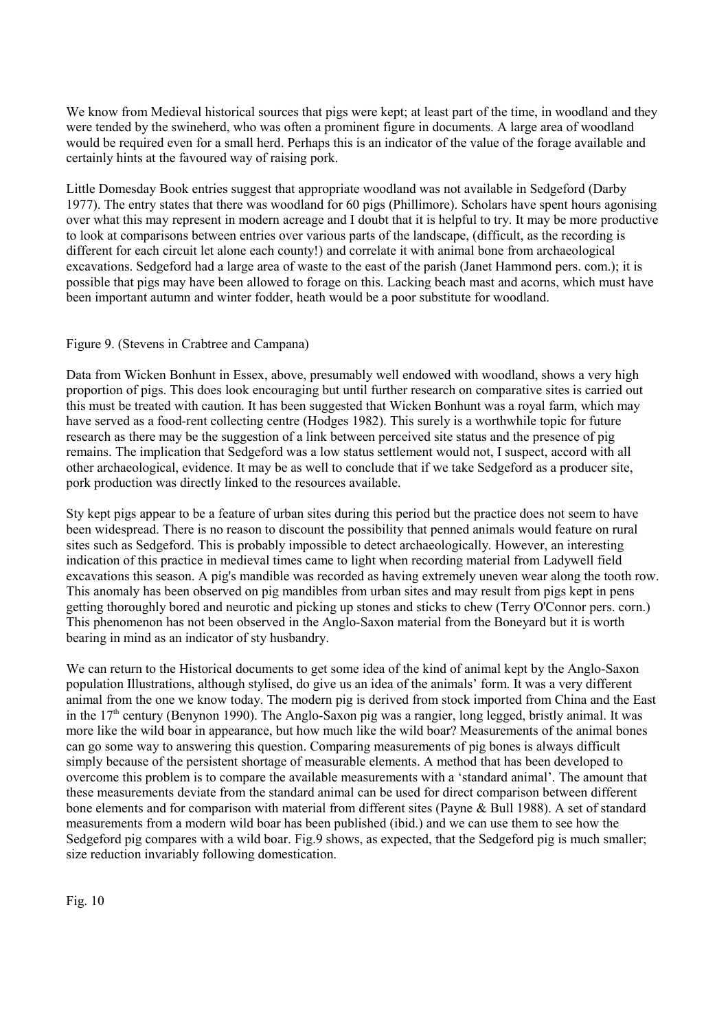We know from Medieval historical sources that pigs were kept; at least part of the time, in woodland and they were tended by the swineherd, who was often a prominent figure in documents. A large area of woodland would be required even for a small herd. Perhaps this is an indicator of the value of the forage available and certainly hints at the favoured way of raising pork.

Little Domesday Book entries suggest that appropriate woodland was not available in Sedgeford (Darby 1977). The entry states that there was woodland for 60 pigs (Phillimore). Scholars have spent hours agonising over what this may represent in modern acreage and I doubt that it is helpful to try. It may be more productive to look at comparisons between entries over various parts of the landscape, (difficult, as the recording is different for each circuit let alone each county!) and correlate it with animal bone from archaeological excavations. Sedgeford had a large area of waste to the east of the parish (Janet Hammond pers. com.); it is possible that pigs may have been allowed to forage on this. Lacking beach mast and acorns, which must have been important autumn and winter fodder, heath would be a poor substitute for woodland.

Figure 9. (Stevens in Crabtree and Campana)

Data from Wicken Bonhunt in Essex, above, presumably well endowed with woodland, shows a very high proportion of pigs. This does look encouraging but until further research on comparative sites is carried out this must be treated with caution. It has been suggested that Wicken Bonhunt was a royal farm, which may have served as a food-rent collecting centre (Hodges 1982). This surely is a worthwhile topic for future research as there may be the suggestion of a link between perceived site status and the presence of pig remains. The implication that Sedgeford was a low status settlement would not, I suspect, accord with all other archaeological, evidence. It may be as well to conclude that if we take Sedgeford as a producer site, pork production was directly linked to the resources available.

Sty kept pigs appear to be a feature of urban sites during this period but the practice does not seem to have been widespread. There is no reason to discount the possibility that penned animals would feature on rural sites such as Sedgeford. This is probably impossible to detect archaeologically. However, an interesting indication of this practice in medieval times came to light when recording material from Ladywell field excavations this season. A pig's mandible was recorded as having extremely uneven wear along the tooth row. This anomaly has been observed on pig mandibles from urban sites and may result from pigs kept in pens getting thoroughly bored and neurotic and picking up stones and sticks to chew (Terry O'Connor pers. corn.) This phenomenon has not been observed in the Anglo-Saxon material from the Boneyard but it is worth bearing in mind as an indicator of sty husbandry.

We can return to the Historical documents to get some idea of the kind of animal kept by the Anglo-Saxon population Illustrations, although stylised, do give us an idea of the animals' form. It was a very different animal from the one we know today. The modern pig is derived from stock imported from China and the East in the 17th century (Benynon 1990). The Anglo-Saxon pig was a rangier, long legged, bristly animal. It was more like the wild boar in appearance, but how much like the wild boar? Measurements of the animal bones can go some way to answering this question. Comparing measurements of pig bones is always difficult simply because of the persistent shortage of measurable elements. A method that has been developed to overcome this problem is to compare the available measurements with a 'standard animal'. The amount that these measurements deviate from the standard animal can be used for direct comparison between different bone elements and for comparison with material from different sites (Payne & Bull 1988). A set of standard measurements from a modern wild boar has been published (ibid.) and we can use them to see how the Sedgeford pig compares with a wild boar. Fig.9 shows, as expected, that the Sedgeford pig is much smaller; size reduction invariably following domestication.

Fig. 10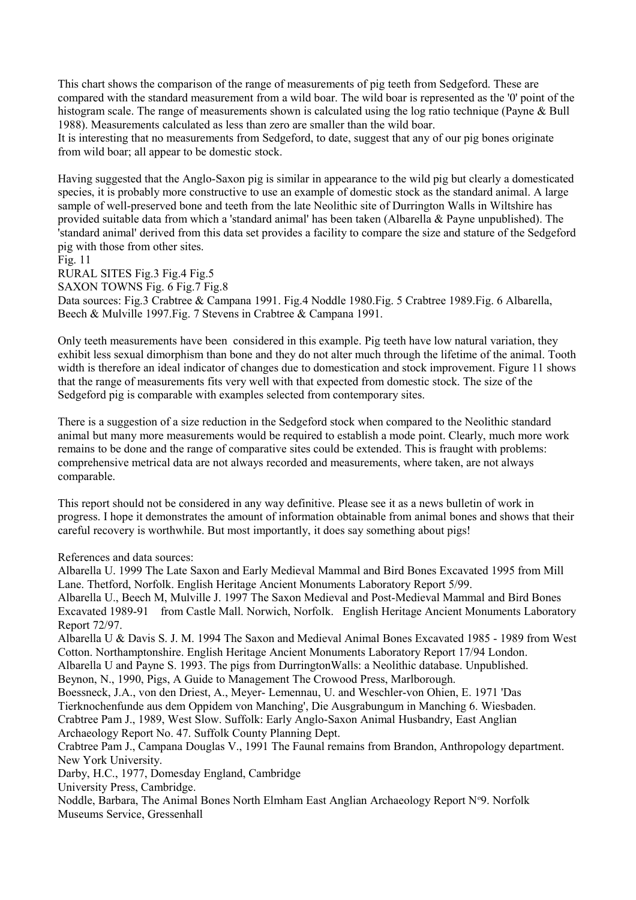This chart shows the comparison of the range of measurements of pig teeth from Sedgeford. These are compared with the standard measurement from a wild boar. The wild boar is represented as the '0' point of the histogram scale. The range of measurements shown is calculated using the log ratio technique (Payne & Bull 1988). Measurements calculated as less than zero are smaller than the wild boar.
It is interesting that no measurements from Sedgeford, to date, suggest that any of our pig bones originate from wild boar; all appear to be domestic stock.

Having suggested that the Anglo-Saxon pig is similar in appearance to the wild pig but clearly a domesticated species, it is probably more constructive to use an example of domestic stock as the standard animal. A large sample of well-preserved bone and teeth from the late Neolithic site of Durrington Walls in Wiltshire has provided suitable data from which a 'standard animal' has been taken (Albarella & Payne unpublished). The 'standard animal' derived from this data set provides a facility to compare the size and stature of the Sedgeford pig with those from other sites.
Fig. 11
RURAL SITES Fig.3 Fig.4 Fig.5
SAXON TOWNS Fig. 6 Fig.7 Fig.8
Data sources: Fig.3 Crabtree & Campana 1991. Fig.4 Noddle 1980.Fig. 5 Crabtree 1989.Fig. 6 Albarella, Beech & Mulville 1997.Fig. 7 Stevens in Crabtree & Campana 1991.

Only teeth measurements have been considered in this example. Pig teeth have low natural variation, they exhibit less sexual dimorphism than bone and they do not alter much through the lifetime of the animal. Tooth width is therefore an ideal indicator of changes due to domestication and stock improvement. Figure 11 shows that the range of measurements fits very well with that expected from domestic stock. The size of the Sedgeford pig is comparable with examples selected from contemporary sites.

There is a suggestion of a size reduction in the Sedgeford stock when compared to the Neolithic standard animal but many more measurements would be required to establish a mode point. Clearly, much more work remains to be done and the range of comparative sites could be extended. This is fraught with problems: comprehensive metrical data are not always recorded and measurements, where taken, are not always comparable.

This report should not be considered in any way definitive. Please see it as a news bulletin of work in progress. I hope it demonstrates the amount of information obtainable from animal bones and shows that their careful recovery is worthwhile. But most importantly, it does say something about pigs!

References and data sources:
Albarella U. 1999 The Late Saxon and Early Medieval Mammal and Bird Bones Excavated 1995 from Mill Lane. Thetford, Norfolk. English Heritage Ancient Monuments Laboratory Report 5/99.
Albarella U., Beech M, Mulville J. 1997 The Saxon Medieval and Post-Medieval Mammal and Bird Bones Excavated 1989-91 from Castle Mall. Norwich, Norfolk. English Heritage Ancient Monuments Laboratory Report 72/97.
Albarella U & Davis S. J. M. 1994 The Saxon and Medieval Animal Bones Excavated 1985 - 1989 from West Cotton. Northamptonshire. English Heritage Ancient Monuments Laboratory Report 17/94 London.
Albarella U and Payne S. 1993. The pigs from DurringtonWalls: a Neolithic database. Unpublished.
Beynon, N., 1990, Pigs, A Guide to Management The Crowood Press, Marlborough.
Boessneck, J.A., von den Driest, A., Meyer- Lemennau, U. and Weschler-von Ohien, E. 1971 'Das Tierknochenfunde aus dem Oppidem von Manching', Die Ausgrabungum in Manching 6. Wiesbaden.
Crabtree Pam J., 1989, West Slow. Suffolk: Early Anglo-Saxon Animal Husbandry, East Anglian Archaeology Report No. 47. Suffolk County Planning Dept.
Crabtree Pam J., Campana Douglas V., 1991 The Faunal remains from Brandon, Anthropology department. New York University.
Darby, H.C., 1977, Domesday England, Cambridge
University Press, Cambridge.
Noddle, Barbara, The Animal Bones North Elmham East Anglian Archaeology Report Nº9. Norfolk Museums Service, Gressenhall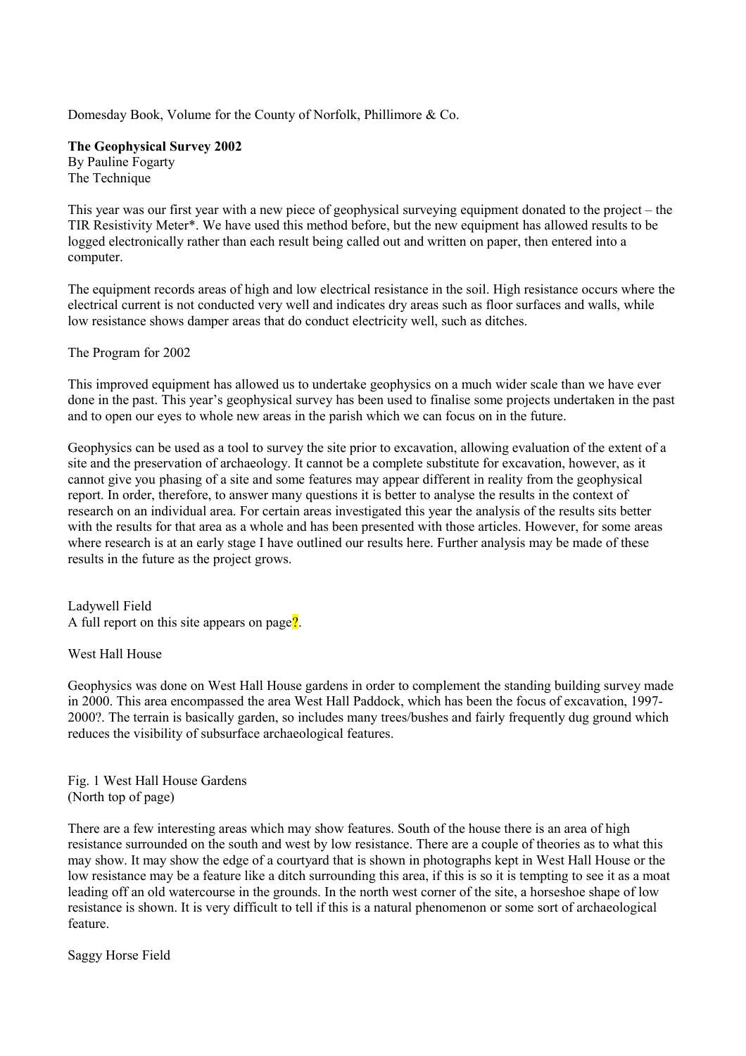Domesday Book, Volume for the County of Norfolk, Phillimore & Co.

## The Geophysical Survey 2002

By Pauline Fogarty

### The Technique

This year was our first year with a new piece of geophysical surveying equipment donated to the project – the TIR Resistivity Meter*. We have used this method before, but the new equipment has allowed results to be logged electronically rather than each result being called out and written on paper, then entered into a computer.

The equipment records areas of high and low electrical resistance in the soil. High resistance occurs where the electrical current is not conducted very well and indicates dry areas such as floor surfaces and walls, while low resistance shows damper areas that do conduct electricity well, such as ditches.

### The Program for 2002

This improved equipment has allowed us to undertake geophysics on a much wider scale than we have ever done in the past. This year's geophysical survey has been used to finalise some projects undertaken in the past and to open our eyes to whole new areas in the parish which we can focus on in the future.

Geophysics can be used as a tool to survey the site prior to excavation, allowing evaluation of the extent of a site and the preservation of archaeology. It cannot be a complete substitute for excavation, however, as it cannot give you phasing of a site and some features may appear different in reality from the geophysical report. In order, therefore, to answer many questions it is better to analyse the results in the context of research on an individual area. For certain areas investigated this year the analysis of the results sits better with the results for that area as a whole and has been presented with those articles. However, for some areas where research is at an early stage I have outlined our results here. Further analysis may be made of these results in the future as the project grows.

### Ladywell Field

A full report on this site appears on page?.

### West Hall House

Geophysics was done on West Hall House gardens in order to complement the standing building survey made in 2000. This area encompassed the area West Hall Paddock, which has been the focus of excavation, 1997-2000?. The terrain is basically garden, so includes many trees/bushes and fairly frequently dug ground which reduces the visibility of subsurface archaeological features.

Fig. 1 West Hall House Gardens
(North top of page)

There are a few interesting areas which may show features. South of the house there is an area of high resistance surrounded on the south and west by low resistance. There are a couple of theories as to what this may show. It may show the edge of a courtyard that is shown in photographs kept in West Hall House or the low resistance may be a feature like a ditch surrounding this area, if this is so it is tempting to see it as a moat leading off an old watercourse in the grounds. In the north west corner of the site, a horseshoe shape of low resistance is shown. It is very difficult to tell if this is a natural phenomenon or some sort of archaeological feature.

### Saggy Horse Field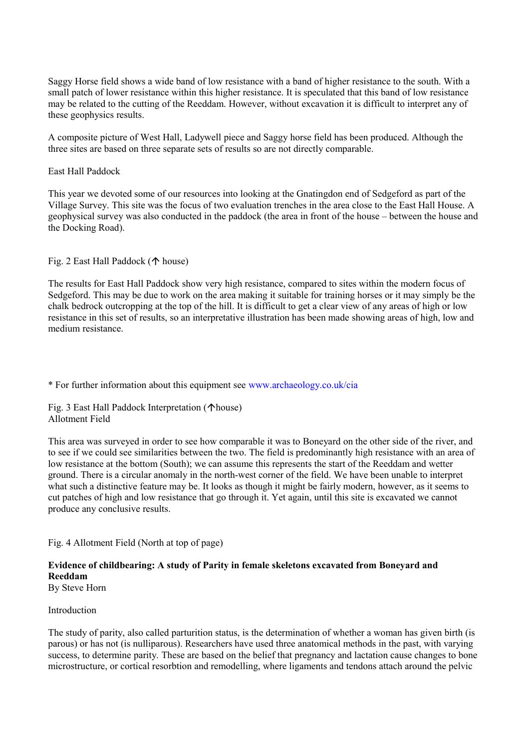Saggy Horse field shows a wide band of low resistance with a band of higher resistance to the south. With a small patch of lower resistance within this higher resistance. It is speculated that this band of low resistance may be related to the cutting of the Reeddam. However, without excavation it is difficult to interpret any of these geophysics results.

A composite picture of West Hall, Ladywell piece and Saggy horse field has been produced. Although the three sites are based on three separate sets of results so are not directly comparable.

East Hall Paddock

This year we devoted some of our resources into looking at the Gnatingdon end of Sedgeford as part of the Village Survey. This site was the focus of two evaluation trenches in the area close to the East Hall House. A geophysical survey was also conducted in the paddock (the area in front of the house – between the house and the Docking Road).

Fig. 2 East Hall Paddock (↑ house)

The results for East Hall Paddock show very high resistance, compared to sites within the modern focus of Sedgeford. This may be due to work on the area making it suitable for training horses or it may simply be the chalk bedrock outcropping at the top of the hill. It is difficult to get a clear view of any areas of high or low resistance in this set of results, so an interpretative illustration has been made showing areas of high, low and medium resistance.

* For further information about this equipment see www.archaeology.co.uk/cia

Fig. 3 East Hall Paddock Interpretation (↑house)

Allotment Field

This area was surveyed in order to see how comparable it was to Boneyard on the other side of the river, and to see if we could see similarities between the two. The field is predominantly high resistance with an area of low resistance at the bottom (South); we can assume this represents the start of the Reeddam and wetter ground. There is a circular anomaly in the north-west corner of the field. We have been unable to interpret what such a distinctive feature may be. It looks as though it might be fairly modern, however, as it seems to cut patches of high and low resistance that go through it. Yet again, until this site is excavated we cannot produce any conclusive results.

Fig. 4 Allotment Field (North at top of page)

**Evidence of childbearing: A study of Parity in female skeletons excavated from Boneyard and Reeddam**

By Steve Horn

Introduction

The study of parity, also called parturition status, is the determination of whether a woman has given birth (is parous) or has not (is nulliparous). Researchers have used three anatomical methods in the past, with varying success, to determine parity. These are based on the belief that pregnancy and lactation cause changes to bone microstructure, or cortical resorbtion and remodelling, where ligaments and tendons attach around the pelvic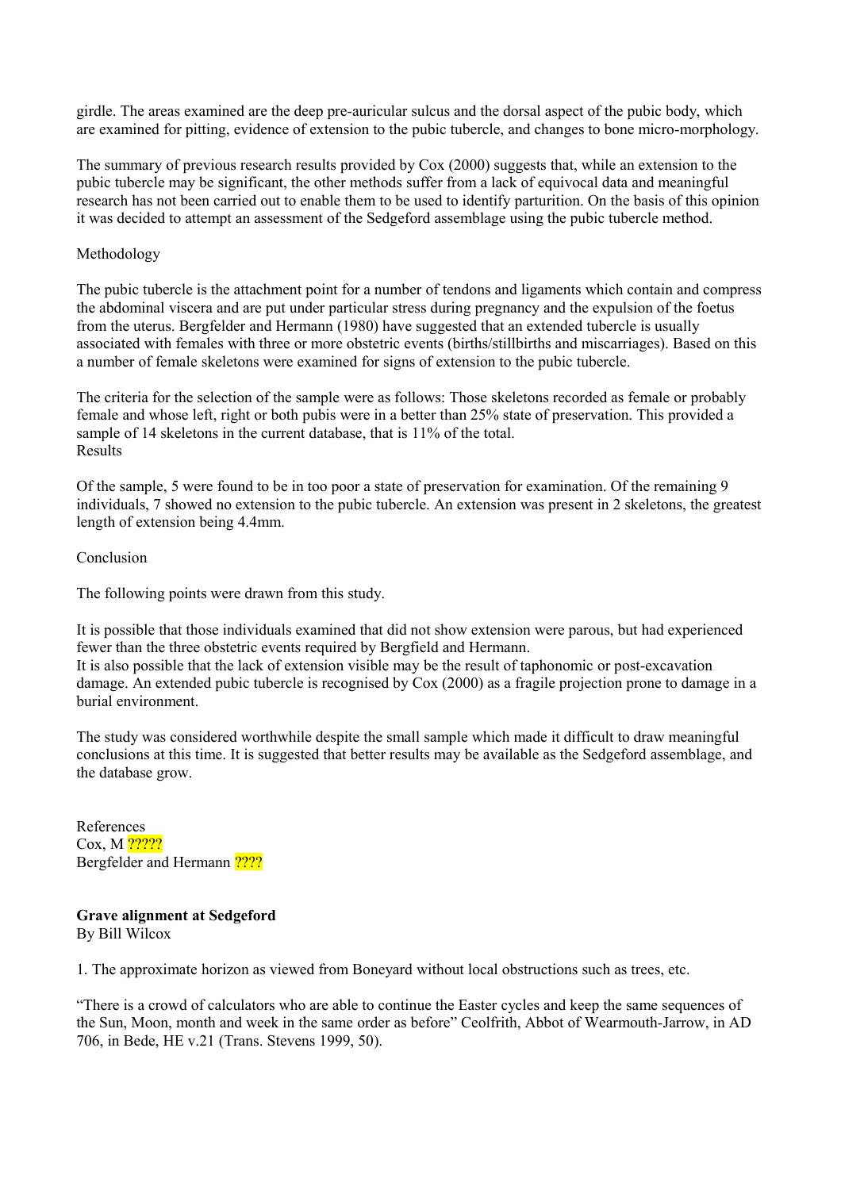girdle. The areas examined are the deep pre-auricular sulcus and the dorsal aspect of the pubic body, which are examined for pitting, evidence of extension to the pubic tubercle, and changes to bone micro-morphology.

The summary of previous research results provided by Cox (2000) suggests that, while an extension to the pubic tubercle may be significant, the other methods suffer from a lack of equivocal data and meaningful research has not been carried out to enable them to be used to identify parturition. On the basis of this opinion it was decided to attempt an assessment of the Sedgeford assemblage using the pubic tubercle method.

Methodology

The pubic tubercle is the attachment point for a number of tendons and ligaments which contain and compress the abdominal viscera and are put under particular stress during pregnancy and the expulsion of the foetus from the uterus. Bergfelder and Hermann (1980) have suggested that an extended tubercle is usually associated with females with three or more obstetric events (births/stillbirths and miscarriages). Based on this a number of female skeletons were examined for signs of extension to the pubic tubercle.

The criteria for the selection of the sample were as follows: Those skeletons recorded as female or probably female and whose left, right or both pubis were in a better than 25% state of preservation. This provided a sample of 14 skeletons in the current database, that is 11% of the total.

Results

Of the sample, 5 were found to be in too poor a state of preservation for examination. Of the remaining 9 individuals, 7 showed no extension to the pubic tubercle. An extension was present in 2 skeletons, the greatest length of extension being 4.4mm.

Conclusion

The following points were drawn from this study.

It is possible that those individuals examined that did not show extension were parous, but had experienced fewer than the three obstetric events required by Bergfield and Hermann.
It is also possible that the lack of extension visible may be the result of taphonomic or post-excavation damage. An extended pubic tubercle is recognised by Cox (2000) as a fragile projection prone to damage in a burial environment.

The study was considered worthwhile despite the small sample which made it difficult to draw meaningful conclusions at this time. It is suggested that better results may be available as the Sedgeford assemblage, and the database grow.

References
Cox, M ?????
Bergfelder and Hermann ????

**Grave alignment at Sedgeford**
By Bill Wilcox

1. The approximate horizon as viewed from Boneyard without local obstructions such as trees, etc.

"There is a crowd of calculators who are able to continue the Easter cycles and keep the same sequences of the Sun, Moon, month and week in the same order as before" Ceolfrith, Abbot of Wearmouth-Jarrow, in AD 706, in Bede, HE v.21 (Trans. Stevens 1999, 50).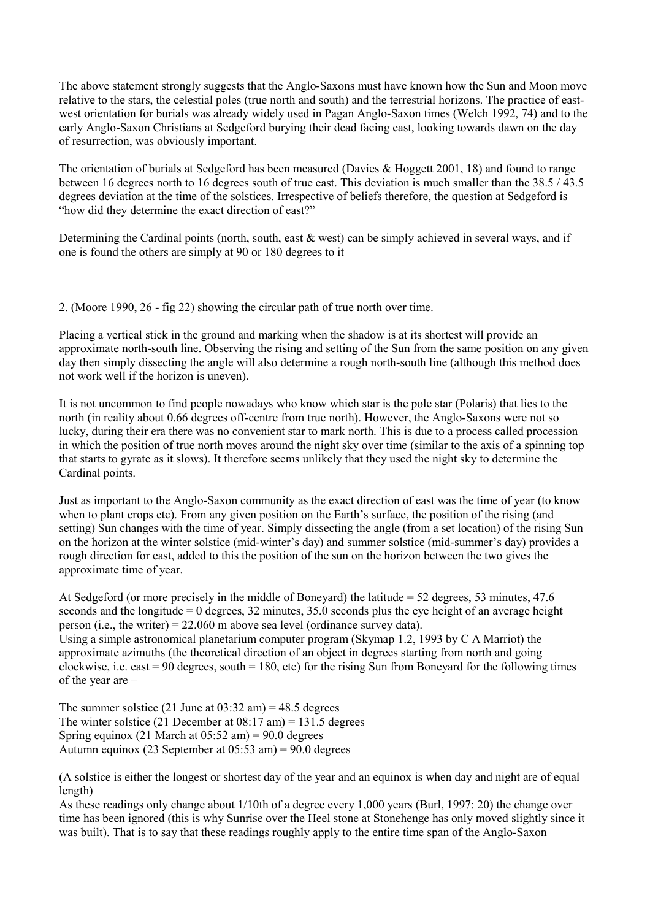The above statement strongly suggests that the Anglo-Saxons must have known how the Sun and Moon move relative to the stars, the celestial poles (true north and south) and the terrestrial horizons. The practice of east-west orientation for burials was already widely used in Pagan Anglo-Saxon times (Welch 1992, 74) and to the early Anglo-Saxon Christians at Sedgeford burying their dead facing east, looking towards dawn on the day of resurrection, was obviously important.

The orientation of burials at Sedgeford has been measured (Davies & Hoggett 2001, 18) and found to range between 16 degrees north to 16 degrees south of true east. This deviation is much smaller than the 38.5 / 43.5 degrees deviation at the time of the solstices. Irrespective of beliefs therefore, the question at Sedgeford is "how did they determine the exact direction of east?"

Determining the Cardinal points (north, south, east & west) can be simply achieved in several ways, and if one is found the others are simply at 90 or 180 degrees to it

2. (Moore 1990, 26 - fig 22) showing the circular path of true north over time.

Placing a vertical stick in the ground and marking when the shadow is at its shortest will provide an approximate north-south line. Observing the rising and setting of the Sun from the same position on any given day then simply dissecting the angle will also determine a rough north-south line (although this method does not work well if the horizon is uneven).

It is not uncommon to find people nowadays who know which star is the pole star (Polaris) that lies to the north (in reality about 0.66 degrees off-centre from true north). However, the Anglo-Saxons were not so lucky, during their era there was no convenient star to mark north. This is due to a process called procession in which the position of true north moves around the night sky over time (similar to the axis of a spinning top that starts to gyrate as it slows). It therefore seems unlikely that they used the night sky to determine the Cardinal points.

Just as important to the Anglo-Saxon community as the exact direction of east was the time of year (to know when to plant crops etc). From any given position on the Earth's surface, the position of the rising (and setting) Sun changes with the time of year. Simply dissecting the angle (from a set location) of the rising Sun on the horizon at the winter solstice (mid-winter's day) and summer solstice (mid-summer's day) provides a rough direction for east, added to this the position of the sun on the horizon between the two gives the approximate time of year.

At Sedgeford (or more precisely in the middle of Boneyard) the latitude = 52 degrees, 53 minutes, 47.6 seconds and the longitude = 0 degrees, 32 minutes, 35.0 seconds plus the eye height of an average height person (i.e., the writer) = 22.060 m above sea level (ordinance survey data).
Using a simple astronomical planetarium computer program (Skymap 1.2, 1993 by C A Marriot) the approximate azimuths (the theoretical direction of an object in degrees starting from north and going clockwise, i.e. east = 90 degrees, south = 180, etc) for the rising Sun from Boneyard for the following times of the year are –

The summer solstice (21 June at 03:32 am) = 48.5 degrees
The winter solstice (21 December at 08:17 am) = 131.5 degrees
Spring equinox (21 March at 05:52 am) = 90.0 degrees
Autumn equinox (23 September at 05:53 am) = 90.0 degrees

(A solstice is either the longest or shortest day of the year and an equinox is when day and night are of equal length)
As these readings only change about 1/10th of a degree every 1,000 years (Burl, 1997: 20) the change over time has been ignored (this is why Sunrise over the Heel stone at Stonehenge has only moved slightly since it was built). That is to say that these readings roughly apply to the entire time span of the Anglo-Saxon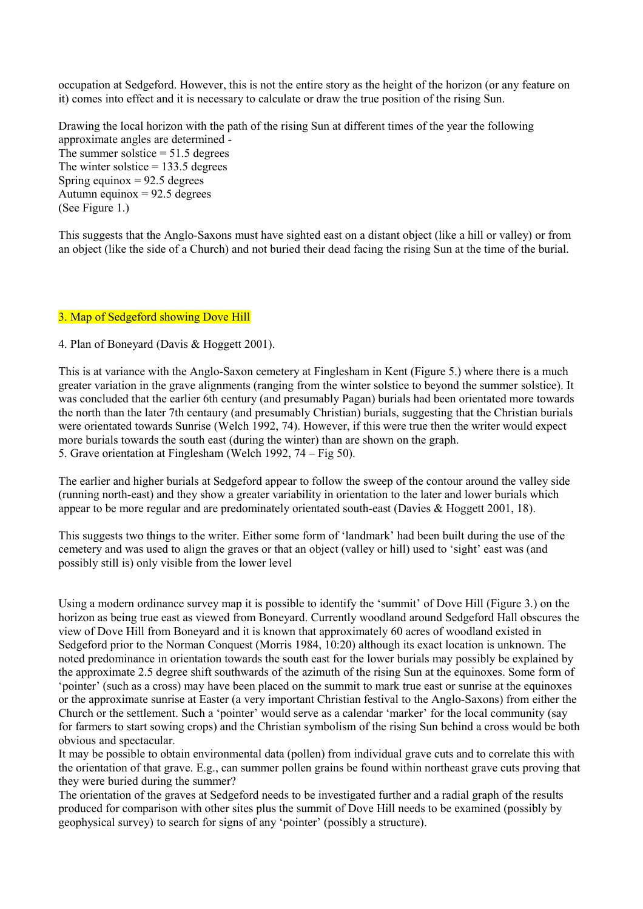occupation at Sedgeford. However, this is not the entire story as the height of the horizon (or any feature on it) comes into effect and it is necessary to calculate or draw the true position of the rising Sun.

Drawing the local horizon with the path of the rising Sun at different times of the year the following approximate angles are determined -
The summer solstice = 51.5 degrees
The winter solstice = 133.5 degrees
Spring equinox = 92.5 degrees
Autumn equinox = 92.5 degrees
(See Figure 1.)

This suggests that the Anglo-Saxons must have sighted east on a distant object (like a hill or valley) or from an object (like the side of a Church) and not buried their dead facing the rising Sun at the time of the burial.

3. Map of Sedgeford showing Dove Hill

4. Plan of Boneyard (Davis & Hoggett 2001).

This is at variance with the Anglo-Saxon cemetery at Finglesham in Kent (Figure 5.) where there is a much greater variation in the grave alignments (ranging from the winter solstice to beyond the summer solstice). It was concluded that the earlier 6th century (and presumably Pagan) burials had been orientated more towards the north than the later 7th centaury (and presumably Christian) burials, suggesting that the Christian burials were orientated towards Sunrise (Welch 1992, 74). However, if this were true then the writer would expect more burials towards the south east (during the winter) than are shown on the graph.
5. Grave orientation at Finglesham (Welch 1992, 74 – Fig 50).

The earlier and higher burials at Sedgeford appear to follow the sweep of the contour around the valley side (running north-east) and they show a greater variability in orientation to the later and lower burials which appear to be more regular and are predominately orientated south-east (Davies & Hoggett 2001, 18).

This suggests two things to the writer. Either some form of 'landmark' had been built during the use of the cemetery and was used to align the graves or that an object (valley or hill) used to 'sight' east was (and possibly still is) only visible from the lower level

Using a modern ordinance survey map it is possible to identify the 'summit' of Dove Hill (Figure 3.) on the horizon as being true east as viewed from Boneyard. Currently woodland around Sedgeford Hall obscures the view of Dove Hill from Boneyard and it is known that approximately 60 acres of woodland existed in Sedgeford prior to the Norman Conquest (Morris 1984, 10:20) although its exact location is unknown. The noted predominance in orientation towards the south east for the lower burials may possibly be explained by the approximate 2.5 degree shift southwards of the azimuth of the rising Sun at the equinoxes. Some form of 'pointer' (such as a cross) may have been placed on the summit to mark true east or sunrise at the equinoxes or the approximate sunrise at Easter (a very important Christian festival to the Anglo-Saxons) from either the Church or the settlement. Such a 'pointer' would serve as a calendar 'marker' for the local community (say for farmers to start sowing crops) and the Christian symbolism of the rising Sun behind a cross would be both obvious and spectacular.
It may be possible to obtain environmental data (pollen) from individual grave cuts and to correlate this with the orientation of that grave. E.g., can summer pollen grains be found within northeast grave cuts proving that they were buried during the summer?
The orientation of the graves at Sedgeford needs to be investigated further and a radial graph of the results produced for comparison with other sites plus the summit of Dove Hill needs to be examined (possibly by geophysical survey) to search for signs of any 'pointer' (possibly a structure).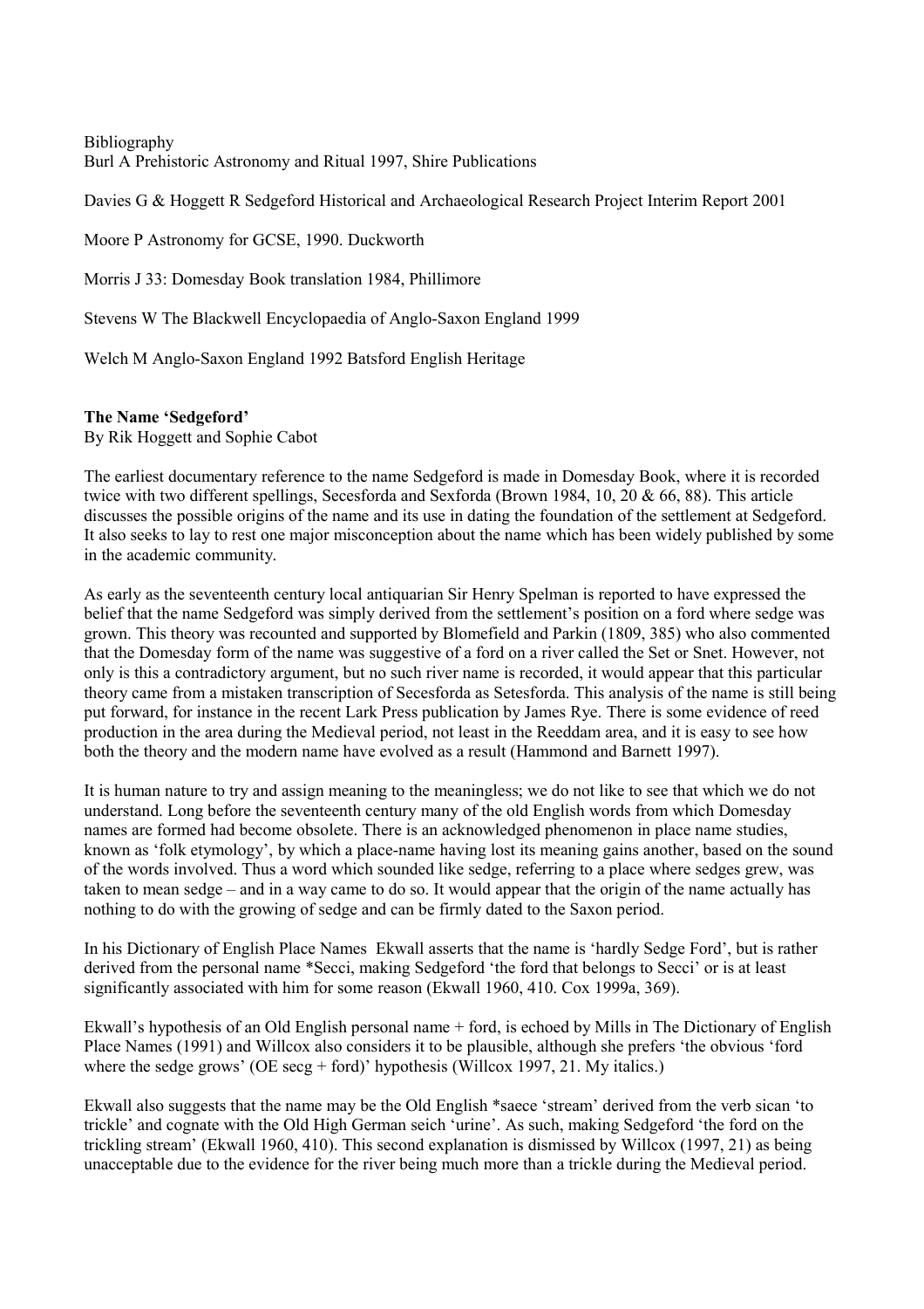Bibliography
Burl A Prehistoric Astronomy and Ritual 1997, Shire Publications

Davies G & Hoggett R Sedgeford Historical and Archaeological Research Project Interim Report 2001

Moore P Astronomy for GCSE, 1990. Duckworth

Morris J 33: Domesday Book translation 1984, Phillimore

Stevens W The Blackwell Encyclopaedia of Anglo-Saxon England 1999

Welch M Anglo-Saxon England 1992 Batsford English Heritage

**The Name 'Sedgeford'**
By Rik Hoggett and Sophie Cabot

The earliest documentary reference to the name Sedgeford is made in Domesday Book, where it is recorded twice with two different spellings, Secesforda and Sexforda (Brown 1984, 10, 20 & 66, 88). This article discusses the possible origins of the name and its use in dating the foundation of the settlement at Sedgeford. It also seeks to lay to rest one major misconception about the name which has been widely published by some in the academic community.

As early as the seventeenth century local antiquarian Sir Henry Spelman is reported to have expressed the belief that the name Sedgeford was simply derived from the settlement's position on a ford where sedge was grown. This theory was recounted and supported by Blomefield and Parkin (1809, 385) who also commented that the Domesday form of the name was suggestive of a ford on a river called the Set or Snet. However, not only is this a contradictory argument, but no such river name is recorded, it would appear that this particular theory came from a mistaken transcription of Secesforda as Setesforda. This analysis of the name is still being put forward, for instance in the recent Lark Press publication by James Rye. There is some evidence of reed production in the area during the Medieval period, not least in the Reeddam area, and it is easy to see how both the theory and the modern name have evolved as a result (Hammond and Barnett 1997).

It is human nature to try and assign meaning to the meaningless; we do not like to see that which we do not understand. Long before the seventeenth century many of the old English words from which Domesday names are formed had become obsolete. There is an acknowledged phenomenon in place name studies, known as 'folk etymology', by which a place-name having lost its meaning gains another, based on the sound of the words involved. Thus a word which sounded like sedge, referring to a place where sedges grew, was taken to mean sedge – and in a way came to do so. It would appear that the origin of the name actually has nothing to do with the growing of sedge and can be firmly dated to the Saxon period.

In his Dictionary of English Place Names Ekwall asserts that the name is 'hardly Sedge Ford', but is rather derived from the personal name *Secci, making Sedgeford 'the ford that belongs to Secci' or is at least significantly associated with him for some reason (Ekwall 1960, 410. Cox 1999a, 369).

Ekwall's hypothesis of an Old English personal name + ford, is echoed by Mills in The Dictionary of English Place Names (1991) and Willcox also considers it to be plausible, although she prefers 'the obvious 'ford where the sedge grows' (OE secg + ford)' hypothesis (Willcox 1997, 21. My italics.)

Ekwall also suggests that the name may be the Old English *saece 'stream' derived from the verb sican 'to trickle' and cognate with the Old High German seich 'urine'. As such, making Sedgeford 'the ford on the trickling stream' (Ekwall 1960, 410). This second explanation is dismissed by Willcox (1997, 21) as being unacceptable due to the evidence for the river being much more than a trickle during the Medieval period.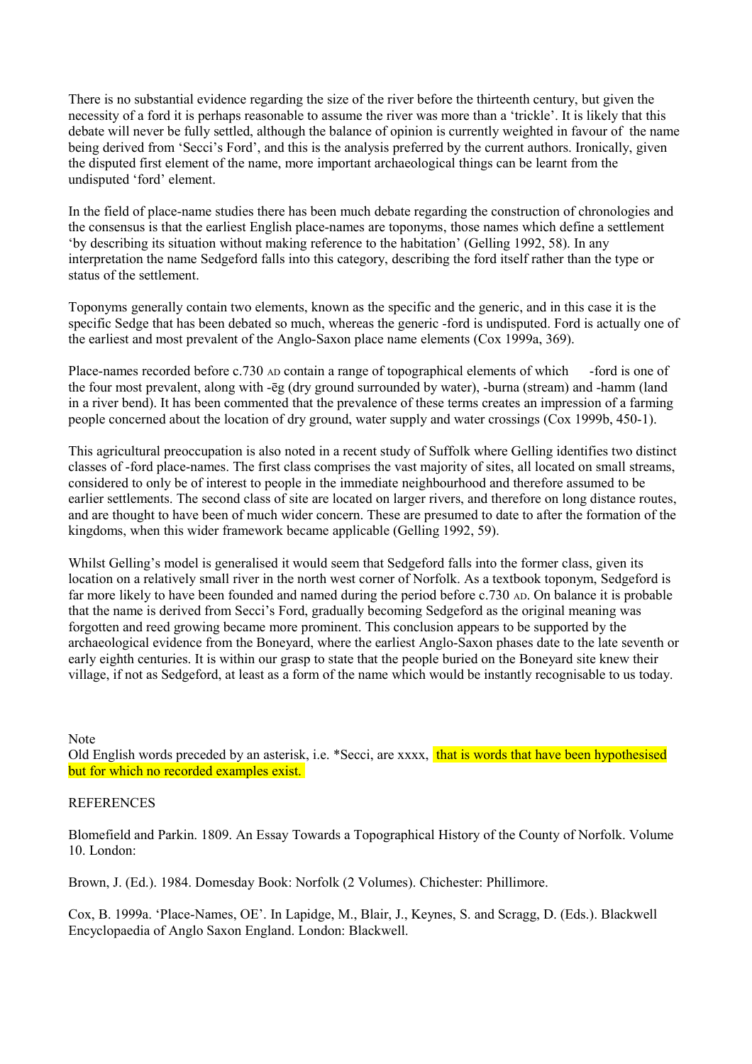There is no substantial evidence regarding the size of the river before the thirteenth century, but given the necessity of a ford it is perhaps reasonable to assume the river was more than a 'trickle'. It is likely that this debate will never be fully settled, although the balance of opinion is currently weighted in favour of the name being derived from 'Secci's Ford', and this is the analysis preferred by the current authors. Ironically, given the disputed first element of the name, more important archaeological things can be learnt from the undisputed 'ford' element.

In the field of place-name studies there has been much debate regarding the construction of chronologies and the consensus is that the earliest English place-names are toponyms, those names which define a settlement 'by describing its situation without making reference to the habitation' (Gelling 1992, 58). In any interpretation the name Sedgeford falls into this category, describing the ford itself rather than the type or status of the settlement.

Toponyms generally contain two elements, known as the specific and the generic, and in this case it is the specific Sedge that has been debated so much, whereas the generic -ford is undisputed. Ford is actually one of the earliest and most prevalent of the Anglo-Saxon place name elements (Cox 1999a, 369).

Place-names recorded before c.730 AD contain a range of topographical elements of which -ford is one of the four most prevalent, along with -ēg (dry ground surrounded by water), -burna (stream) and -hamm (land in a river bend). It has been commented that the prevalence of these terms creates an impression of a farming people concerned about the location of dry ground, water supply and water crossings (Cox 1999b, 450-1).

This agricultural preoccupation is also noted in a recent study of Suffolk where Gelling identifies two distinct classes of -ford place-names. The first class comprises the vast majority of sites, all located on small streams, considered to only be of interest to people in the immediate neighbourhood and therefore assumed to be earlier settlements. The second class of sites are located on larger rivers, and therefore on long distance routes, and are thought to have been of much wider concern. These are presumed to date to after the formation of the kingdoms, when this wider framework became applicable (Gelling 1992, 59).

Whilst Gelling's model is generalised it would seem that Sedgeford falls into the former class, given its location on a relatively small river in the north west corner of Norfolk. As a textbook toponym, Sedgeford is far more likely to have been founded and named during the period before c.730 AD. On balance it is probable that the name is derived from Secci's Ford, gradually becoming Sedgeford as the original meaning was forgotten and reed growing became more prominent. This conclusion appears to be supported by the archaeological evidence from the Boneyard, where the earliest Anglo-Saxon phases date to the late seventh or early eighth centuries. It is within our grasp to state that the people buried on the Boneyard site knew their village, if not as Sedgeford, at least as a form of the name which would be instantly recognisable to us today.

Note
Old English words preceded by an asterisk, i.e. *Secci, are xxxx, that is words that have been hypothesised but for which no recorded examples exist.

REFERENCES

Blomefield and Parkin. 1809. An Essay Towards a Topographical History of the County of Norfolk. Volume 10. London:

Brown, J. (Ed.). 1984. Domesday Book: Norfolk (2 Volumes). Chichester: Phillimore.

Cox, B. 1999a. 'Place-Names, OE'. In Lapidge, M., Blair, J., Keynes, S. and Scragg, D. (Eds.). Blackwell Encyclopaedia of Anglo Saxon England. London: Blackwell.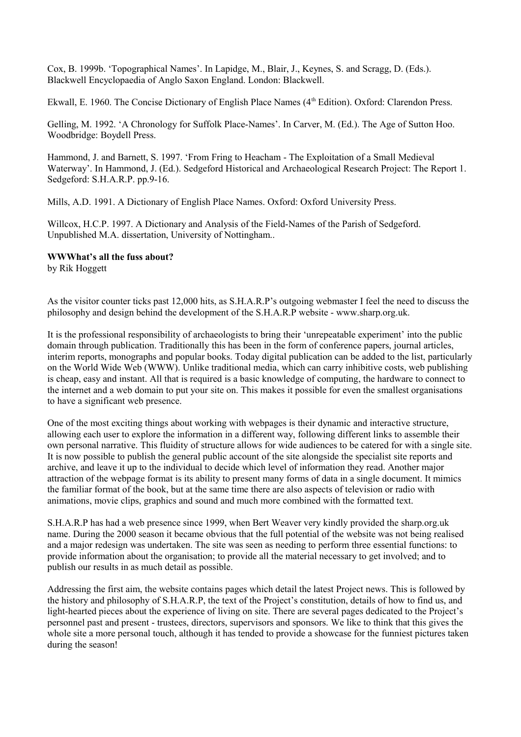Cox, B. 1999b. 'Topographical Names'. In Lapidge, M., Blair, J., Keynes, S. and Scragg, D. (Eds.). Blackwell Encyclopaedia of Anglo Saxon England. London: Blackwell.

Ekwall, E. 1960. The Concise Dictionary of English Place Names (4th Edition). Oxford: Clarendon Press.

Gelling, M. 1992. 'A Chronology for Suffolk Place-Names'. In Carver, M. (Ed.). The Age of Sutton Hoo. Woodbridge: Boydell Press.

Hammond, J. and Barnett, S. 1997. 'From Fring to Heacham - The Exploitation of a Small Medieval Waterway'. In Hammond, J. (Ed.). Sedgeford Historical and Archaeological Research Project: The Report 1. Sedgeford: S.H.A.R.P. pp.9-16.

Mills, A.D. 1991. A Dictionary of English Place Names. Oxford: Oxford University Press.

Willcox, H.C.P. 1997. A Dictionary and Analysis of the Field-Names of the Parish of Sedgeford. Unpublished M.A. dissertation, University of Nottingham..

**WWWhat's all the fuss about?**
by Rik Hoggett

As the visitor counter ticks past 12,000 hits, as S.H.A.R.P's outgoing webmaster I feel the need to discuss the philosophy and design behind the development of the S.H.A.R.P website - www.sharp.org.uk.

It is the professional responsibility of archaeologists to bring their 'unrepeatable experiment' into the public domain through publication. Traditionally this has been in the form of conference papers, journal articles, interim reports, monographs and popular books. Today digital publication can be added to the list, particularly on the World Wide Web (WWW). Unlike traditional media, which can carry inhibitive costs, web publishing is cheap, easy and instant. All that is required is a basic knowledge of computing, the hardware to connect to the internet and a web domain to put your site on. This makes it possible for even the smallest organisations to have a significant web presence.

One of the most exciting things about working with webpages is their dynamic and interactive structure, allowing each user to explore the information in a different way, following different links to assemble their own personal narrative. This fluidity of structure allows for wide audiences to be catered for with a single site. It is now possible to publish the general public account of the site alongside the specialist site reports and archive, and leave it up to the individual to decide which level of information they read. Another major attraction of the webpage format is its ability to present many forms of data in a single document. It mimics the familiar format of the book, but at the same time there are also aspects of television or radio with animations, movie clips, graphics and sound and much more combined with the formatted text.

S.H.A.R.P has had a web presence since 1999, when Bert Weaver very kindly provided the sharp.org.uk name. During the 2000 season it became obvious that the full potential of the website was not being realised and a major redesign was undertaken. The site was seen as needing to perform three essential functions: to provide information about the organisation; to provide all the material necessary to get involved; and to publish our results in as much detail as possible.

Addressing the first aim, the website contains pages which detail the latest Project news. This is followed by the history and philosophy of S.H.A.R.P, the text of the Project's constitution, details of how to find us, and light-hearted pieces about the experience of living on site. There are several pages dedicated to the Project's personnel past and present - trustees, directors, supervisors and sponsors. We like to think that this gives the whole site a more personal touch, although it has tended to provide a showcase for the funniest pictures taken during the season!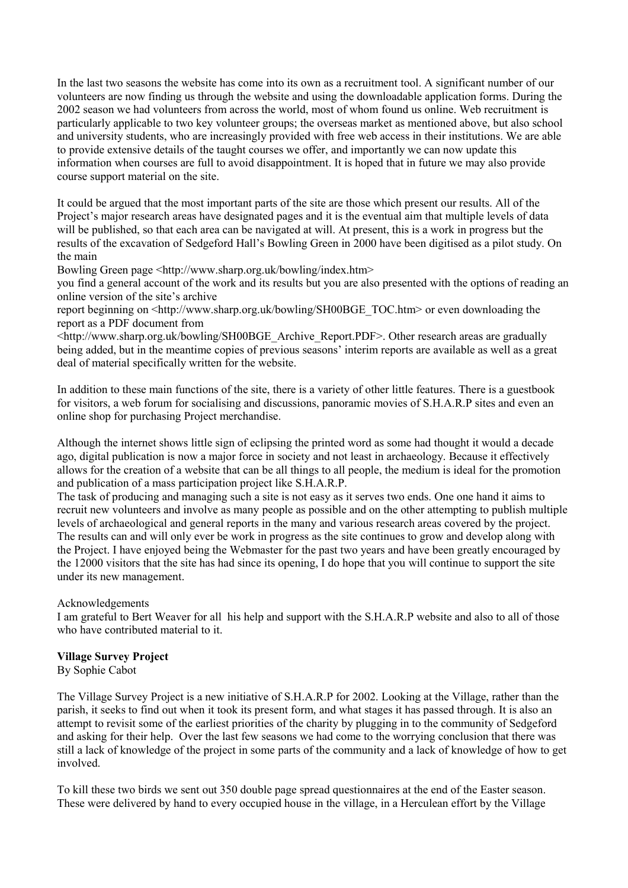In the last two seasons the website has come into its own as a recruitment tool. A significant number of our volunteers are now finding us through the website and using the downloadable application forms. During the 2002 season we had volunteers from across the world, most of whom found us online. Web recruitment is particularly applicable to two key volunteer groups; the overseas market as mentioned above, but also school and university students, who are increasingly provided with free web access in their institutions. We are able to provide extensive details of the taught courses we offer, and importantly we can now update this information when courses are full to avoid disappointment. It is hoped that in future we may also provide course support material on the site.

It could be argued that the most important parts of the site are those which present our results. All of the Project's major research areas have designated pages and it is the eventual aim that multiple levels of data will be published, so that each area can be navigated at will. At present, this is a work in progress but the results of the excavation of Sedgeford Hall's Bowling Green in 2000 have been digitised as a pilot study. On the main
Bowling Green page <http://www.sharp.org.uk/bowling/index.htm>
you find a general account of the work and its results but you are also presented with the options of reading an online version of the site's archive
report beginning on <http://www.sharp.org.uk/bowling/SH00BGE_TOC.htm> or even downloading the report as a PDF document from
<http://www.sharp.org.uk/bowling/SH00BGE_Archive_Report.PDF>. Other research areas are gradually being added, but in the meantime copies of previous seasons' interim reports are available as well as a great deal of material specifically written for the website.

In addition to these main functions of the site, there is a variety of other little features. There is a guestbook for visitors, a web forum for socialising and discussions, panoramic movies of S.H.A.R.P sites and even an online shop for purchasing Project merchandise.

Although the internet shows little sign of eclipsing the printed word as some had thought it would a decade ago, digital publication is now a major force in society and not least in archaeology. Because it effectively allows for the creation of a website that can be all things to all people, the medium is ideal for the promotion and publication of a mass participation project like S.H.A.R.P.
The task of producing and managing such a site is not easy as it serves two ends. One one hand it aims to recruit new volunteers and involve as many people as possible and on the other attempting to publish multiple levels of archaeological and general reports in the many and various research areas covered by the project. The results can and will only ever be work in progress as the site continues to grow and develop along with the Project. I have enjoyed being the Webmaster for the past two years and have been greatly encouraged by the 12000 visitors that the site has had since its opening, I do hope that you will continue to support the site under its new management.

Acknowledgements
I am grateful to Bert Weaver for all his help and support with the S.H.A.R.P website and also to all of those who have contributed material to it.

**Village Survey Project**
By Sophie Cabot

The Village Survey Project is a new initiative of S.H.A.R.P for 2002. Looking at the Village, rather than the parish, it seeks to find out when it took its present form, and what stages it has passed through. It is also an attempt to revisit some of the earliest priorities of the charity by plugging in to the community of Sedgeford and asking for their help. Over the last few seasons we had come to the worrying conclusion that there was still a lack of knowledge of the project in some parts of the community and a lack of knowledge of how to get involved.

To kill these two birds we sent out 350 double page spread questionnaires at the end of the Easter season. These were delivered by hand to every occupied house in the village, in a Herculean effort by the Village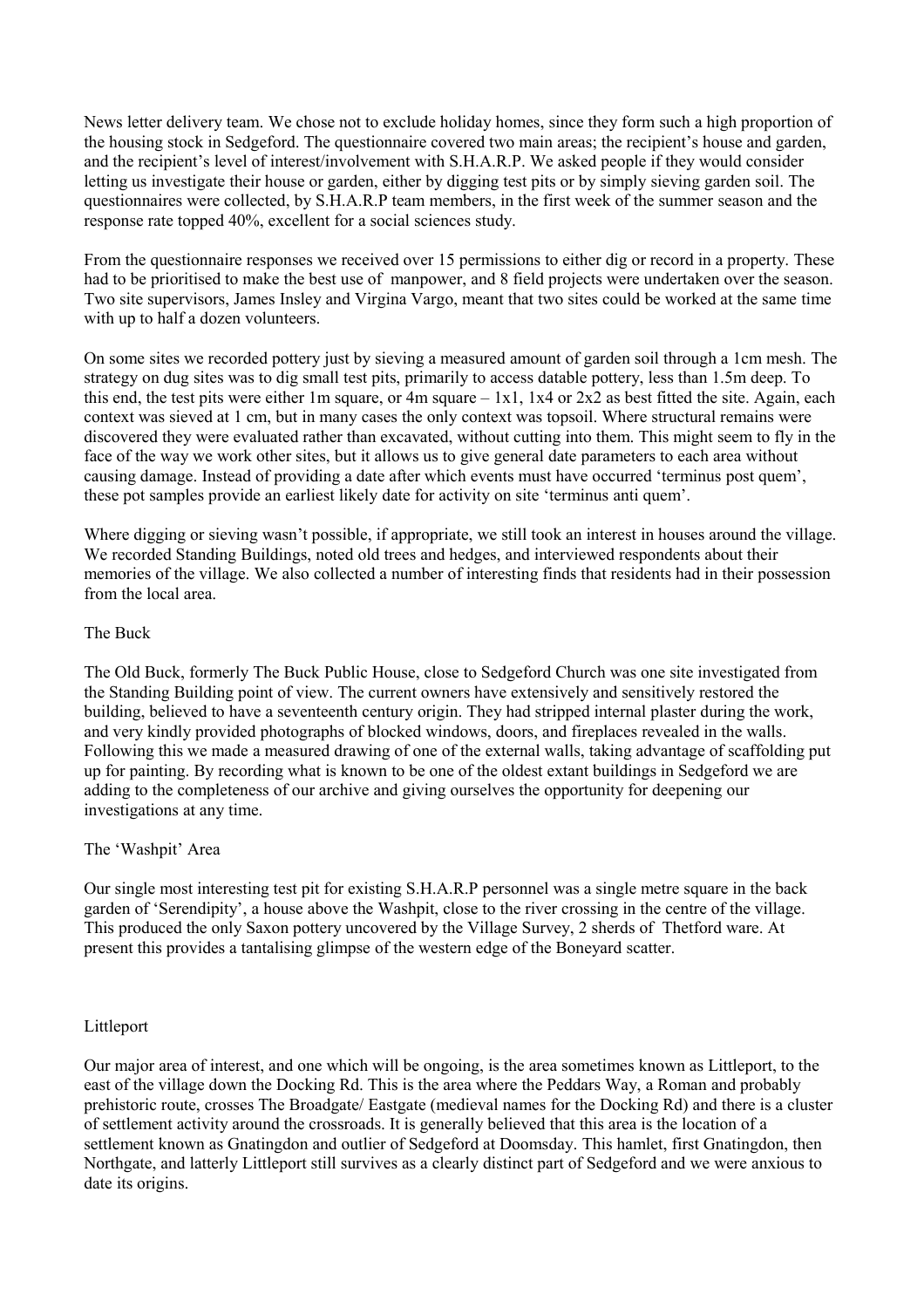News letter delivery team. We chose not to exclude holiday homes, since they form such a high proportion of the housing stock in Sedgeford. The questionnaire covered two main areas; the recipient's house and garden, and the recipient's level of interest/involvement with S.H.A.R.P. We asked people if they would consider letting us investigate their house or garden, either by digging test pits or by simply sieving garden soil. The questionnaires were collected, by S.H.A.R.P team members, in the first week of the summer season and the response rate topped 40%, excellent for a social sciences study.

From the questionnaire responses we received over 15 permissions to either dig or record in a property. These had to be prioritised to make the best use of manpower, and 8 field projects were undertaken over the season. Two site supervisors, James Insley and Virgina Vargo, meant that two sites could be worked at the same time with up to half a dozen volunteers.

On some sites we recorded pottery just by sieving a measured amount of garden soil through a 1cm mesh. The strategy on dug sites was to dig small test pits, primarily to access datable pottery, less than 1.5m deep. To this end, the test pits were either 1m square, or 4m square – 1x1, 1x4 or 2x2 as best fitted the site. Again, each context was sieved at 1 cm, but in many cases the only context was topsoil. Where structural remains were discovered they were evaluated rather than excavated, without cutting into them. This might seem to fly in the face of the way we work other sites, but it allows us to give general date parameters to each area without causing damage. Instead of providing a date after which events must have occurred 'terminus post quem', these pot samples provide an earliest likely date for activity on site 'terminus anti quem'.

Where digging or sieving wasn't possible, if appropriate, we still took an interest in houses around the village. We recorded Standing Buildings, noted old trees and hedges, and interviewed respondents about their memories of the village. We also collected a number of interesting finds that residents had in their possession from the local area.

## The Buck

The Old Buck, formerly The Buck Public House, close to Sedgeford Church was one site investigated from the Standing Building point of view. The current owners have extensively and sensitively restored the building, believed to have a seventeenth century origin. They had stripped internal plaster during the work, and very kindly provided photographs of blocked windows, doors, and fireplaces revealed in the walls. Following this we made a measured drawing of one of the external walls, taking advantage of scaffolding put up for painting. By recording what is known to be one of the oldest extant buildings in Sedgeford we are adding to the completeness of our archive and giving ourselves the opportunity for deepening our investigations at any time.

## The 'Washpit' Area

Our single most interesting test pit for existing S.H.A.R.P personnel was a single metre square in the back garden of 'Serendipity', a house above the Washpit, close to the river crossing in the centre of the village. This produced the only Saxon pottery uncovered by the Village Survey, 2 sherds of Thetford ware. At present this provides a tantalising glimpse of the western edge of the Boneyard scatter.

## Littleport

Our major area of interest, and one which will be ongoing, is the area sometimes known as Littleport, to the east of the village down the Docking Rd. This is the area where the Peddars Way, a Roman and probably prehistoric route, crosses The Broadgate/ Eastgate (medieval names for the Docking Rd) and there is a cluster of settlement activity around the crossroads. It is generally believed that this area is the location of a settlement known as Gnatingdon and outlier of Sedgeford at Doomsday. This hamlet, first Gnatingdon, then Northgate, and latterly Littleport still survives as a clearly distinct part of Sedgeford and we were anxious to date its origins.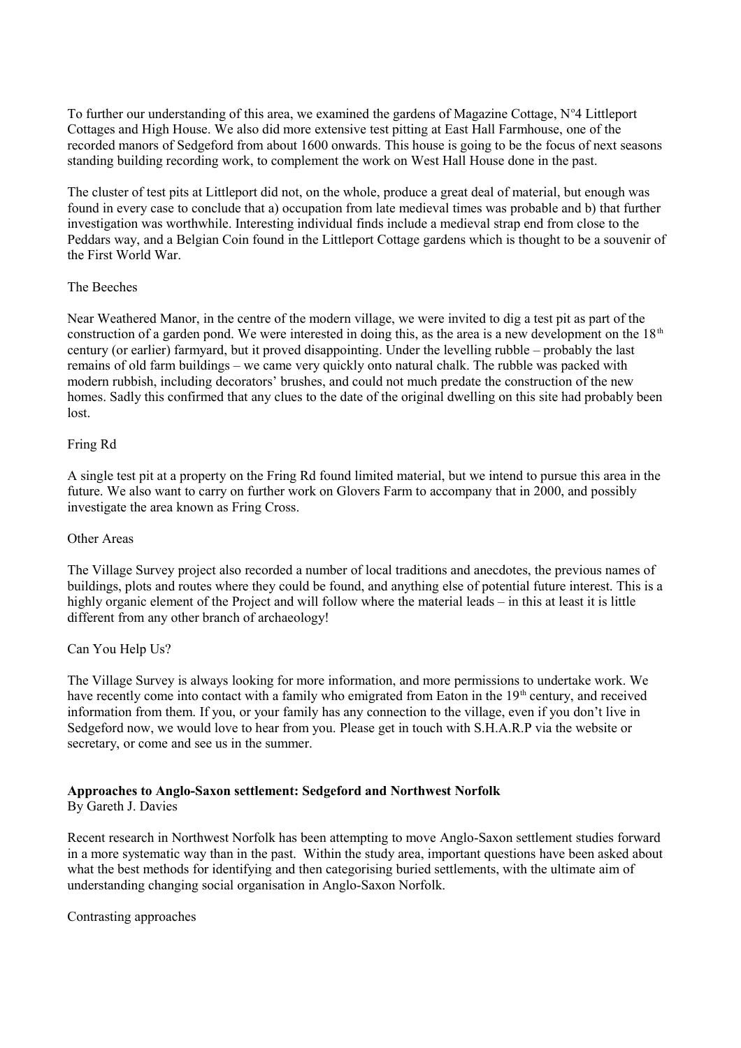To further our understanding of this area, we examined the gardens of Magazine Cottage, N°4 Littleport Cottages and High House. We also did more extensive test pitting at East Hall Farmhouse, one of the recorded manors of Sedgeford from about 1600 onwards. This house is going to be the focus of next seasons standing building recording work, to complement the work on West Hall House done in the past.

The cluster of test pits at Littleport did not, on the whole, produce a great deal of material, but enough was found in every case to conclude that a) occupation from late medieval times was probable and b) that further investigation was worthwhile. Interesting individual finds include a medieval strap end from close to the Peddars way, and a Belgian Coin found in the Littleport Cottage gardens which is thought to be a souvenir of the First World War.

The Beeches

Near Weathered Manor, in the centre of the modern village, we were invited to dig a test pit as part of the construction of a garden pond. We were interested in doing this, as the area is a new development on the 18th century (or earlier) farmyard, but it proved disappointing. Under the levelling rubble – probably the last remains of old farm buildings – we came very quickly onto natural chalk. The rubble was packed with modern rubbish, including decorators' brushes, and could not much predate the construction of the new homes. Sadly this confirmed that any clues to the date of the original dwelling on this site had probably been lost.

Fring Rd

A single test pit at a property on the Fring Rd found limited material, but we intend to pursue this area in the future. We also want to carry on further work on Glovers Farm to accompany that in 2000, and possibly investigate the area known as Fring Cross.

Other Areas

The Village Survey project also recorded a number of local traditions and anecdotes, the previous names of buildings, plots and routes where they could be found, and anything else of potential future interest. This is a highly organic element of the Project and will follow where the material leads – in this at least it is little different from any other branch of archaeology!

Can You Help Us?

The Village Survey is always looking for more information, and more permissions to undertake work. We have recently come into contact with a family who emigrated from Eaton in the 19th century, and received information from them. If you, or your family has any connection to the village, even if you don't live in Sedgeford now, we would love to hear from you. Please get in touch with S.H.A.R.P via the website or secretary, or come and see us in the summer.

**Approaches to Anglo-Saxon settlement: Sedgeford and Northwest Norfolk**
By Gareth J. Davies

Recent research in Northwest Norfolk has been attempting to move Anglo-Saxon settlement studies forward in a more systematic way than in the past. Within the study area, important questions have been asked about what the best methods for identifying and then categorising buried settlements, with the ultimate aim of understanding changing social organisation in Anglo-Saxon Norfolk.

Contrasting approaches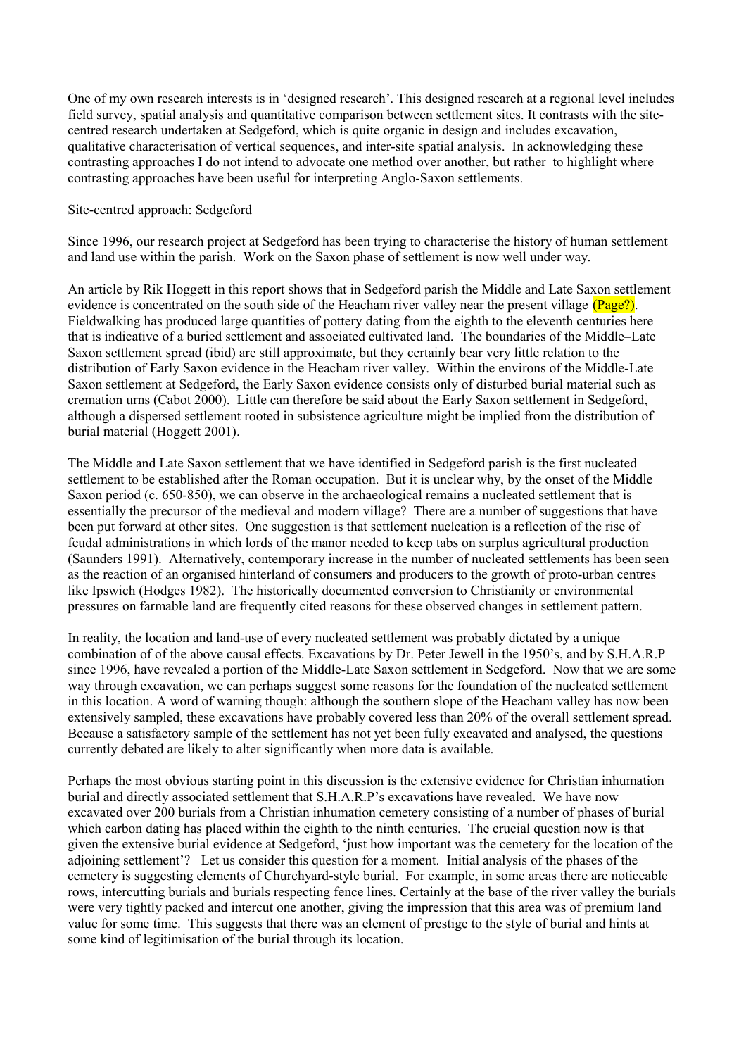One of my own research interests is in 'designed research'. This designed research at a regional level includes field survey, spatial analysis and quantitative comparison between settlement sites. It contrasts with the site-centred research undertaken at Sedgeford, which is quite organic in design and includes excavation, qualitative characterisation of vertical sequences, and inter-site spatial analysis. In acknowledging these contrasting approaches I do not intend to advocate one method over another, but rather to highlight where contrasting approaches have been useful for interpreting Anglo-Saxon settlements.

## Site-centred approach: Sedgeford

Since 1996, our research project at Sedgeford has been trying to characterise the history of human settlement and land use within the parish. Work on the Saxon phase of settlement is now well under way.

An article by Rik Hoggett in this report shows that in Sedgeford parish the Middle and Late Saxon settlement evidence is concentrated on the south side of the Heacham river valley near the present village (Page?). Fieldwalking has produced large quantities of pottery dating from the eighth to the eleventh centuries here that is indicative of a buried settlement and associated cultivated land. The boundaries of the Middle–Late Saxon settlement spread (ibid) are still approximate, but they certainly bear very little relation to the distribution of Early Saxon evidence in the Heacham river valley. Within the environs of the Middle-Late Saxon settlement at Sedgeford, the Early Saxon evidence consists only of disturbed burial material such as cremation urns (Cabot 2000). Little can therefore be said about the Early Saxon settlement in Sedgeford, although a dispersed settlement rooted in subsistence agriculture might be implied from the distribution of burial material (Hoggett 2001).

The Middle and Late Saxon settlement that we have identified in Sedgeford parish is the first nucleated settlement to be established after the Roman occupation. But it is unclear why, by the onset of the Middle Saxon period (c. 650-850), we can observe in the archaeological remains a nucleated settlement that is essentially the precursor of the medieval and modern village? There are a number of suggestions that have been put forward at other sites. One suggestion is that settlement nucleation is a reflection of the rise of feudal administrations in which lords of the manor needed to keep tabs on surplus agricultural production (Saunders 1991). Alternatively, contemporary increase in the number of nucleated settlements has been seen as the reaction of an organised hinterland of consumers and producers to the growth of proto-urban centres like Ipswich (Hodges 1982). The historically documented conversion to Christianity or environmental pressures on farmable land are frequently cited reasons for these observed changes in settlement pattern.

In reality, the location and land-use of every nucleated settlement was probably dictated by a unique combination of of the above causal effects. Excavations by Dr. Peter Jewell in the 1950's, and by S.H.A.R.P since 1996, have revealed a portion of the Middle-Late Saxon settlement in Sedgeford. Now that we are some way through excavation, we can perhaps suggest some reasons for the foundation of the nucleated settlement in this location. A word of warning though: although the southern slope of the Heacham valley has now been extensively sampled, these excavations have probably covered less than 20% of the overall settlement spread. Because a satisfactory sample of the settlement has not yet been fully excavated and analysed, the questions currently debated are likely to alter significantly when more data is available.

Perhaps the most obvious starting point in this discussion is the extensive evidence for Christian inhumation burial and directly associated settlement that S.H.A.R.P's excavations have revealed. We have now excavated over 200 burials from a Christian inhumation cemetery consisting of a number of phases of burial which carbon dating has placed within the eighth to the ninth centuries. The crucial question now is that given the extensive burial evidence at Sedgeford, 'just how important was the cemetery for the location of the adjoining settlement'? Let us consider this question for a moment. Initial analysis of the phases of the cemetery is suggesting elements of Churchyard-style burial. For example, in some areas there are noticeable rows, intercutting burials and burials respecting fence lines. Certainly at the base of the river valley the burials were very tightly packed and intercut one another, giving the impression that this area was of premium land value for some time. This suggests that there was an element of prestige to the style of burial and hints at some kind of legitimisation of the burial through its location.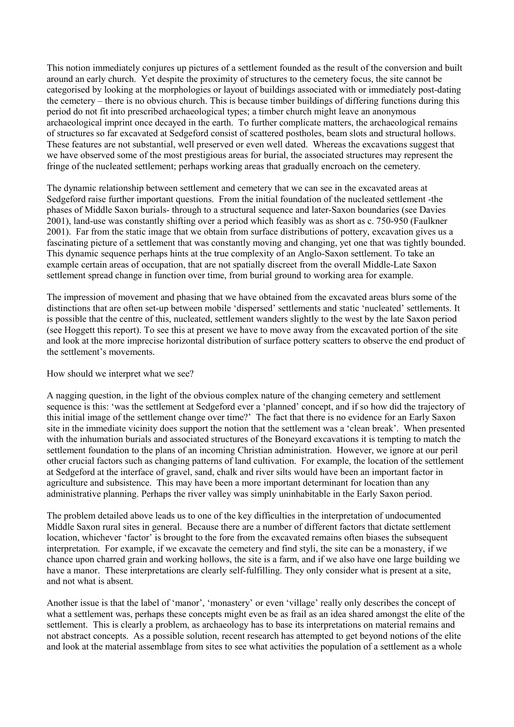This notion immediately conjures up pictures of a settlement founded as the result of the conversion and built around an early church. Yet despite the proximity of structures to the cemetery focus, the site cannot be categorised by looking at the morphologies or layout of buildings associated with or immediately post-dating the cemetery – there is no obvious church. This is because timber buildings of differing functions during this period do not fit into prescribed archaeological types; a timber church might leave an anonymous archaeological imprint once decayed in the earth. To further complicate matters, the archaeological remains of structures so far excavated at Sedgeford consist of scattered postholes, beam slots and structural hollows. These features are not substantial, well preserved or even well dated. Whereas the excavations suggest that we have observed some of the most prestigious areas for burial, the associated structures may represent the fringe of the nucleated settlement; perhaps working areas that gradually encroach on the cemetery.

The dynamic relationship between settlement and cemetery that we can see in the excavated areas at Sedgeford raise further important questions. From the initial foundation of the nucleated settlement -the phases of Middle Saxon burials- through to a structural sequence and later-Saxon boundaries (see Davies 2001), land-use was constantly shifting over a period which feasibly was as short as c. 750-950 (Faulkner 2001). Far from the static image that we obtain from surface distributions of pottery, excavation gives us a fascinating picture of a settlement that was constantly moving and changing, yet one that was tightly bounded. This dynamic sequence perhaps hints at the true complexity of an Anglo-Saxon settlement. To take an example certain areas of occupation, that are not spatially discreet from the overall Middle-Late Saxon settlement spread change in function over time, from burial ground to working area for example.

The impression of movement and phasing that we have obtained from the excavated areas blurs some of the distinctions that are often set-up between mobile 'dispersed' settlements and static 'nucleated' settlements. It is possible that the centre of this, nucleated, settlement wanders slightly to the west by the late Saxon period (see Hoggett this report). To see this at present we have to move away from the excavated portion of the site and look at the more imprecise horizontal distribution of surface pottery scatters to observe the end product of the settlement's movements.

How should we interpret what we see?

A nagging question, in the light of the obvious complex nature of the changing cemetery and settlement sequence is this: 'was the settlement at Sedgeford ever a 'planned' concept, and if so how did the trajectory of this initial image of the settlement change over time?' The fact that there is no evidence for an Early Saxon site in the immediate vicinity does support the notion that the settlement was a 'clean break'. When presented with the inhumation burials and associated structures of the Boneyard excavations it is tempting to match the settlement foundation to the plans of an incoming Christian administration. However, we ignore at our peril other crucial factors such as changing patterns of land cultivation. For example, the location of the settlement at Sedgeford at the interface of gravel, sand, chalk and river silts would have been an important factor in agriculture and subsistence. This may have been a more important determinant for location than any administrative planning. Perhaps the river valley was simply uninhabitable in the Early Saxon period.

The problem detailed above leads us to one of the key difficulties in the interpretation of undocumented Middle Saxon rural sites in general. Because there are a number of different factors that dictate settlement location, whichever 'factor' is brought to the fore from the excavated remains often biases the subsequent interpretation. For example, if we excavate the cemetery and find styli, the site can be a monastery, if we chance upon charred grain and working hollows, the site is a farm, and if we also have one large building we have a manor. These interpretations are clearly self-fulfilling. They only consider what is present at a site, and not what is absent.

Another issue is that the label of 'manor', 'monastery' or even 'village' really only describes the concept of what a settlement was, perhaps these concepts might even be as frail as an idea shared amongst the elite of the settlement. This is clearly a problem, as archaeology has to base its interpretations on material remains and not abstract concepts. As a possible solution, recent research has attempted to get beyond notions of the elite and look at the material assemblage from sites to see what activities the population of a settlement as a whole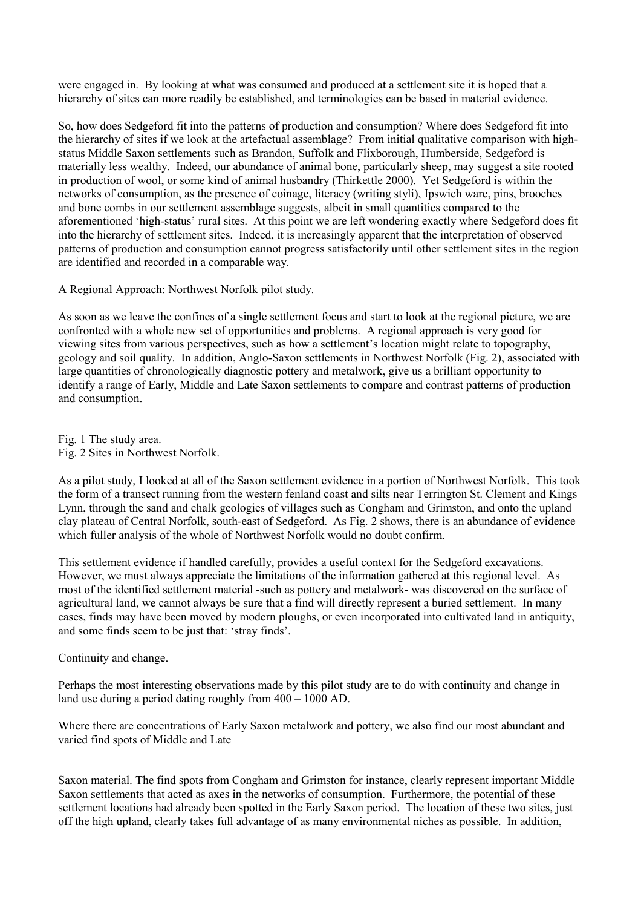were engaged in. By looking at what was consumed and produced at a settlement site it is hoped that a hierarchy of sites can more readily be established, and terminologies can be based in material evidence.

So, how does Sedgeford fit into the patterns of production and consumption? Where does Sedgeford fit into the hierarchy of sites if we look at the artefactual assemblage? From initial qualitative comparison with high-status Middle Saxon settlements such as Brandon, Suffolk and Flixborough, Humberside, Sedgeford is materially less wealthy. Indeed, our abundance of animal bone, particularly sheep, may suggest a site rooted in production of wool, or some kind of animal husbandry (Thirkettle 2000). Yet Sedgeford is within the networks of consumption, as the presence of coinage, literacy (writing styli), Ipswich ware, pins, brooches and bone combs in our settlement assemblage suggests, albeit in small quantities compared to the aforementioned 'high-status' rural sites. At this point we are left wondering exactly where Sedgeford does fit into the hierarchy of settlement sites. Indeed, it is increasingly apparent that the interpretation of observed patterns of production and consumption cannot progress satisfactorily until other settlement sites in the region are identified and recorded in a comparable way.

A Regional Approach: Northwest Norfolk pilot study.

As soon as we leave the confines of a single settlement focus and start to look at the regional picture, we are confronted with a whole new set of opportunities and problems. A regional approach is very good for viewing sites from various perspectives, such as how a settlement's location might relate to topography, geology and soil quality. In addition, Anglo-Saxon settlements in Northwest Norfolk (Fig. 2), associated with large quantities of chronologically diagnostic pottery and metalwork, give us a brilliant opportunity to identify a range of Early, Middle and Late Saxon settlements to compare and contrast patterns of production and consumption.

Fig. 1 The study area.
Fig. 2 Sites in Northwest Norfolk.

As a pilot study, I looked at all of the Saxon settlement evidence in a portion of Northwest Norfolk. This took the form of a transect running from the western fenland coast and silts near Terrington St. Clement and Kings Lynn, through the sand and chalk geologies of villages such as Congham and Grimston, and onto the upland clay plateau of Central Norfolk, south-east of Sedgeford. As Fig. 2 shows, there is an abundance of evidence which fuller analysis of the whole of Northwest Norfolk would no doubt confirm.

This settlement evidence if handled carefully, provides a useful context for the Sedgeford excavations. However, we must always appreciate the limitations of the information gathered at this regional level. As most of the identified settlement material -such as pottery and metalwork- was discovered on the surface of agricultural land, we cannot always be sure that a find will directly represent a buried settlement. In many cases, finds may have been moved by modern ploughs, or even incorporated into cultivated land in antiquity, and some finds seem to be just that: 'stray finds'.

Continuity and change.

Perhaps the most interesting observations made by this pilot study are to do with continuity and change in land use during a period dating roughly from 400 – 1000 AD.

Where there are concentrations of Early Saxon metalwork and pottery, we also find our most abundant and varied find spots of Middle and Late Saxon material. The find spots from Congham and Grimston for instance, clearly represent important Middle Saxon settlements that acted as axes in the networks of consumption. Furthermore, the potential of these settlement locations had already been spotted in the Early Saxon period. The location of these two sites, just off the high upland, clearly takes full advantage of as many environmental niches as possible. In addition,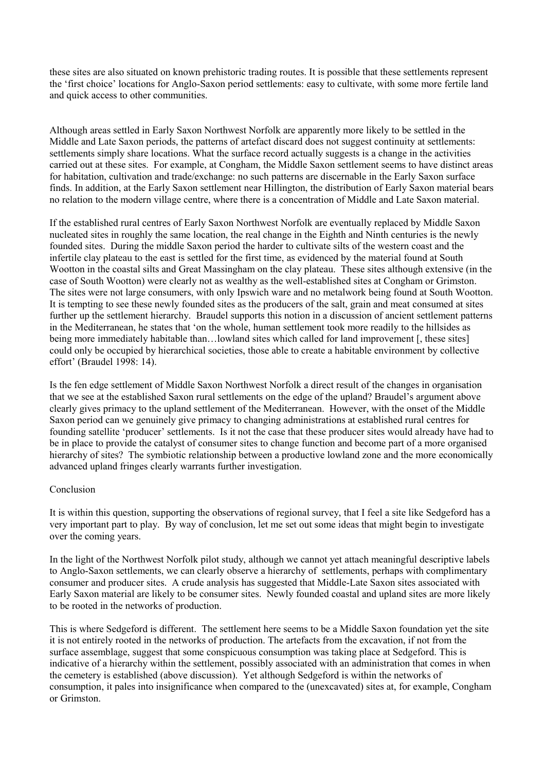these sites are also situated on known prehistoric trading routes. It is possible that these settlements represent the 'first choice' locations for Anglo-Saxon period settlements: easy to cultivate, with some more fertile land and quick access to other communities.

Although areas settled in Early Saxon Northwest Norfolk are apparently more likely to be settled in the Middle and Late Saxon periods, the patterns of artefact discard does not suggest continuity at settlements: settlements simply share locations. What the surface record actually suggests is a change in the activities carried out at these sites. For example, at Congham, the Middle Saxon settlement seems to have distinct areas for habitation, cultivation and trade/exchange: no such patterns are discernable in the Early Saxon surface finds. In addition, at the Early Saxon settlement near Hillington, the distribution of Early Saxon material bears no relation to the modern village centre, where there is a concentration of Middle and Late Saxon material.

If the established rural centres of Early Saxon Northwest Norfolk are eventually replaced by Middle Saxon nucleated sites in roughly the same location, the real change in the Eighth and Ninth centuries is the newly founded sites. During the middle Saxon period the harder to cultivate silts of the western coast and the infertile clay plateau to the east is settled for the first time, as evidenced by the material found at South Wootton in the coastal silts and Great Massingham on the clay plateau. These sites although extensive (in the case of South Wootton) were clearly not as wealthy as the well-established sites at Congham or Grimston. The sites were not large consumers, with only Ipswich ware and no metalwork being found at South Wootton. It is tempting to see these newly founded sites as the producers of the salt, grain and meat consumed at sites further up the settlement hierarchy. Braudel supports this notion in a discussion of ancient settlement patterns in the Mediterranean, he states that 'on the whole, human settlement took more readily to the hillsides as being more immediately habitable than…lowland sites which called for land improvement [, these sites] could only be occupied by hierarchical societies, those able to create a habitable environment by collective effort' (Braudel 1998: 14).

Is the fen edge settlement of Middle Saxon Northwest Norfolk a direct result of the changes in organisation that we see at the established Saxon rural settlements on the edge of the upland? Braudel's argument above clearly gives primacy to the upland settlement of the Mediterranean. However, with the onset of the Middle Saxon period can we genuinely give primacy to changing administrations at established rural centres for founding satellite 'producer' settlements. Is it not the case that these producer sites would already have had to be in place to provide the catalyst of consumer sites to change function and become part of a more organised hierarchy of sites? The symbiotic relationship between a productive lowland zone and the more economically advanced upland fringes clearly warrants further investigation.

## Conclusion

It is within this question, supporting the observations of regional survey, that I feel a site like Sedgeford has a very important part to play. By way of conclusion, let me set out some ideas that might begin to investigate over the coming years.

In the light of the Northwest Norfolk pilot study, although we cannot yet attach meaningful descriptive labels to Anglo-Saxon settlements, we can clearly observe a hierarchy of settlements, perhaps with complimentary consumer and producer sites. A crude analysis has suggested that Middle-Late Saxon sites associated with Early Saxon material are likely to be consumer sites. Newly founded coastal and upland sites are more likely to be rooted in the networks of production.

This is where Sedgeford is different. The settlement here seems to be a Middle Saxon foundation yet the site it is not entirely rooted in the networks of production. The artefacts from the excavation, if not from the surface assemblage, suggest that some conspicuous consumption was taking place at Sedgeford. This is indicative of a hierarchy within the settlement, possibly associated with an administration that comes in when the cemetery is established (above discussion). Yet although Sedgeford is within the networks of consumption, it pales into insignificance when compared to the (unexcavated) sites at, for example, Congham or Grimston.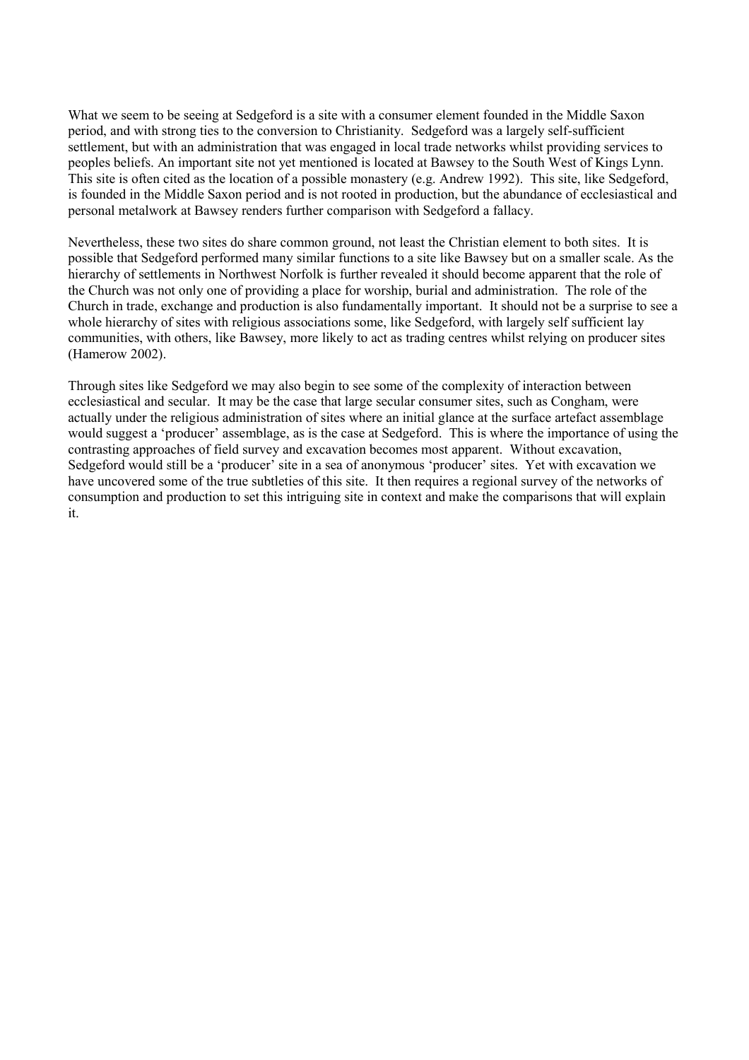What we seem to be seeing at Sedgeford is a site with a consumer element founded in the Middle Saxon period, and with strong ties to the conversion to Christianity. Sedgeford was a largely self-sufficient settlement, but with an administration that was engaged in local trade networks whilst providing services to peoples beliefs. An important site not yet mentioned is located at Bawsey to the South West of Kings Lynn. This site is often cited as the location of a possible monastery (e.g. Andrew 1992). This site, like Sedgeford, is founded in the Middle Saxon period and is not rooted in production, but the abundance of ecclesiastical and personal metalwork at Bawsey renders further comparison with Sedgeford a fallacy.

Nevertheless, these two sites do share common ground, not least the Christian element to both sites. It is possible that Sedgeford performed many similar functions to a site like Bawsey but on a smaller scale. As the hierarchy of settlements in Northwest Norfolk is further revealed it should become apparent that the role of the Church was not only one of providing a place for worship, burial and administration. The role of the Church in trade, exchange and production is also fundamentally important. It should not be a surprise to see a whole hierarchy of sites with religious associations some, like Sedgeford, with largely self sufficient lay communities, with others, like Bawsey, more likely to act as trading centres whilst relying on producer sites (Hamerow 2002).

Through sites like Sedgeford we may also begin to see some of the complexity of interaction between ecclesiastical and secular. It may be the case that large secular consumer sites, such as Congham, were actually under the religious administration of sites where an initial glance at the surface artefact assemblage would suggest a 'producer' assemblage, as is the case at Sedgeford. This is where the importance of using the contrasting approaches of field survey and excavation becomes most apparent. Without excavation, Sedgeford would still be a 'producer' site in a sea of anonymous 'producer' sites. Yet with excavation we have uncovered some of the true subtleties of this site. It then requires a regional survey of the networks of consumption and production to set this intriguing site in context and make the comparisons that will explain it.